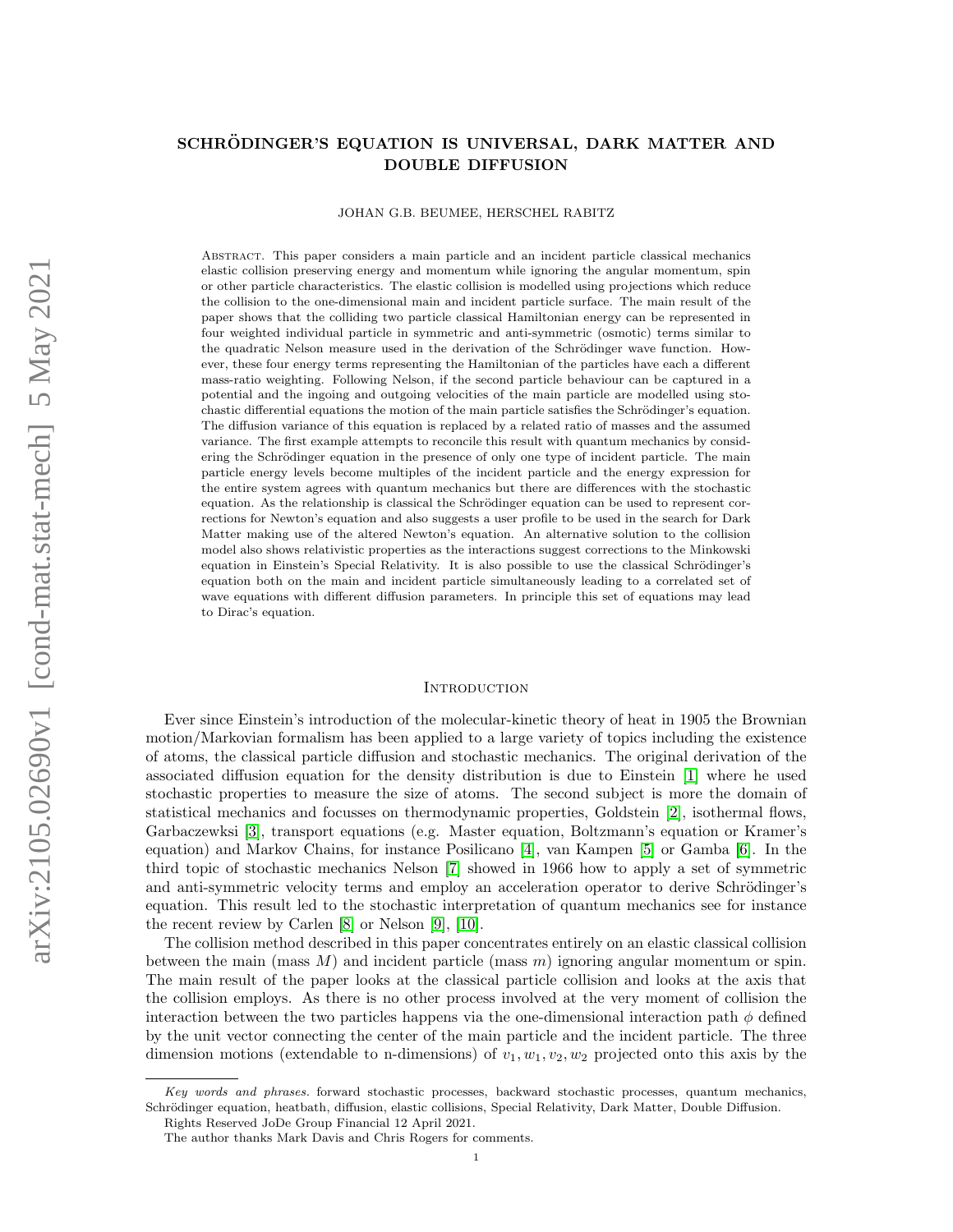# SCHRÖDINGER'S EQUATION IS UNIVERSAL, DARK MATTER AND DOUBLE DIFFUSION

JOHAN G.B. BEUMEE, HERSCHEL RABITZ

Abstract. This paper considers a main particle and an incident particle classical mechanics elastic collision preserving energy and momentum while ignoring the angular momentum, spin or other particle characteristics. The elastic collision is modelled using projections which reduce the collision to the one-dimensional main and incident particle surface. The main result of the paper shows that the colliding two particle classical Hamiltonian energy can be represented in four weighted individual particle in symmetric and anti-symmetric (osmotic) terms similar to the quadratic Nelson measure used in the derivation of the Schrödinger wave function. However, these four energy terms representing the Hamiltonian of the particles have each a different mass-ratio weighting. Following Nelson, if the second particle behaviour can be captured in a potential and the ingoing and outgoing velocities of the main particle are modelled using stochastic differential equations the motion of the main particle satisfies the Schrödinger's equation. The diffusion variance of this equation is replaced by a related ratio of masses and the assumed variance. The first example attempts to reconcile this result with quantum mechanics by considering the Schrödinger equation in the presence of only one type of incident particle. The main particle energy levels become multiples of the incident particle and the energy expression for the entire system agrees with quantum mechanics but there are differences with the stochastic equation. As the relationship is classical the Schrödinger equation can be used to represent corrections for Newton's equation and also suggests a user profile to be used in the search for Dark Matter making use of the altered Newton's equation. An alternative solution to the collision model also shows relativistic properties as the interactions suggest corrections to the Minkowski equation in Einstein's Special Relativity. It is also possible to use the classical Schrödinger's equation both on the main and incident particle simultaneously leading to a correlated set of wave equations with different diffusion parameters. In principle this set of equations may lead to Dirac's equation.

## Introduction

Ever since Einstein's introduction of the molecular-kinetic theory of heat in 1905 the Brownian motion/Markovian formalism has been applied to a large variety of topics including the existence of atoms, the classical particle diffusion and stochastic mechanics. The original derivation of the associated diffusion equation for the density distribution is due to Einstein [1] where he used stochastic properties to measure the size of atoms. The second subject is more the domain of statistical mechanics and focusses on thermodynamic properties, Goldstein [2], isothermal flows, Garbaczewksi [3], transport equations (e.g. Master equation, Boltzmann's equation or Kramer's equation) and Markov Chains, for instance Posilicano [4], van Kampen [5] or Gamba [6]. In the third topic of stochastic mechanics Nelson [7] showed in 1966 how to apply a set of symmetric and anti-symmetric velocity terms and employ an acceleration operator to derive Schrödinger's equation. This result led to the stochastic interpretation of quantum mechanics see for instance the recent review by Carlen [8] or Nelson [9], [10].

The collision method described in this paper concentrates entirely on an elastic classical collision between the main (mass $M$) and incident particle (mass $m$) ignoring angular momentum or spin. The main result of the paper looks at the classical particle collision and looks at the axis that the collision employs. As there is no other process involved at the very moment of collision the interaction between the two particles happens via the one-dimensional interaction path $\phi$ defined by the unit vector connecting the center of the main particle and the incident particle. The three dimension motions (extendable to n-dimensions) of $v_1, w_1, v_2, w_2$ projected onto this axis by the

---

*Key words and phrases.* forward stochastic processes, backward stochastic processes, quantum mechanics, Schrödinger equation, heatbath, diffusion, elastic collisions, Special Relativity, Dark Matter, Double Diffusion.

Rights Reserved JoDe Group Financial 12 April 2021.

The author thanks Mark Davis and Chris Rogers for comments.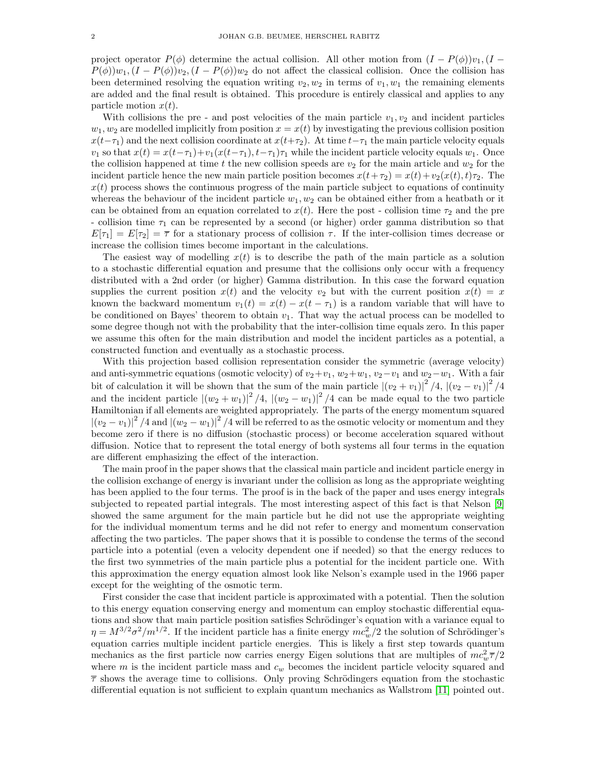project operator $P(\phi)$ determine the actual collision. All other motion from $(I-P(\phi))v_1, (I-P(\phi))w_1, (I-P(\phi))v_2, (I-P(\phi))w_2$ do not affect the classical collision. Once the collision has been determined resolving the equation writing $v_2, w_2$ in terms of $v_1, w_1$ the remaining elements are added and the final result is obtained. This procedure is entirely classical and applies to any particle motion $x(t)$.

With collisions the pre - and post velocities of the main particle $v_1, v_2$ and incident particles $w_1, w_2$ are modelled implicitly from position $x = x(t)$ by investigating the previous collision position $x(t-\tau_1)$ and the next collision coordinate at $x(t+\tau_2)$. At time $t-\tau_1$ the main particle velocity equals $v_1$ so that $x(t) = x(t-\tau_1) + v_1(x(t-\tau_1), t-\tau_1)\tau_1$ while the incident particle velocity equals $w_1$. Once the collision happened at time $t$ the new collision speeds are $v_2$ for the main article and $w_2$ for the incident particle hence the new main particle position becomes $x(t+\tau_2) = x(t) + v_2(x(t), t)\tau_2$. The $x(t)$ process shows the continuous progress of the main particle subject to equations of continuity whereas the behaviour of the incident particle $w_1, w_2$ can be obtained either from a heatbath or it can be obtained from an equation correlated to $x(t)$. Here the post - collision time $\tau_2$ and the pre - collision time $\tau_1$ can be represented by a second (or higher) order gamma distribution so that $E[\tau_1] = E[\tau_2] = \overline{\tau}$ for a stationary process of collision $\tau$. If the inter-collision times decrease or increase the collision times become important in the calculations.

The easiest way of modelling $x(t)$ is to describe the path of the main particle as a solution to a stochastic differential equation and presume that the collisions only occur with a frequency distributed with a 2nd order (or higher) Gamma distribution. In this case the forward equation supplies the current position $x(t)$ and the velocity $v_2$ but with the current position $x(t) = x$ known the backward momentum $v_1(t) = x(t) - x(t-\tau_1)$ is a random variable that will have to be conditioned on Bayes' theorem to obtain $v_1$. That way the actual process can be modelled to some degree though not with the probability that the inter-collision time equals zero. In this paper we assume this often for the main distribution and model the incident particles as a potential, a constructed function and eventually as a stochastic process.

With this projection based collision representation consider the symmetric (average velocity) and anti-symmetric equations (osmotic velocity) of $v_2+v_1$, $w_2+w_1$, $v_2-v_1$ and $w_2-w_1$. With a fair bit of calculation it will be shown that the sum of the main particle $|(v_2+v_1)|^2/4$, $|(v_2-v_1)|^2/4$ and the incident particle $|(w_2+w_1)|^2/4$, $|(w_2-w_1)|^2/4$ can be made equal to the two particle Hamiltonian if all elements are weighted appropriately. The parts of the energy momentum squared $|(v_2-v_1)|^2/4$ and $|(w_2-w_1)|^2/4$ will be referred to as the osmotic velocity or momentum and they become zero if there is no diffusion (stochastic process) or become acceleration squared without diffusion. Notice that to represent the total energy of both systems all four terms in the equation are different emphasizing the effect of the interaction.

The main proof in the paper shows that the classical main particle and incident particle energy in the collision exchange of energy is invariant under the collision as long as the appropriate weighting has been applied to the four terms. The proof is in the back of the paper and uses energy integrals subjected to repeated partial integrals. The most interesting aspect of this fact is that Nelson [9] showed the same argument for the main particle but he did not use the appropriate weighting for the individual momentum terms and he did not refer to energy and momentum conservation affecting the two particles. The paper shows that it is possible to condense the terms of the second particle into a potential (even a velocity dependent one if needed) so that the energy reduces to the first two symmetries of the main particle plus a potential for the incident particle one. With this approximation the energy equation almost look like Nelson's example used in the 1966 paper except for the weighting of the osmotic term.

First consider the case that incident particle is approximated with a potential. Then the solution to this energy equation conserving energy and momentum can employ stochastic differential equations and show that main particle position satisfies Schrödinger's equation with a variance equal to $\eta = M^{3/2}\sigma^2/m^{1/2}$. If the incident particle has a finite energy $mc_w^2/2$ the solution of Schrödinger's equation carries multiple incident particle energies. This is likely a first step towards quantum mechanics as the first particle now carries energy Eigen solutions that are multiples of $mc_w^2\overline{\tau}/2$ where $m$ is the incident particle mass and $c_w$ becomes the incident particle velocity squared and $\overline{\tau}$ shows the average time to collisions. Only proving Schrödingers equation from the stochastic differential equation is not sufficient to explain quantum mechanics as Wallstrom [11] pointed out.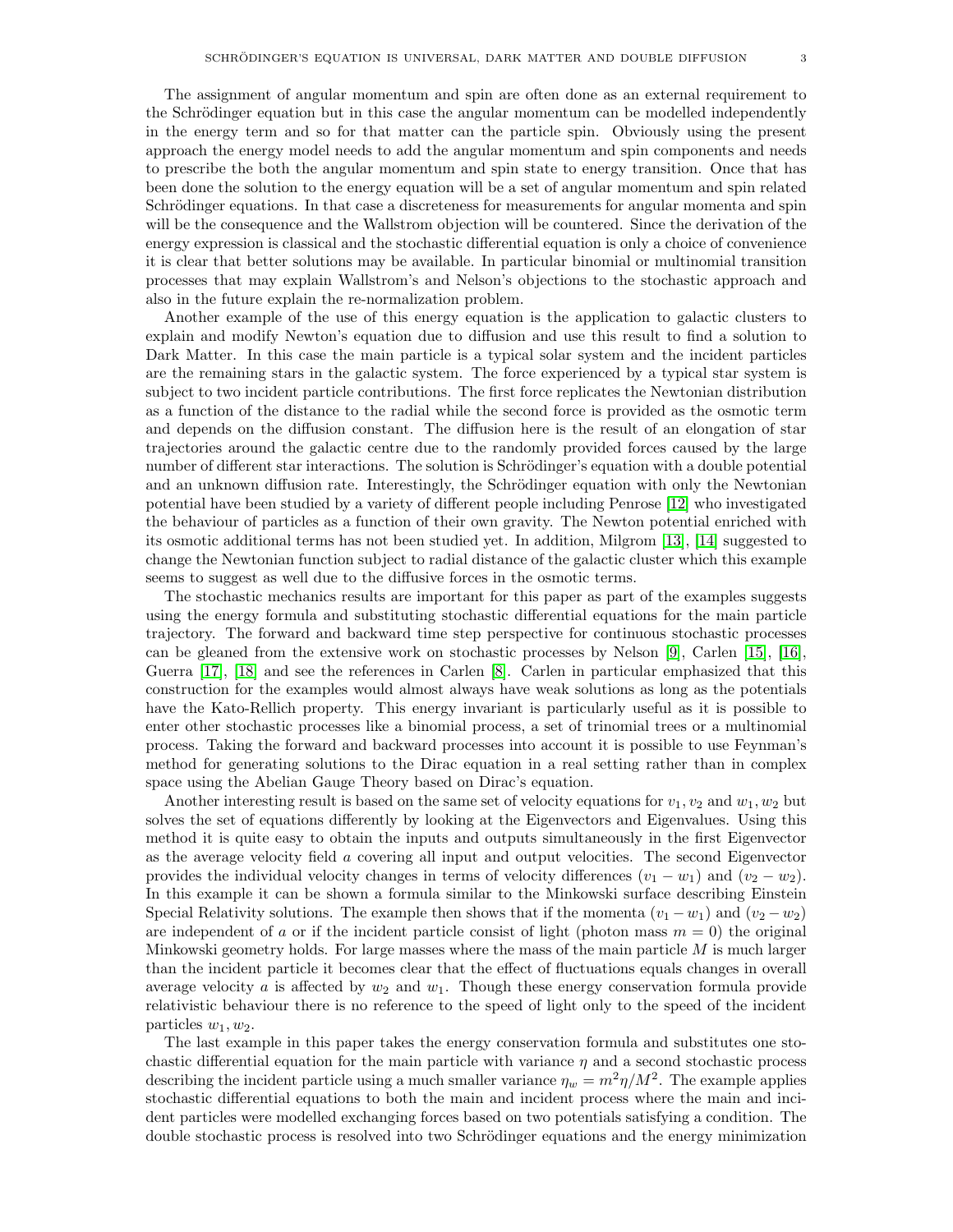The assignment of angular momentum and spin are often done as an external requirement to the Schrödinger equation but in this case the angular momentum can be modelled independently in the energy term and so for that matter can the particle spin. Obviously using the present approach the energy model needs to add the angular momentum and spin components and needs to prescribe the both the angular momentum and spin state to energy transition. Once that has been done the solution to the energy equation will be a set of angular momentum and spin related Schrödinger equations. In that case a discreteness for measurements for angular momenta and spin will be the consequence and the Wallstrom objection will be countered. Since the derivation of the energy expression is classical and the stochastic differential equation is only a choice of convenience it is clear that better solutions may be available. In particular binomial or multinomial transition processes that may explain Wallstrom's and Nelson's objections to the stochastic approach and also in the future explain the re-normalization problem.

Another example of the use of this energy equation is the application to galactic clusters to explain and modify Newton's equation due to diffusion and use this result to find a solution to Dark Matter. In this case the main particle is a typical solar system and the incident particles are the remaining stars in the galactic system. The force experienced by a typical star system is subject to two incident particle contributions. The first force replicates the Newtonian distribution as a function of the distance to the radial while the second force is provided as the osmotic term and depends on the diffusion constant. The diffusion here is the result of an elongation of star trajectories around the galactic centre due to the randomly provided forces caused by the large number of different star interactions. The solution is Schrödinger's equation with a double potential and an unknown diffusion rate. Interestingly, the Schrödinger equation with only the Newtonian potential have been studied by a variety of different people including Penrose [12] who investigated the behaviour of particles as a function of their own gravity. The Newton potential enriched with its osmotic additional terms has not been studied yet. In addition, Milgrom [13], [14] suggested to change the Newtonian function subject to radial distance of the galactic cluster which this example seems to suggest as well due to the diffusive forces in the osmotic terms.

The stochastic mechanics results are important for this paper as part of the examples suggests using the energy formula and substituting stochastic differential equations for the main particle trajectory. The forward and backward time step perspective for continuous stochastic processes can be gleaned from the extensive work on stochastic processes by Nelson [9], Carlen [15], [16], Guerra [17], [18] and see the references in Carlen [8]. Carlen in particular emphasized that this construction for the examples would almost always have weak solutions as long as the potentials have the Kato-Rellich property. This energy invariant is particularly useful as it is possible to enter other stochastic processes like a binomial process, a set of trinomial trees or a multinomial process. Taking the forward and backward processes into account it is possible to use Feynman's method for generating solutions to the Dirac equation in a real setting rather than in complex space using the Abelian Gauge Theory based on Dirac's equation.

Another interesting result is based on the same set of velocity equations for $v_1, v_2$ and $w_1, w_2$ but solves the set of equations differently by looking at the Eigenvectors and Eigenvalues. Using this method it is quite easy to obtain the inputs and outputs simultaneously in the first Eigenvector as the average velocity field $a$ covering all input and output velocities. The second Eigenvector provides the individual velocity changes in terms of velocity differences $(v_1 - w_1)$ and $(v_2 - w_2)$. In this example it can be shown a formula similar to the Minkowski surface describing Einstein Special Relativity solutions. The example then shows that if the momenta $(v_1 - w_1)$ and $(v_2 - w_2)$ are independent of $a$ or if the incident particle consist of light (photon mass $m = 0$) the original Minkowski geometry holds. For large masses where the mass of the main particle $M$ is much larger than the incident particle it becomes clear that the effect of fluctuations equals changes in overall average velocity $a$ is affected by $w_2$ and $w_1$. Though these energy conservation formula provide relativistic behaviour there is no reference to the speed of light only to the speed of the incident particles $w_1, w_2$.

The last example in this paper takes the energy conservation formula and substitutes one stochastic differential equation for the main particle with variance $\eta$ and a second stochastic process describing the incident particle using a much smaller variance $\eta_w = m^2\eta/M^2$. The example applies stochastic differential equations to both the main and incident process where the main and incident particles were modelled exchanging forces based on two potentials satisfying a condition. The double stochastic process is resolved into two Schrödinger equations and the energy minimization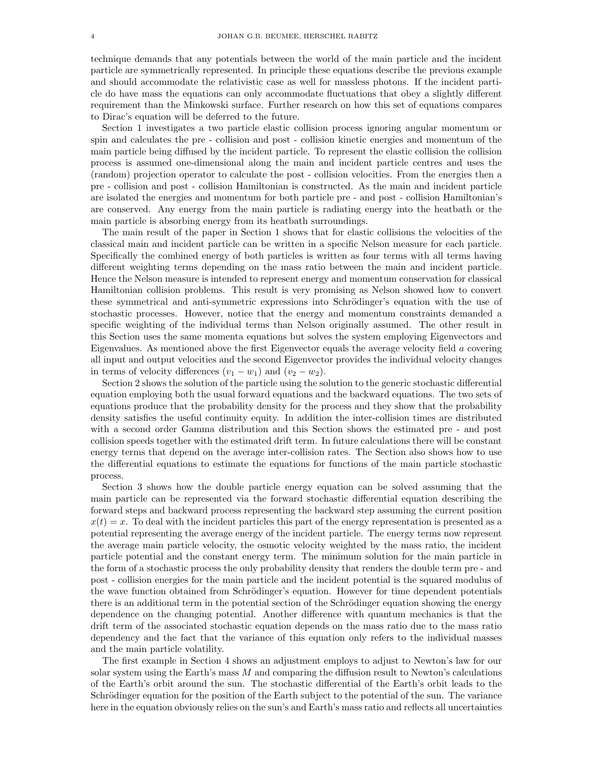technique demands that any potentials between the world of the main particle and the incident particle are symmetrically represented. In principle these equations describe the previous example and should accommodate the relativistic case as well for massless photons. If the incident particle do have mass the equations can only accommodate fluctuations that obey a slightly different requirement than the Minkowski surface. Further research on how this set of equations compares to Dirac's equation will be deferred to the future.

Section 1 investigates a two particle elastic collision process ignoring angular momentum or spin and calculates the pre - collision and post - collision kinetic energies and momentum of the main particle being diffused by the incident particle. To represent the elastic collision the collision process is assumed one-dimensional along the main and incident particle centres and uses the (random) projection operator to calculate the post - collision velocities. From the energies then a pre - collision and post - collision Hamiltonian is constructed. As the main and incident particle are isolated the energies and momentum for both particle pre - and post - collision Hamiltonian's are conserved. Any energy from the main particle is radiating energy into the heatbath or the main particle is absorbing energy from its heatbath surroundings.

The main result of the paper in Section 1 shows that for elastic collisions the velocities of the classical main and incident particle can be written in a specific Nelson measure for each particle. Specifically the combined energy of both particles is written as four terms with all terms having different weighting terms depending on the mass ratio between the main and incident particle. Hence the Nelson measure is intended to represent energy and momentum conservation for classical Hamiltonian collision problems. This result is very promising as Nelson showed how to convert these symmetrical and anti-symmetric expressions into Schrödinger's equation with the use of stochastic processes. However, notice that the energy and momentum constraints demanded a specific weighting of the individual terms than Nelson originally assumed. The other result in this Section uses the same momenta equations but solves the system employing Eigenvectors and Eigenvalues. As mentioned above the first Eigenvector equals the average velocity field $a$ covering all input and output velocities and the second Eigenvector provides the individual velocity changes in terms of velocity differences $(v_1 - w_1)$ and $(v_2 - w_2)$.

Section 2 shows the solution of the particle using the solution to the generic stochastic differential equation employing both the usual forward equations and the backward equations. The two sets of equations produce that the probability density for the process and they show that the probability density satisfies the useful continuity equity. In addition the inter-collision times are distributed with a second order Gamma distribution and this Section shows the estimated pre - and post collision speeds together with the estimated drift term. In future calculations there will be constant energy terms that depend on the average inter-collision rates. The Section also shows how to use the differential equations to estimate the equations for functions of the main particle stochastic process.

Section 3 shows how the double particle energy equation can be solved assuming that the main particle can be represented via the forward stochastic differential equation describing the forward steps and backward process representing the backward step assuming the current position $x(t) = x$. To deal with the incident particles this part of the energy representation is presented as a potential representing the average energy of the incident particle. The energy terms now represent the average main particle velocity, the osmotic velocity weighted by the mass ratio, the incident particle potential and the constant energy term. The minimum solution for the main particle in the form of a stochastic process the only probability density that renders the double term pre - and post - collision energies for the main particle and the incident potential is the squared modulus of the wave function obtained from Schrödinger's equation. However for time dependent potentials there is an additional term in the potential section of the Schrödinger equation showing the energy dependence on the changing potential. Another difference with quantum mechanics is that the drift term of the associated stochastic equation depends on the mass ratio due to the mass ratio dependency and the fact that the variance of this equation only refers to the individual masses and the main particle volatility.

The first example in Section 4 shows an adjustment employs to adjust to Newton's law for our solar system using the Earth's mass $M$ and comparing the diffusion result to Newton's calculations of the Earth's orbit around the sun. The stochastic differential of the Earth's orbit leads to the Schrödinger equation for the position of the Earth subject to the potential of the sun. The variance here in the equation obviously relies on the sun's and Earth's mass ratio and reflects all uncertainties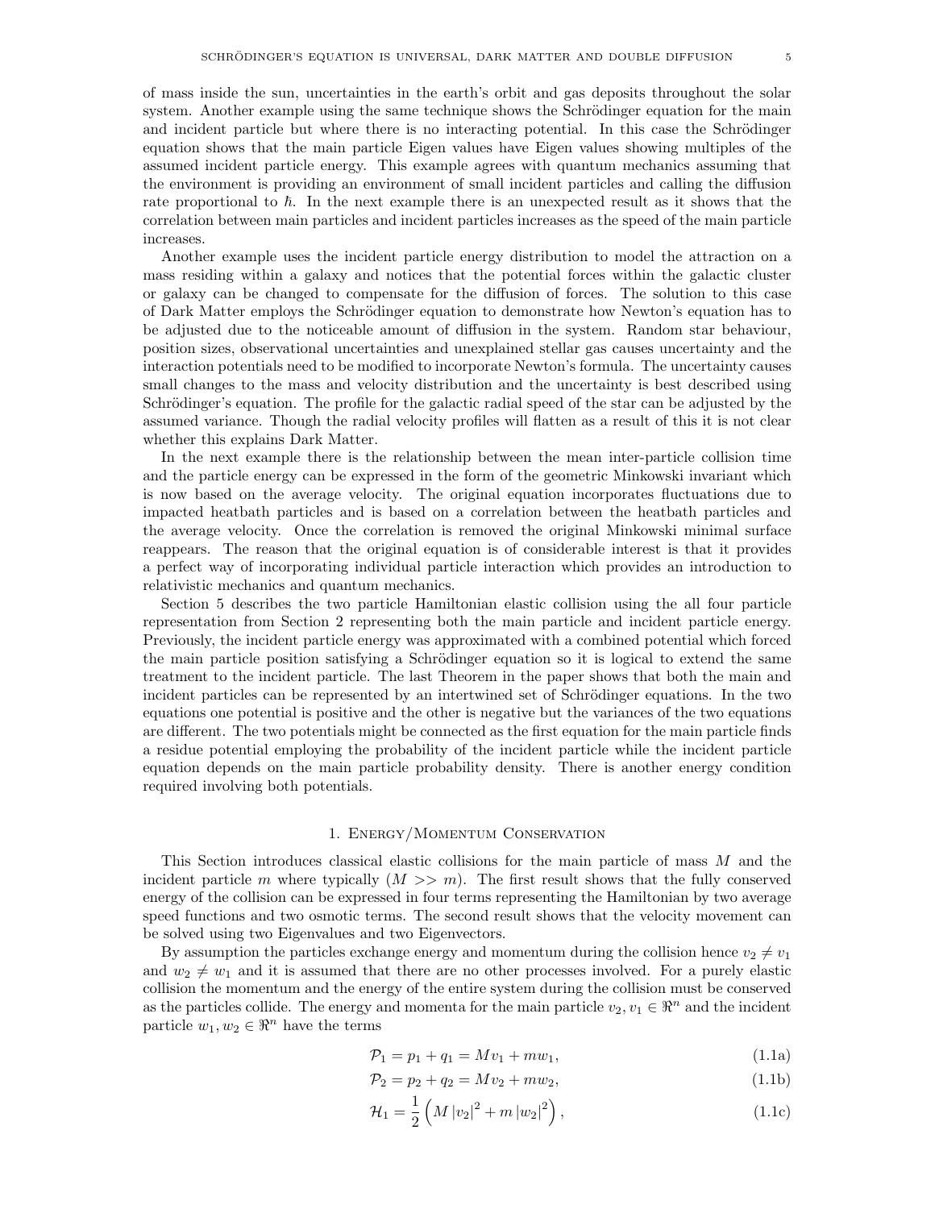of mass inside the sun, uncertainties in the earth's orbit and gas deposits throughout the solar system. Another example using the same technique shows the Schrödinger equation for the main and incident particle but where there is no interacting potential. In this case the Schrödinger equation shows that the main particle Eigen values have Eigen values showing multiples of the assumed incident particle energy. This example agrees with quantum mechanics assuming that the environment is providing an environment of small incident particles and calling the diffusion rate proportional to $\hbar$. In the next example there is an unexpected result as it shows that the correlation between main particles and incident particles increases as the speed of the main particle increases.

Another example uses the incident particle energy distribution to model the attraction on a mass residing within a galaxy and notices that the potential forces within the galactic cluster or galaxy can be changed to compensate for the diffusion of forces. The solution to this case of Dark Matter employs the Schrödinger equation to demonstrate how Newton's equation has to be adjusted due to the noticeable amount of diffusion in the system. Random star behaviour, position sizes, observational uncertainties and unexplained stellar gas causes uncertainty and the interaction potentials need to be modified to incorporate Newton's formula. The uncertainty causes small changes to the mass and velocity distribution and the uncertainty is best described using Schrödinger's equation. The profile for the galactic radial speed of the star can be adjusted by the assumed variance. Though the radial velocity profiles will flatten as a result of this it is not clear whether this explains Dark Matter.

In the next example there is the relationship between the mean inter-particle collision time and the particle energy can be expressed in the form of the geometric Minkowski invariant which is now based on the average velocity. The original equation incorporates fluctuations due to impacted heatbath particles and is based on a correlation between the heatbath particles and the average velocity. Once the correlation is removed the original Minkowski minimal surface reappears. The reason that the original equation is of considerable interest is that it provides a perfect way of incorporating individual particle interaction which provides an introduction to relativistic mechanics and quantum mechanics.

Section 5 describes the two particle Hamiltonian elastic collision using the all four particle representation from Section 2 representing both the main particle and incident particle energy. Previously, the incident particle energy was approximated with a combined potential which forced the main particle position satisfying a Schrödinger equation so it is logical to extend the same treatment to the incident particle. The last Theorem in the paper shows that both the main and incident particles can be represented by an intertwined set of Schrödinger equations. In the two equations one potential is positive and the other is negative but the variances of the two equations are different. The two potentials might be connected as the first equation for the main particle finds a residue potential employing the probability of the incident particle while the incident particle equation depends on the main particle probability density. There is another energy condition required involving both potentials.

## 1. Energy/Momentum Conservation

This Section introduces classical elastic collisions for the main particle of mass $M$ and the incident particle $m$ where typically $(M >> m)$. The first result shows that the fully conserved energy of the collision can be expressed in four terms representing the Hamiltonian by two average speed functions and two osmotic terms. The second result shows that the velocity movement can be solved using two Eigenvalues and two Eigenvectors.

By assumption the particles exchange energy and momentum during the collision hence $v_2 \neq v_1$ and $w_2 \neq w_1$ and it is assumed that there are no other processes involved. For a purely elastic collision the momentum and the energy of the entire system during the collision must be conserved as the particles collide. The energy and momenta for the main particle $v_2, v_1 \in \Re^n$ and the incident particle $w_1, w_2 \in \Re^n$ have the terms

$$\mathcal{P}_1 = p_1 + q_1 = Mv_1 + mw_1, \tag{1.1a}$$

$$\mathcal{P}_2 = p_2 + q_2 = Mv_2 + mw_2, \tag{1.1b}$$

$$\mathcal{H}_1 = \frac{1}{2}\left(M\left|v_2\right|^2 + m\left|w_2\right|^2\right), \tag{1.1c}$$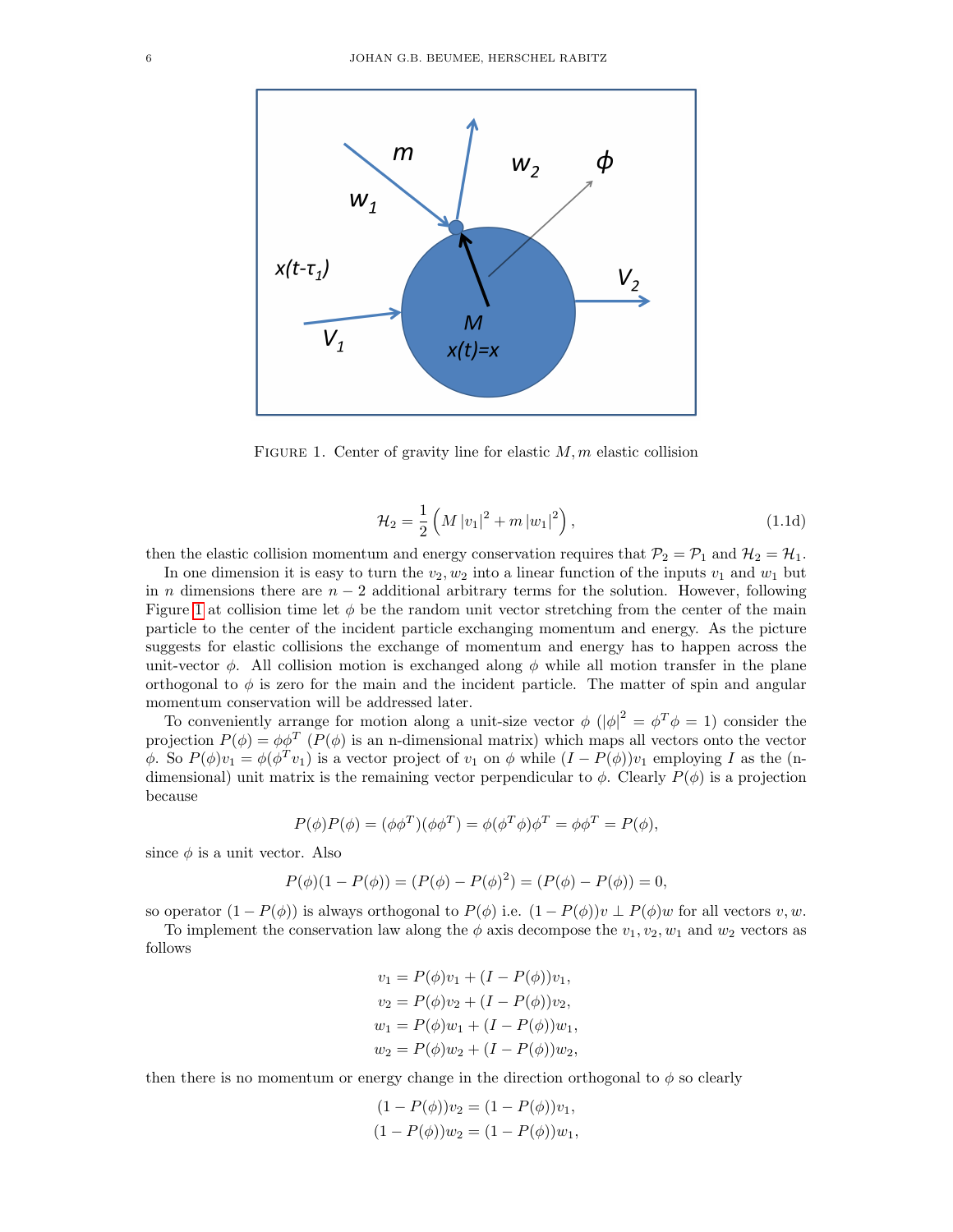FIGURE 1. Center of gravity line for elastic $M, m$ elastic collision

$$\mathcal{H}_2 = \frac{1}{2}\left(M\left|v_1\right|^2 + m\left|w_1\right|^2\right), \tag{1.1d}$$

then the elastic collision momentum and energy conservation requires that $\mathcal{P}_2 = \mathcal{P}_1$ and $\mathcal{H}_2 = \mathcal{H}_1$.

In one dimension it is easy to turn the $v_2, w_2$ into a linear function of the inputs $v_1$ and $w_1$ but in $n$ dimensions there are $n-2$ additional arbitrary terms for the solution. However, following Figure 1 at collision time let $\phi$ be the random unit vector stretching from the center of the main particle to the center of the incident particle exchanging momentum and energy. As the picture suggests for elastic collisions the exchange of momentum and energy has to happen across the unit-vector $\phi$. All collision motion is exchanged along $\phi$ while all motion transfer in the plane orthogonal to $\phi$ is zero for the main and the incident particle. The matter of spin and angular momentum conservation will be addressed later.

To conveniently arrange for motion along a unit-size vector $\phi$ ($|\phi|^2 = \phi^T\phi = 1$) consider the projection $P(\phi) = \phi\phi^T$ ($P(\phi)$ is an n-dimensional matrix) which maps all vectors onto the vector $\phi$. So $P(\phi)v_1 = \phi(\phi^T v_1)$ is a vector project of $v_1$ on $\phi$ while $(I - P(\phi))v_1$ employing $I$ as the (n-dimensional) unit matrix is the remaining vector perpendicular to $\phi$. Clearly $P(\phi)$ is a projection because

$$P(\phi)P(\phi) = (\phi\phi^T)(\phi\phi^T) = \phi(\phi^T\phi)\phi^T = \phi\phi^T = P(\phi),$$

since $\phi$ is a unit vector. Also

$$P(\phi)(1 - P(\phi)) = (P(\phi) - P(\phi)^2) = (P(\phi) - P(\phi)) = 0,$$

so operator $(1 - P(\phi))$ is always orthogonal to $P(\phi)$ i.e. $(1 - P(\phi))v \perp P(\phi)w$ for all vectors $v, w$.

To implement the conservation law along the $\phi$ axis decompose the $v_1, v_2, w_1$ and $w_2$ vectors as follows

$$\begin{aligned}
v_1 &= P(\phi)v_1 + (I - P(\phi))v_1, \\
v_2 &= P(\phi)v_2 + (I - P(\phi))v_2, \\
w_1 &= P(\phi)w_1 + (I - P(\phi))w_1, \\
w_2 &= P(\phi)w_2 + (I - P(\phi))w_2,
\end{aligned}$$

then there is no momentum or energy change in the direction orthogonal to $\phi$ so clearly

$$\begin{aligned}
(1 - P(\phi))v_2 &= (1 - P(\phi))v_1, \\
(1 - P(\phi))w_2 &= (1 - P(\phi))w_1,
\end{aligned}$$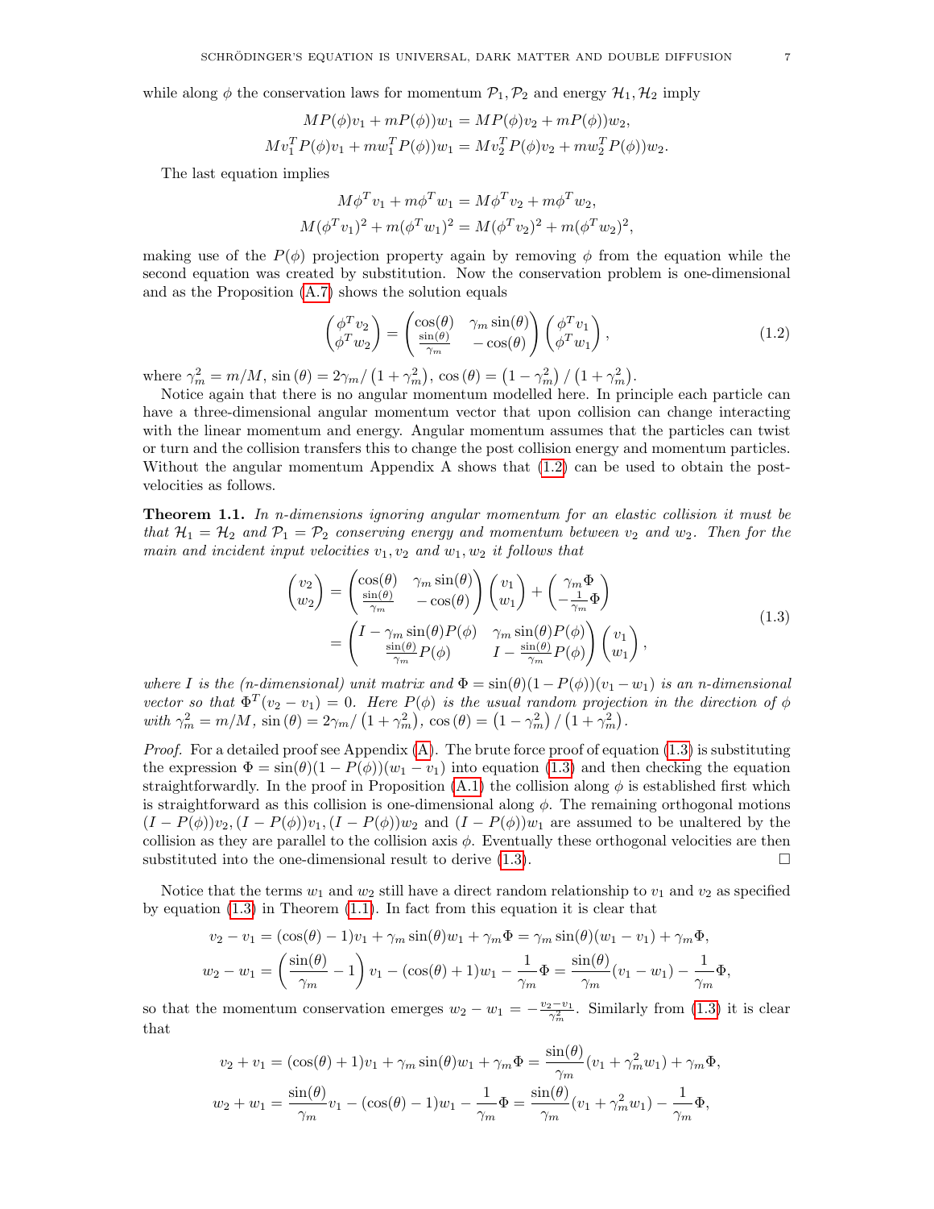while along $\phi$ the conservation laws for momentum $\mathcal{P}_1, \mathcal{P}_2$ and energy $\mathcal{H}_1, \mathcal{H}_2$ imply

$$MP(\phi)v_1 + mP(\phi))w_1 = MP(\phi)v_2 + mP(\phi))w_2,$$
$$Mv_1^T P(\phi)v_1 + mw_1^T P(\phi))w_1 = Mv_2^T P(\phi)v_2 + mw_2^T P(\phi))w_2.$$

The last equation implies

$$M\phi^T v_1 + m\phi^T w_1 = M\phi^T v_2 + m\phi^T w_2,$$
$$M(\phi^T v_1)^2 + m(\phi^T w_1)^2 = M(\phi^T v_2)^2 + m(\phi^T w_2)^2,$$

making use of the $P(\phi)$ projection property again by removing $\phi$ from the equation while the second equation was created by substitution. Now the conservation problem is one-dimensional and as the Proposition (A.7) shows the solution equals

$$\begin{pmatrix} \phi^T v_2 \\ \phi^T w_2 \end{pmatrix} = \begin{pmatrix} \cos(\theta) & \gamma_m \sin(\theta) \\ \frac{\sin(\theta)}{\gamma_m} & -\cos(\theta) \end{pmatrix} \begin{pmatrix} \phi^T v_1 \\ \phi^T w_1 \end{pmatrix}, \tag{1.2}$$

where $\gamma_m^2 = m/M$, $\sin(\theta) = 2\gamma_m / \left(1 + \gamma_m^2\right)$, $\cos(\theta) = \left(1 - \gamma_m^2\right) / \left(1 + \gamma_m^2\right)$.

Notice again that there is no angular momentum modelled here. In principle each particle can have a three-dimensional angular momentum vector that upon collision can change interacting with the linear momentum and energy. Angular momentum assumes that the particles can twist or turn and the collision transfers this to change the post collision energy and momentum particles. Without the angular momentum Appendix A shows that (1.2) can be used to obtain the post-velocities as follows.

**Theorem 1.1.** *In n-dimensions ignoring angular momentum for an elastic collision it must be that $\mathcal{H}_1 = \mathcal{H}_2$ and $\mathcal{P}_1 = \mathcal{P}_2$ conserving energy and momentum between $v_2$ and $w_2$. Then for the main and incident input velocities $v_1, v_2$ and $w_1, w_2$ it follows that*

$$\begin{aligned}
\begin{pmatrix} v_2 \\ w_2 \end{pmatrix} &= \begin{pmatrix} \cos(\theta) & \gamma_m \sin(\theta) \\ \frac{\sin(\theta)}{\gamma_m} & -\cos(\theta) \end{pmatrix} \begin{pmatrix} v_1 \\ w_1 \end{pmatrix} + \begin{pmatrix} \gamma_m \Phi \\ -\frac{1}{\gamma_m}\Phi \end{pmatrix} \\
&= \begin{pmatrix} I - \gamma_m \sin(\theta) P(\phi) & \gamma_m \sin(\theta) P(\phi) \\ \frac{\sin(\theta)}{\gamma_m} P(\phi) & I - \frac{\sin(\theta)}{\gamma_m} P(\phi) \end{pmatrix} \begin{pmatrix} v_1 \\ w_1 \end{pmatrix},
\end{aligned} \tag{1.3}$$

*where $I$ is the (n-dimensional) unit matrix and $\Phi = \sin(\theta)(1 - P(\phi))(v_1 - w_1)$ is an n-dimensional vector so that $\Phi^T(v_2 - v_1) = 0$. Here $P(\phi)$ is the usual random projection in the direction of $\phi$ with $\gamma_m^2 = m/M$, $\sin(\theta) = 2\gamma_m / \left(1 + \gamma_m^2\right)$, $\cos(\theta) = \left(1 - \gamma_m^2\right) / \left(1 + \gamma_m^2\right)$.*

*Proof.* For a detailed proof see Appendix (A). The brute force proof of equation (1.3) is substituting the expression $\Phi = \sin(\theta)(1 - P(\phi))(w_1 - v_1)$ into equation (1.3) and then checking the equation straightforwardly. In the proof in Proposition (A.1) the collision along $\phi$ is established first which is straightforward as this collision is one-dimensional along $\phi$. The remaining orthogonal motions $(I - P(\phi))v_2, (I - P(\phi))v_1, (I - P(\phi))w_2$ and $(I - P(\phi))w_1$ are assumed to be unaltered by the collision as they are parallel to the collision axis $\phi$. Eventually these orthogonal velocities are then substituted into the one-dimensional result to derive (1.3). ☐

Notice that the terms $w_1$ and $w_2$ still have a direct random relationship to $v_1$ and $v_2$ as specified by equation (1.3) in Theorem (1.1). In fact from this equation it is clear that

$$v_2 - v_1 = (\cos(\theta) - 1)v_1 + \gamma_m \sin(\theta) w_1 + \gamma_m \Phi = \gamma_m \sin(\theta)(w_1 - v_1) + \gamma_m \Phi,$$
$$w_2 - w_1 = \left(\frac{\sin(\theta)}{\gamma_m} - 1\right) v_1 - (\cos(\theta) + 1) w_1 - \frac{1}{\gamma_m}\Phi = \frac{\sin(\theta)}{\gamma_m}(v_1 - w_1) - \frac{1}{\gamma_m}\Phi,$$

so that the momentum conservation emerges $w_2 - w_1 = -\frac{v_2 - v_1}{\gamma_m^2}$. Similarly from (1.3) it is clear that

$$v_2 + v_1 = (\cos(\theta) + 1)v_1 + \gamma_m \sin(\theta) w_1 + \gamma_m \Phi = \frac{\sin(\theta)}{\gamma_m}(v_1 + \gamma_m^2 w_1) + \gamma_m \Phi,$$
$$w_2 + w_1 = \frac{\sin(\theta)}{\gamma_m} v_1 - (\cos(\theta) - 1) w_1 - \frac{1}{\gamma_m}\Phi = \frac{\sin(\theta)}{\gamma_m}(v_1 + \gamma_m^2 w_1) - \frac{1}{\gamma_m}\Phi,$$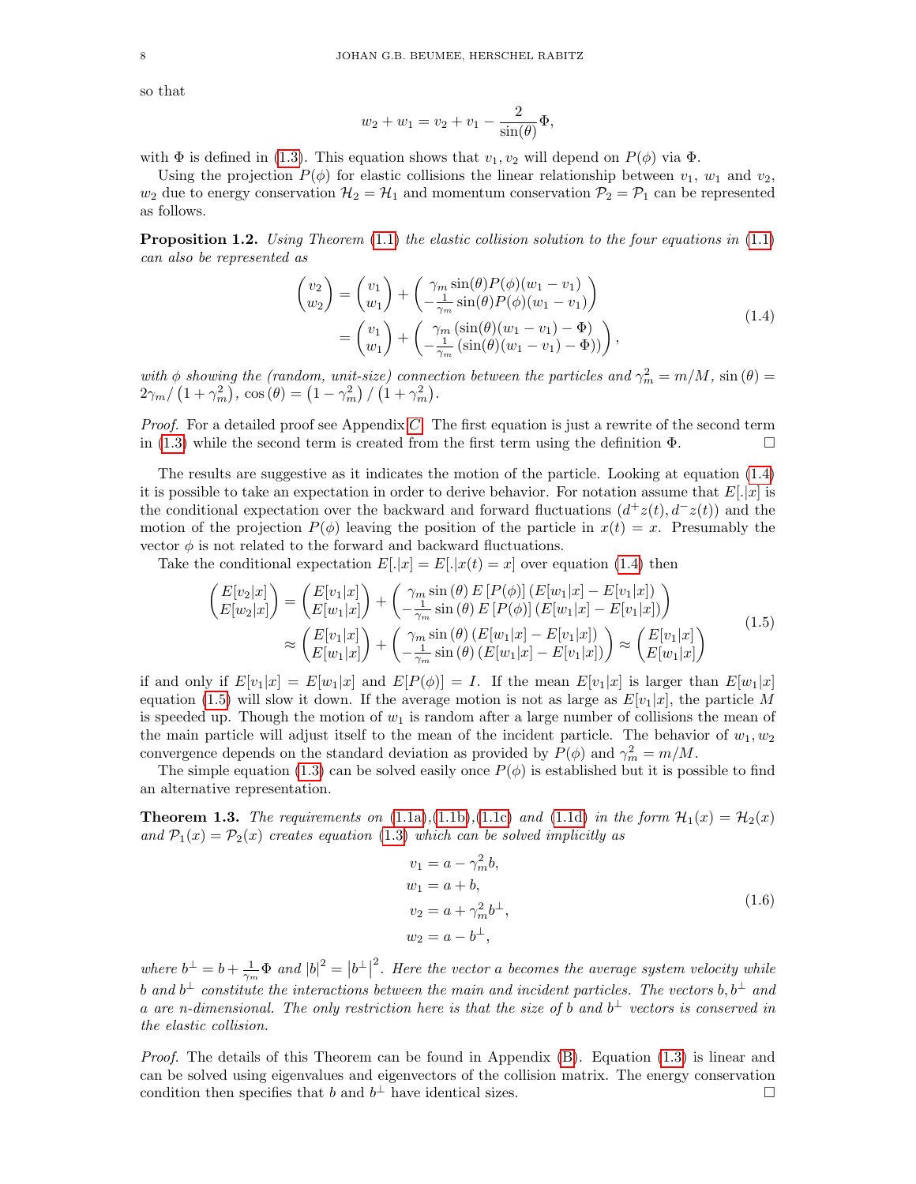so that

$$w_2 + w_1 = v_2 + v_1 - \frac{2}{\sin(\theta)}\Phi,$$

with $\Phi$ is defined in (1.3). This equation shows that $v_1, v_2$ will depend on $P(\phi)$ via $\Phi$.

Using the projection $P(\phi)$ for elastic collisions the linear relationship between $v_1$, $w_1$ and $v_2$, $w_2$ due to energy conservation $\mathcal{H}_2 = \mathcal{H}_1$ and momentum conservation $\mathcal{P}_2 = \mathcal{P}_1$ can be represented as follows.

**Proposition 1.2.** *Using Theorem (1.1) the elastic collision solution to the four equations in (1.1) can also be represented as*

$$\begin{aligned}\begin{pmatrix} v_2 \\ w_2 \end{pmatrix} &= \begin{pmatrix} v_1 \\ w_1 \end{pmatrix} + \begin{pmatrix} \gamma_m \sin(\theta) P(\phi)(w_1 - v_1) \\ -\frac{1}{\gamma_m}\sin(\theta)P(\phi)(w_1 - v_1) \end{pmatrix} \\ &= \begin{pmatrix} v_1 \\ w_1 \end{pmatrix} + \begin{pmatrix} \gamma_m \left(\sin(\theta)(w_1 - v_1) - \Phi\right) \\ -\frac{1}{\gamma_m}\left(\sin(\theta)(w_1 - v_1) - \Phi\right) \end{pmatrix},\end{aligned} \tag{1.4}$$

*with $\phi$ showing the (random, unit-size) connection between the particles and $\gamma_m^2 = m/M$, $\sin(\theta) = 2\gamma_m / \left(1 + \gamma_m^2\right)$, $\cos(\theta) = \left(1 - \gamma_m^2\right) / \left(1 + \gamma_m^2\right)$.*

*Proof.* For a detailed proof see Appendix C. The first equation is just a rewrite of the second term in (1.3) while the second term is created from the first term using the definition $\Phi$. □

The results are suggestive as it indicates the motion of the particle. Looking at equation (1.4) it is possible to take an expectation in order to derive behavior. For notation assume that $E[.|x]$ is the conditional expectation over the backward and forward fluctuations $(d^+z(t), d^-z(t))$ and the motion of the projection $P(\phi)$ leaving the position of the particle in $x(t) = x$. Presumably the vector $\phi$ is not related to the forward and backward fluctuations.

Take the conditional expectation $E[.|x] = E[.|x(t) = x]$ over equation (1.4) then

$$\begin{aligned}\begin{pmatrix} E[v_2|x] \\ E[w_2|x] \end{pmatrix} &= \begin{pmatrix} E[v_1|x] \\ E[w_1|x] \end{pmatrix} + \begin{pmatrix} \gamma_m \sin(\theta)\, E\left[P(\phi)\right](E[w_1|x] - E[v_1|x]) \\ -\frac{1}{\gamma_m}\sin(\theta)\, E\left[P(\phi)\right](E[w_1|x] - E[v_1|x]) \end{pmatrix} \\ &\approx \begin{pmatrix} E[v_1|x] \\ E[w_1|x] \end{pmatrix} + \begin{pmatrix} \gamma_m \sin(\theta)\,(E[w_1|x] - E[v_1|x]) \\ -\frac{1}{\gamma_m}\sin(\theta)\,(E[w_1|x] - E[v_1|x]) \end{pmatrix} \approx \begin{pmatrix} E[v_1|x] \\ E[w_1|x] \end{pmatrix}\end{aligned} \tag{1.5}$$

if and only if $E[v_1|x] = E[w_1|x]$ and $E[P(\phi)] = I$. If the mean $E[v_1|x]$ is larger than $E[w_1|x]$ equation (1.5) will slow it down. If the average motion is not as large as $E[v_1|x]$, the particle $M$ is speeded up. Though the motion of $w_1$ is random after a large number of collisions the mean of the main particle will adjust itself to the mean of the incident particle. The behavior of $w_1, w_2$ convergence depends on the standard deviation as provided by $P(\phi)$ and $\gamma_m^2 = m/M$.

The simple equation (1.3) can be solved easily once $P(\phi)$ is established but it is possible to find an alternative representation.

**Theorem 1.3.** *The requirements on (1.1a),(1.1b),(1.1c) and (1.1d) in the form $\mathcal{H}_1(x) = \mathcal{H}_2(x)$ and $\mathcal{P}_1(x) = \mathcal{P}_2(x)$ creates equation (1.3) which can be solved implicitly as*

$$\begin{aligned} v_1 &= a - \gamma_m^2 b, \\ w_1 &= a + b, \\ v_2 &= a + \gamma_m^2 b^{\perp}, \\ w_2 &= a - b^{\perp}, \end{aligned} \tag{1.6}$$

*where $b^{\perp} = b + \frac{1}{\gamma_m}\Phi$ and $|b|^2 = \left|b^{\perp}\right|^2$. Here the vector $a$ becomes the average system velocity while $b$ and $b^{\perp}$ constitute the interactions between the main and incident particles. The vectors $b, b^{\perp}$ and $a$ are $n$-dimensional. The only restriction here is that the size of $b$ and $b^{\perp}$ vectors is conserved in the elastic collision.*

*Proof.* The details of this Theorem can be found in Appendix (B). Equation (1.3) is linear and can be solved using eigenvalues and eigenvectors of the collision matrix. The energy conservation condition then specifies that $b$ and $b^{\perp}$ have identical sizes. □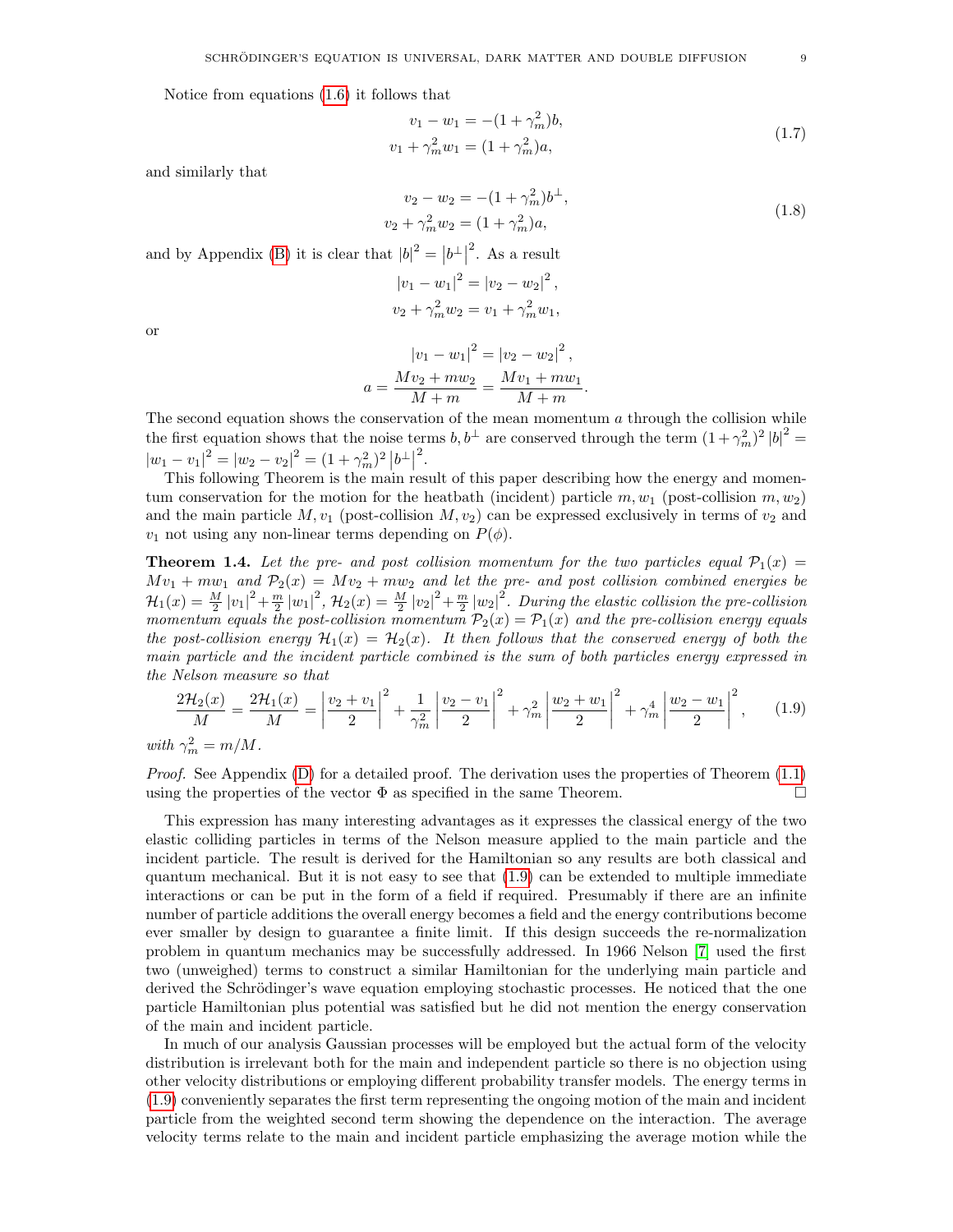Notice from equations (1.6) it follows that

$$
\begin{aligned}
v_1 - w_1 &= -(1+\gamma_m^2)b, \\
v_1 + \gamma_m^2 w_1 &= (1+\gamma_m^2)a,
\end{aligned}
\tag{1.7}
$$

and similarly that

$$
\begin{aligned}
v_2 - w_2 &= -(1+\gamma_m^2)b^{\perp}, \\
v_2 + \gamma_m^2 w_2 &= (1+\gamma_m^2)a,
\end{aligned}
\tag{1.8}
$$

and by Appendix (B) it is clear that $|b|^2 = \left|b^{\perp}\right|^2$. As a result

$$
\begin{aligned}
|v_1 - w_1|^2 &= |v_2 - w_2|^2, \\
v_2 + \gamma_m^2 w_2 &= v_1 + \gamma_m^2 w_1,
\end{aligned}
$$

or

$$
\begin{aligned}
|v_1 - w_1|^2 &= |v_2 - w_2|^2, \\
a = \frac{Mv_2 + mw_2}{M+m} &= \frac{Mv_1 + mw_1}{M+m}.
\end{aligned}
$$

The second equation shows the conservation of the mean momentum $a$ through the collision while the first equation shows that the noise terms $b, b^{\perp}$ are conserved through the term $(1+\gamma_m^2)^2 |b|^2 = |w_1 - v_1|^2 = |w_2 - v_2|^2 = (1+\gamma_m^2)^2 \left|b^{\perp}\right|^2$.

This following Theorem is the main result of this paper describing how the energy and momentum conservation for the motion for the heatbath (incident) particle $m, w_1$ (post-collision $m, w_2$) and the main particle $M, v_1$ (post-collision $M, v_2$) can be expressed exclusively in terms of $v_2$ and $v_1$ not using any non-linear terms depending on $P(\phi)$.

**Theorem 1.4.** *Let the pre- and post collision momentum for the two particles equal* $\mathcal{P}_1(x) = Mv_1 + mw_1$ *and* $\mathcal{P}_2(x) = Mv_2 + mw_2$ *and let the pre- and post collision combined energies be* $\mathcal{H}_1(x) = \frac{M}{2}|v_1|^2 + \frac{m}{2}|w_1|^2$, $\mathcal{H}_2(x) = \frac{M}{2}|v_2|^2 + \frac{m}{2}|w_2|^2$. *During the elastic collision the pre-collision momentum equals the post-collision momentum* $\mathcal{P}_2(x) = \mathcal{P}_1(x)$ *and the pre-collision energy equals the post-collision energy* $\mathcal{H}_1(x) = \mathcal{H}_2(x)$. *It then follows that the conserved energy of both the main particle and the incident particle combined is the sum of both particles energy expressed in the Nelson measure so that*

$$
\frac{2\mathcal{H}_2(x)}{M} = \frac{2\mathcal{H}_1(x)}{M} = \left|\frac{v_2+v_1}{2}\right|^2 + \frac{1}{\gamma_m^2}\left|\frac{v_2-v_1}{2}\right|^2 + \gamma_m^2\left|\frac{w_2+w_1}{2}\right|^2 + \gamma_m^4\left|\frac{w_2-w_1}{2}\right|^2, \tag{1.9}
$$

*with* $\gamma_m^2 = m/M$.

*Proof.* See Appendix (D) for a detailed proof. The derivation uses the properties of Theorem (1.1) using the properties of the vector $\Phi$ as specified in the same Theorem. □

This expression has many interesting advantages as it expresses the classical energy of the two elastic colliding particles in terms of the Nelson measure applied to the main particle and the incident particle. The result is derived for the Hamiltonian so any results are both classical and quantum mechanical. But it is not easy to see that (1.9) can be extended to multiple immediate interactions or can be put in the form of a field if required. Presumably if there are an infinite number of particle additions the overall energy becomes a field and the energy contributions become ever smaller by design to guarantee a finite limit. If this design succeeds the re-normalization problem in quantum mechanics may be successfully addressed. In 1966 Nelson [7] used the first two (unweighed) terms to construct a similar Hamiltonian for the underlying main particle and derived the Schrödinger's wave equation employing stochastic processes. He noticed that the one particle Hamiltonian plus potential was satisfied but he did not mention the energy conservation of the main and incident particle.

In much of our analysis Gaussian processes will be employed but the actual form of the velocity distribution is irrelevant both for the main and independent particle so there is no objection using other velocity distributions or employing different probability transfer models. The energy terms in (1.9) conveniently separates the first term representing the ongoing motion of the main and incident particle from the weighted second term showing the dependence on the interaction. The average velocity terms relate to the main and incident particle emphasizing the average motion while the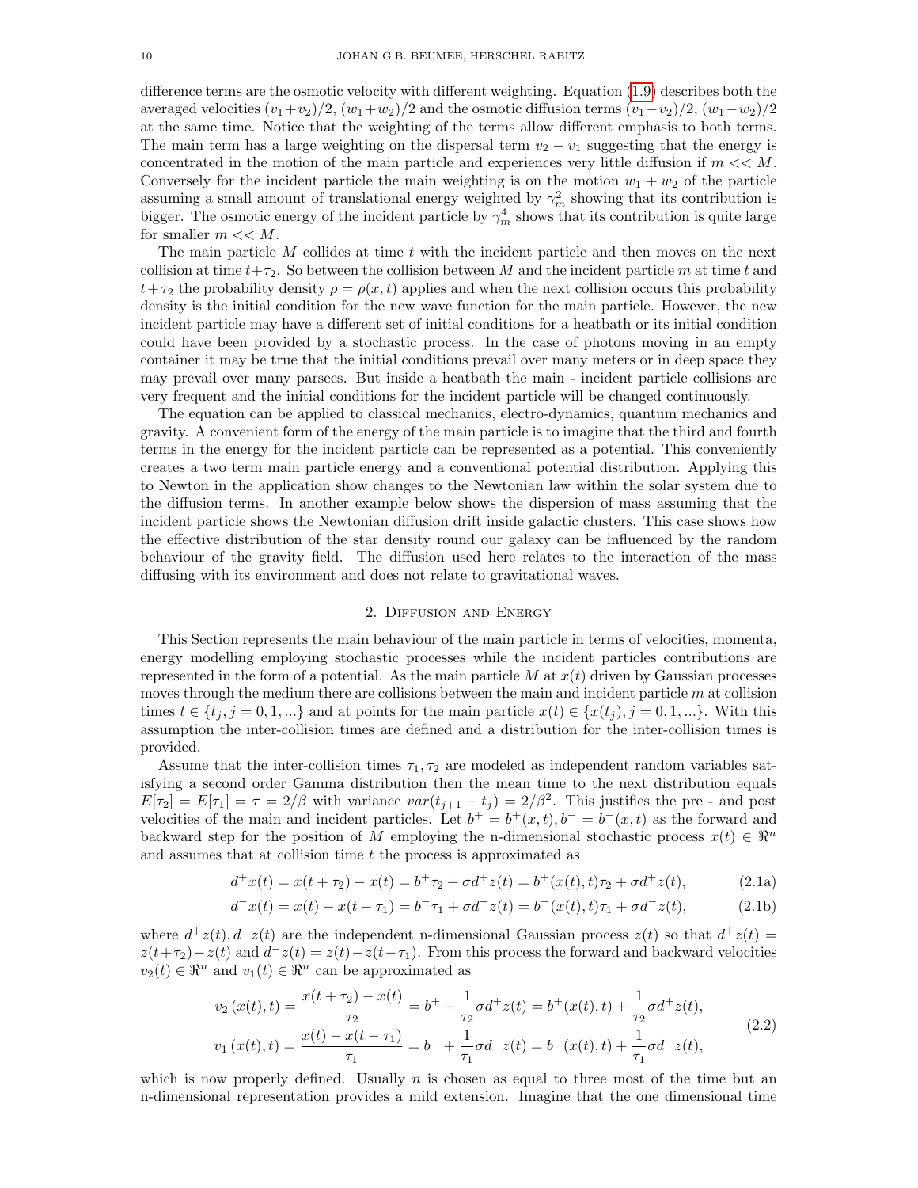difference terms are the osmotic velocity with different weighting. Equation (1.9) describes both the averaged velocities $(v_1+v_2)/2$, $(w_1+w_2)/2$ and the osmotic diffusion terms $(v_1-v_2)/2$, $(w_1-w_2)/2$ at the same time. Notice that the weighting of the terms allow different emphasis to both terms. The main term has a large weighting on the dispersal term $v_2 - v_1$ suggesting that the energy is concentrated in the motion of the main particle and experiences very little diffusion if $m << M$. Conversely for the incident particle the main weighting is on the motion $w_1 + w_2$ of the particle assuming a small amount of translational energy weighted by $\gamma_m^2$ showing that its contribution is bigger. The osmotic energy of the incident particle by $\gamma_m^4$ shows that its contribution is quite large for smaller $m << M$.

The main particle $M$ collides at time $t$ with the incident particle and then moves on the next collision at time $t+\tau_2$. So between the collision between $M$ and the incident particle $m$ at time $t$ and $t+\tau_2$ the probability density $\rho = \rho(x,t)$ applies and when the next collision occurs this probability density is the initial condition for the new wave function for the main particle. However, the new incident particle may have a different set of initial conditions for a heatbath or its initial condition could have been provided by a stochastic process. In the case of photons moving in an empty container it may be true that the initial conditions prevail over many meters or in deep space they may prevail over many parsecs. But inside a heatbath the main - incident particle collisions are very frequent and the initial conditions for the incident particle will be changed continuously.

The equation can be applied to classical mechanics, electro-dynamics, quantum mechanics and gravity. A convenient form of the energy of the main particle is to imagine that the third and fourth terms in the energy for the incident particle can be represented as a potential. This conveniently creates a two term main particle energy and a conventional potential distribution. Applying this to Newton in the application show changes to the Newtonian law within the solar system due to the diffusion terms. In another example below shows the dispersion of mass assuming that the incident particle shows the Newtonian diffusion drift inside galactic clusters. This case shows how the effective distribution of the star density round our galaxy can be influenced by the random behaviour of the gravity field. The diffusion used here relates to the interaction of the mass diffusing with its environment and does not relate to gravitational waves.

## 2. Diffusion and Energy

This Section represents the main behaviour of the main particle in terms of velocities, momenta, energy modelling employing stochastic processes while the incident particles contributions are represented in the form of a potential. As the main particle $M$ at $x(t)$ driven by Gaussian processes moves through the medium there are collisions between the main and incident particle $m$ at collision times $t \in \{t_j, j = 0, 1, ...\}$ and at points for the main particle $x(t) \in \{x(t_j), j = 0, 1, ...\}$. With this assumption the inter-collision times are defined and a distribution for the inter-collision times is provided.

Assume that the inter-collision times $\tau_1, \tau_2$ are modeled as independent random variables satisfying a second order Gamma distribution then the mean time to the next distribution equals $E[\tau_2] = E[\tau_1] = \overline{\tau} = 2/\beta$ with variance $var(t_{j+1} - t_j) = 2/\beta^2$. This justifies the pre - and post velocities of the main and incident particles. Let $b^+ = b^+(x,t), b^- = b^-(x,t)$ as the forward and backward step for the position of $M$ employing the n-dimensional stochastic process $x(t) \in \Re^n$ and assumes that at collision time $t$ the process is approximated as

$$d^+x(t) = x(t+\tau_2) - x(t) = b^+\tau_2 + \sigma d^+z(t) = b^+(x(t),t)\tau_2 + \sigma d^+z(t), \tag{2.1a}$$

$$d^-x(t) = x(t) - x(t-\tau_1) = b^-\tau_1 + \sigma d^+z(t) = b^-(x(t),t)\tau_1 + \sigma d^-z(t), \tag{2.1b}$$

where $d^+z(t), d^-z(t)$ are the independent n-dimensional Gaussian process $z(t)$ so that $d^+z(t) = z(t+\tau_2) - z(t)$ and $d^-z(t) = z(t) - z(t-\tau_1)$. From this process the forward and backward velocities $v_2(t) \in \Re^n$ and $v_1(t) \in \Re^n$ can be approximated as

$$\begin{aligned} v_2\left(x(t),t\right) &= \frac{x(t+\tau_2) - x(t)}{\tau_2} = b^+ + \frac{1}{\tau_2}\sigma d^+z(t) = b^+(x(t),t) + \frac{1}{\tau_2}\sigma d^+z(t), \\ v_1\left(x(t),t\right) &= \frac{x(t) - x(t-\tau_1)}{\tau_1} = b^- + \frac{1}{\tau_1}\sigma d^-z(t) = b^-(x(t),t) + \frac{1}{\tau_1}\sigma d^-z(t), \end{aligned} \tag{2.2}$$

which is now properly defined. Usually $n$ is chosen as equal to three most of the time but an n-dimensional representation provides a mild extension. Imagine that the one dimensional time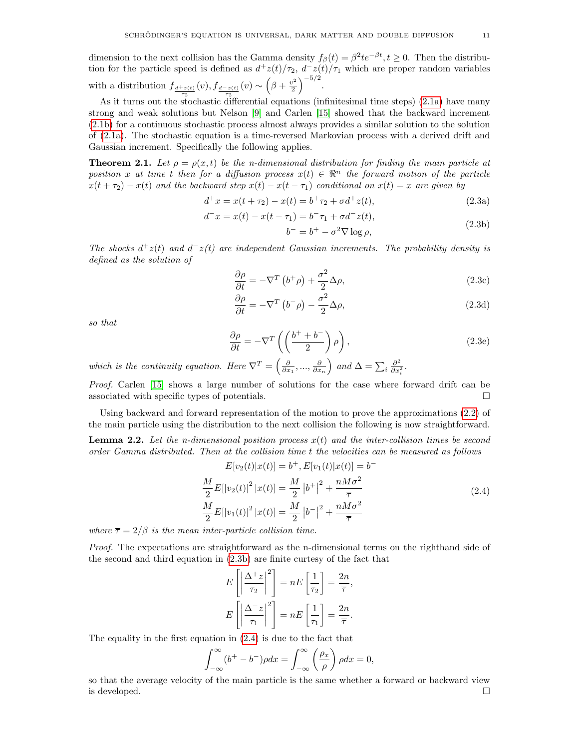dimension to the next collision has the Gamma density $f_\beta(t) = \beta^2 t e^{-\beta t}, t \geq 0$. Then the distribution for the particle speed is defined as $d^+z(t)/\tau_2$, $d^-z(t)/\tau_1$ which are proper random variables with a distribution $f_{\frac{d+z(t)}{\tau_2}}(v), f_{\frac{d-z(t)}{\tau_2}}(v) \sim \left(\beta + \frac{v^2}{2}\right)^{-5/2}$.

As it turns out the stochastic differential equations (infinitesimal time steps) (2.1a) have many strong and weak solutions but Nelson [9] and Carlen [15] showed that the backward increment (2.1b) for a continuous stochastic process almost always provides a similar solution to the solution of (2.1a). The stochastic equation is a time-reversed Markovian process with a derived drift and Gaussian increment. Specifically the following applies.

**Theorem 2.1.** *Let $\rho = \rho(x,t)$ be the n-dimensional distribution for finding the main particle at position $x$ at time $t$ then for a diffusion process $x(t) \in \Re^n$ the forward motion of the particle $x(t+\tau_2) - x(t)$ and the backward step $x(t) - x(t-\tau_1)$ conditional on $x(t) = x$ are given by*

$$d^+x = x(t+\tau_2) - x(t) = b^+\tau_2 + \sigma d^+z(t), \tag{2.3a}$$

$$d^-x = x(t) - x(t-\tau_1) = b^-\tau_1 + \sigma d^-z(t), \qquad b^- = b^+ - \sigma^2\nabla \log \rho, \tag{2.3b}$$

*The shocks $d^+z(t)$ and $d^-z(t)$ are independent Gaussian increments. The probability density is defined as the solution of*

$$\frac{\partial \rho}{\partial t} = -\nabla^T\left(b^+\rho\right) + \frac{\sigma^2}{2}\Delta\rho, \tag{2.3c}$$

$$\frac{\partial \rho}{\partial t} = -\nabla^T\left(b^-\rho\right) - \frac{\sigma^2}{2}\Delta\rho, \tag{2.3d}$$

*so that*

$$\frac{\partial \rho}{\partial t} = -\nabla^T\left(\left(\frac{b^+ + b^-}{2}\right)\rho\right), \tag{2.3e}$$

*which is the continuity equation. Here $\nabla^T = \left(\frac{\partial}{\partial x_1}, ..., \frac{\partial}{\partial x_n}\right)$ and $\Delta = \sum_i \frac{\partial^2}{\partial x_i^2}$.*

*Proof.* Carlen [15] shows a large number of solutions for the case where forward drift can be associated with specific types of potentials. □

Using backward and forward representation of the motion to prove the approximations (2.2) of the main particle using the distribution to the next collision the following is now straightforward.

**Lemma 2.2.** *Let the n-dimensional position process $x(t)$ and the inter-collision times be second order Gamma distributed. Then at the collision time $t$ the velocities can be measured as follows*

$$\begin{aligned}
E[v_2(t)|x(t)] &= b^+, E[v_1(t)|x(t)] = b^- \\
\frac{M}{2}E[|v_2(t)|^2|x(t)] &= \frac{M}{2}\left|b^+\right|^2 + \frac{nM\sigma^2}{\overline{\tau}} \\
\frac{M}{2}E[|v_1(t)|^2|x(t)] &= \frac{M}{2}\left|b^-\right|^2 + \frac{nM\sigma^2}{\overline{\tau}}
\end{aligned} \tag{2.4}$$

*where $\overline{\tau} = 2/\beta$ is the mean inter-particle collision time.*

*Proof.* The expectations are straightforward as the n-dimensional terms on the righthand side of the second and third equation in (2.3b) are finite curtesy of the fact that

$$E\left[\left|\frac{\Delta^+z}{\tau_2}\right|^2\right] = nE\left[\frac{1}{\tau_2}\right] = \frac{2n}{\overline{\tau}},$$

$$E\left[\left|\frac{\Delta^-z}{\tau_1}\right|^2\right] = nE\left[\frac{1}{\tau_1}\right] = \frac{2n}{\overline{\tau}}.$$

The equality in the first equation in (2.4) is due to the fact that

$$\int_{-\infty}^{\infty}(b^+ - b^-)\rho dx = \int_{-\infty}^{\infty}\left(\frac{\rho_x}{\rho}\right)\rho dx = 0,$$

so that the average velocity of the main particle is the same whether a forward or backward view is developed. □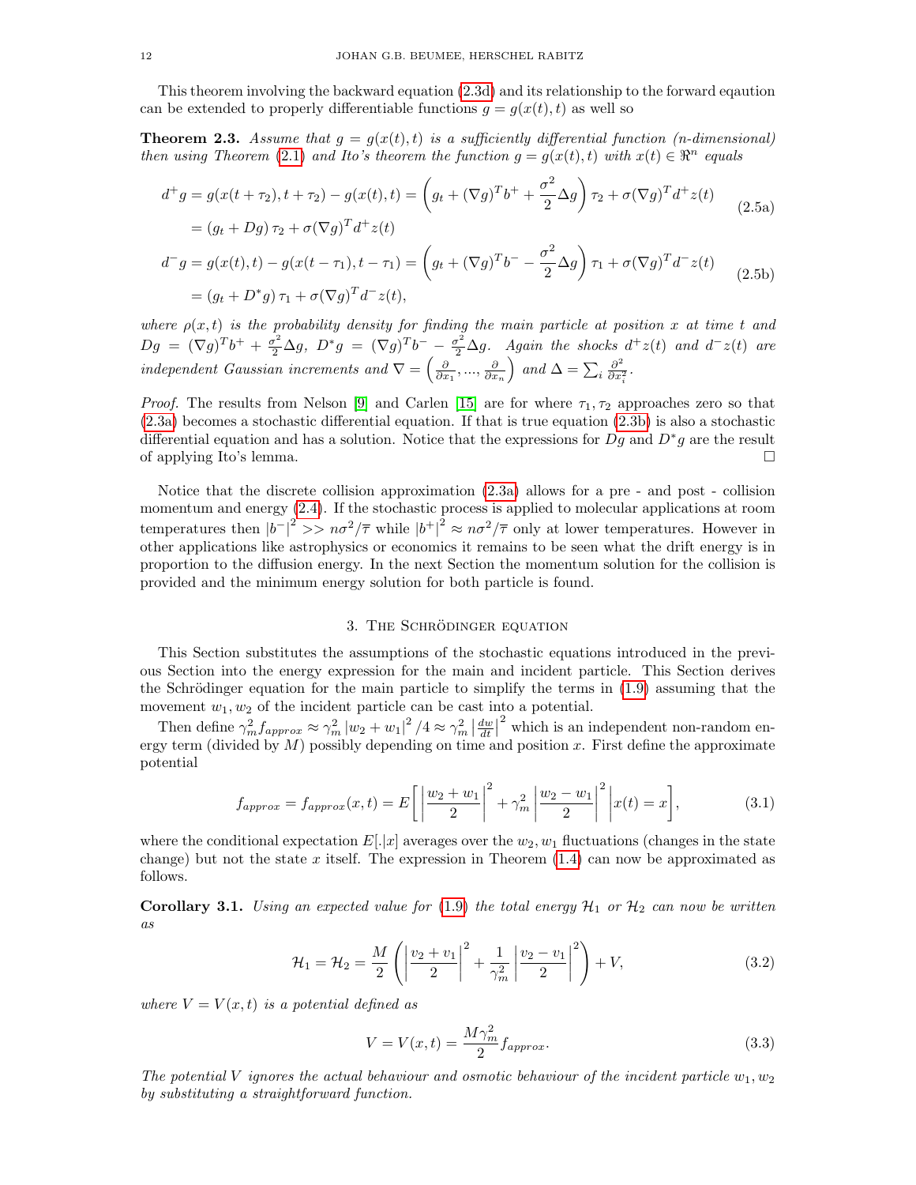This theorem involving the backward equation (2.3d) and its relationship to the forward eqaution can be extended to properly differentiable functions $g = g(x(t), t)$ as well so

**Theorem 2.3.** *Assume that $g = g(x(t), t)$ is a sufficiently differential function (n-dimensional) then using Theorem (2.1) and Ito's theorem the function $g = g(x(t), t)$ with $x(t) \in \Re^n$ equals*

$$
\begin{aligned}
d^+ g &= g(x(t+\tau_2), t+\tau_2) - g(x(t), t) = \left( g_t + (\nabla g)^T b^+ + \frac{\sigma^2}{2}\Delta g \right)\tau_2 + \sigma (\nabla g)^T d^+ z(t) \\
&= \left( g_t + Dg \right)\tau_2 + \sigma (\nabla g)^T d^+ z(t)
\end{aligned}
\tag{2.5a}
$$

$$
\begin{aligned}
d^- g &= g(x(t), t) - g(x(t-\tau_1), t-\tau_1) = \left( g_t + (\nabla g)^T b^- - \frac{\sigma^2}{2}\Delta g \right)\tau_1 + \sigma (\nabla g)^T d^- z(t) \\
&= \left( g_t + D^* g \right)\tau_1 + \sigma (\nabla g)^T d^- z(t),
\end{aligned}
\tag{2.5b}
$$

*where $\rho(x, t)$ is the probability density for finding the main particle at position $x$ at time $t$ and $Dg = (\nabla g)^T b^+ + \frac{\sigma^2}{2}\Delta g$, $D^* g = (\nabla g)^T b^- - \frac{\sigma^2}{2}\Delta g$. Again the shocks $d^+ z(t)$ and $d^- z(t)$ are independent Gaussian increments and $\nabla = \left( \frac{\partial}{\partial x_1}, ..., \frac{\partial}{\partial x_n} \right)$ and $\Delta = \sum_i \frac{\partial^2}{\partial x_i^2}$.*

*Proof.* The results from Nelson [9] and Carlen [15] are for where $\tau_1, \tau_2$ approaches zero so that (2.3a) becomes a stochastic differential equation. If that is true equation (2.3b) is also a stochastic differential equation and has a solution. Notice that the expressions for $Dg$ and $D^* g$ are the result of applying Ito's lemma. □

Notice that the discrete collision approximation (2.3a) allows for a pre - and post - collision momentum and energy (2.4). If the stochastic process is applied to molecular applications at room temperatures then $|b^-|^2 >> n\sigma^2/\overline{\tau}$ while $|b^+|^2 \approx n\sigma^2/\overline{\tau}$ only at lower temperatures. However in other applications like astrophysics or economics it remains to be seen what the drift energy is in proportion to the diffusion energy. In the next Section the momentum solution for the collision is provided and the minimum energy solution for both particle is found.

## 3. The Schrödinger equation

This Section substitutes the assumptions of the stochastic equations introduced in the previous Section into the energy expression for the main and incident particle. This Section derives the Schrödinger equation for the main particle to simplify the terms in (1.9) assuming that the movement $w_1, w_2$ of the incident particle can be cast into a potential.

Then define $\gamma_m^2 f_{approx} \approx \gamma_m^2 \left| w_2 + w_1 \right|^2 / 4 \approx \gamma_m^2 \left| \frac{dw}{dt} \right|^2$ which is an independent non-random energy term (divided by $M$) possibly depending on time and position $x$. First define the approximate potential

$$
f_{approx} = f_{approx}(x, t) = E\left[ \left| \frac{w_2 + w_1}{2} \right|^2 + \gamma_m^2 \left| \frac{w_2 - w_1}{2} \right|^2 \middle| x(t) = x \right],
\tag{3.1}
$$

where the conditional expectation $E[.|x]$ averages over the $w_2, w_1$ fluctuations (changes in the state change) but not the state $x$ itself. The expression in Theorem (1.4) can now be approximated as follows.

**Corollary 3.1.** *Using an expected value for (1.9) the total energy $\mathcal{H}_1$ or $\mathcal{H}_2$ can now be written as*

$$
\mathcal{H}_1 = \mathcal{H}_2 = \frac{M}{2}\left( \left| \frac{v_2 + v_1}{2} \right|^2 + \frac{1}{\gamma_m^2} \left| \frac{v_2 - v_1}{2} \right|^2 \right) + V,
\tag{3.2}
$$

*where $V = V(x, t)$ is a potential defined as*

$$
V = V(x, t) = \frac{M\gamma_m^2}{2} f_{approx}.
\tag{3.3}
$$

*The potential $V$ ignores the actual behaviour and osmotic behaviour of the incident particle $w_1, w_2$ by substituting a straightforward function.*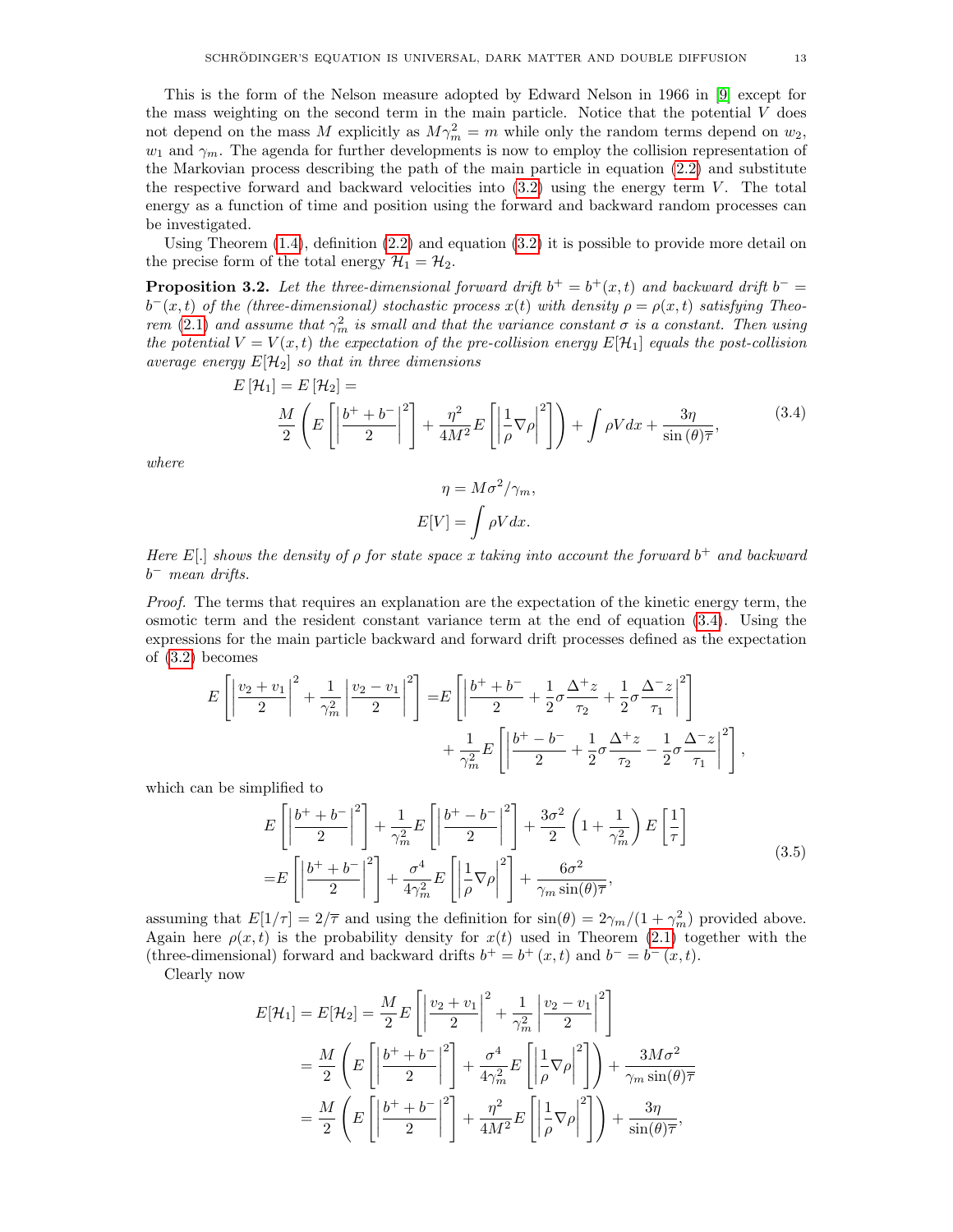This is the form of the Nelson measure adopted by Edward Nelson in 1966 in [9] except for the mass weighting on the second term in the main particle. Notice that the potential $V$ does not depend on the mass $M$ explicitly as $M\gamma_m^2 = m$ while only the random terms depend on $w_2$, $w_1$ and $\gamma_m$. The agenda for further developments is now to employ the collision representation of the Markovian process describing the path of the main particle in equation (2.2) and substitute the respective forward and backward velocities into (3.2) using the energy term $V$. The total energy as a function of time and position using the forward and backward random processes can be investigated.

Using Theorem (1.4), definition (2.2) and equation (3.2) it is possible to provide more detail on the precise form of the total energy $\mathcal{H}_1 = \mathcal{H}_2$.

**Proposition 3.2.** *Let the three-dimensional forward drift $b^+ = b^+(x,t)$ and backward drift $b^- = b^-(x,t)$ of the (three-dimensional) stochastic process $x(t)$ with density $\rho = \rho(x,t)$ satisfying Theorem (2.1) and assume that $\gamma_m^2$ is small and that the variance constant $\sigma$ is a constant. Then using the potential $V = V(x,t)$ the expectation of the pre-collision energy $E[\mathcal{H}_1]$ equals the post-collision average energy $E[\mathcal{H}_2]$ so that in three dimensions*

$$E\left[\mathcal{H}_1\right] = E\left[\mathcal{H}_2\right] = \frac{M}{2}\left(E\left[\left|\frac{b^+ + b^-}{2}\right|^2\right] + \frac{\eta^2}{4M^2}E\left[\left|\frac{1}{\rho}\nabla\rho\right|^2\right]\right) + \int \rho V dx + \frac{3\eta}{\sin(\theta)\overline{\tau}}, \tag{3.4}$$

*where*

$$\eta = M\sigma^2/\gamma_m,$$
$$E[V] = \int \rho V dx.$$

*Here $E[.]$ shows the density of $\rho$ for state space $x$ taking into account the forward $b^+$ and backward $b^-$ mean drifts.*

*Proof.* The terms that requires an explanation are the expectation of the kinetic energy term, the osmotic term and the resident constant variance term at the end of equation (3.4). Using the expressions for the main particle backward and forward drift processes defined as the expectation of (3.2) becomes

$$\begin{aligned}
E\left[\left|\frac{v_2+v_1}{2}\right|^2 + \frac{1}{\gamma_m^2}\left|\frac{v_2-v_1}{2}\right|^2\right] =& E\left[\left|\frac{b^+ + b^-}{2} + \frac{1}{2}\sigma\frac{\Delta^+ z}{\tau_2} + \frac{1}{2}\sigma\frac{\Delta^- z}{\tau_1}\right|^2\right] \\
&+ \frac{1}{\gamma_m^2}E\left[\left|\frac{b^+ - b^-}{2} + \frac{1}{2}\sigma\frac{\Delta^+ z}{\tau_2} - \frac{1}{2}\sigma\frac{\Delta^- z}{\tau_1}\right|^2\right],
\end{aligned}$$

which can be simplified to

$$\begin{aligned}
&E\left[\left|\frac{b^+ + b^-}{2}\right|^2\right] + \frac{1}{\gamma_m^2}E\left[\left|\frac{b^+ - b^-}{2}\right|^2\right] + \frac{3\sigma^2}{2}\left(1 + \frac{1}{\gamma_m^2}\right)E\left[\frac{1}{\tau}\right] \\
=& E\left[\left|\frac{b^+ + b^-}{2}\right|^2\right] + \frac{\sigma^4}{4\gamma_m^2}E\left[\left|\frac{1}{\rho}\nabla\rho\right|^2\right] + \frac{6\sigma^2}{\gamma_m \sin(\theta)\overline{\tau}},
\end{aligned} \tag{3.5}$$

assuming that $E[1/\tau] = 2/\overline{\tau}$ and using the definition for $\sin(\theta) = 2\gamma_m/(1+\gamma_m^2)$ provided above. Again here $\rho(x,t)$ is the probability density for $x(t)$ used in Theorem (2.1) together with the (three-dimensional) forward and backward drifts $b^+ = b^+(x,t)$ and $b^- = b^-(x,t)$.

Clearly now

$$\begin{aligned}
E[\mathcal{H}_1] = E[\mathcal{H}_2] &= \frac{M}{2}E\left[\left|\frac{v_2+v_1}{2}\right|^2 + \frac{1}{\gamma_m^2}\left|\frac{v_2-v_1}{2}\right|^2\right] \\
&= \frac{M}{2}\left(E\left[\left|\frac{b^+ + b^-}{2}\right|^2\right] + \frac{\sigma^4}{4\gamma_m^2}E\left[\left|\frac{1}{\rho}\nabla\rho\right|^2\right]\right) + \frac{3M\sigma^2}{\gamma_m \sin(\theta)\overline{\tau}} \\
&= \frac{M}{2}\left(E\left[\left|\frac{b^+ + b^-}{2}\right|^2\right] + \frac{\eta^2}{4M^2}E\left[\left|\frac{1}{\rho}\nabla\rho\right|^2\right]\right) + \frac{3\eta}{\sin(\theta)\overline{\tau}},
\end{aligned}$$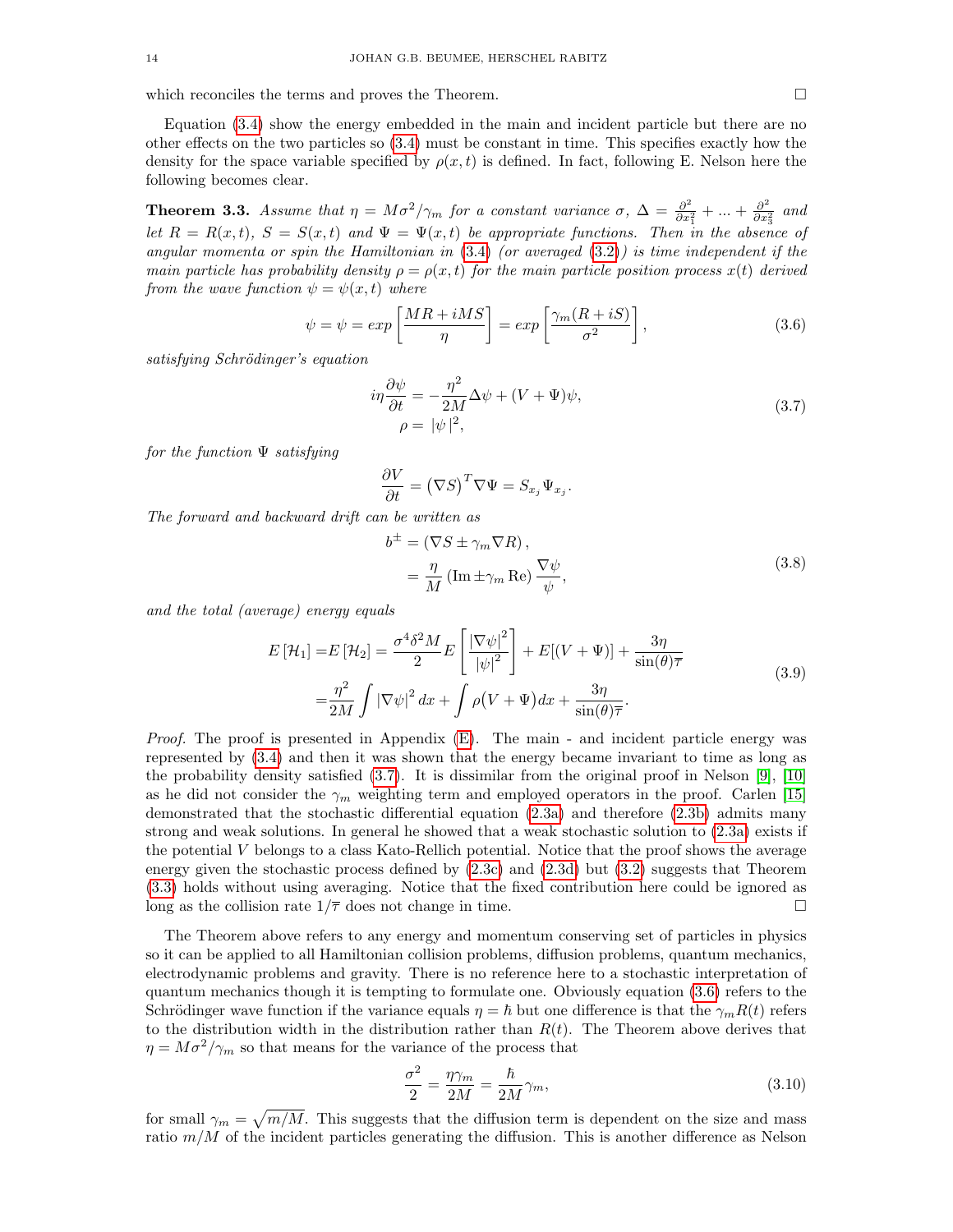which reconciles the terms and proves the Theorem. □

Equation (3.4) show the energy embedded in the main and incident particle but there are no other effects on the two particles so (3.4) must be constant in time. This specifies exactly how the density for the space variable specified by $\rho(x,t)$ is defined. In fact, following E. Nelson here the following becomes clear.

**Theorem 3.3.** *Assume that $\eta = M\sigma^2/\gamma_m$ for a constant variance $\sigma$, $\Delta = \frac{\partial^2}{\partial x_1^2} + ... + \frac{\partial^2}{\partial x_3^2}$ and let $R = R(x,t)$, $S = S(x,t)$ and $\Psi = \Psi(x,t)$ be appropriate functions. Then in the absence of angular momenta or spin the Hamiltonian in (3.4) (or averaged (3.2)) is time independent if the main particle has probability density $\rho = \rho(x,t)$ for the main particle position process $x(t)$ derived from the wave function $\psi = \psi(x,t)$ where*

$$\psi = \psi = exp\left[\frac{MR + iMS}{\eta}\right] = exp\left[\frac{\gamma_m(R+iS)}{\sigma^2}\right], \tag{3.6}$$

*satisfying Schrödinger's equation*

$$\begin{aligned} i\eta\frac{\partial\psi}{\partial t} &= -\frac{\eta^2}{2M}\Delta\psi + (V+\Psi)\psi, \\ \rho &= |\psi|^2, \end{aligned} \tag{3.7}$$

*for the function $\Psi$ satisfying*

$$\frac{\partial V}{\partial t} = \left(\nabla S\right)^T \nabla\Psi = S_{x_j}\Psi_{x_j}.$$

*The forward and backward drift can be written as*

$$\begin{aligned} b^{\pm} &= \left(\nabla S \pm \gamma_m \nabla R\right), \\ &= \frac{\eta}{M}\left(\text{Im} \pm \gamma_m \,\text{Re}\right)\frac{\nabla\psi}{\psi}, \end{aligned} \tag{3.8}$$

*and the total (average) energy equals*

$$\begin{aligned} E\left[\mathcal{H}_1\right] =& E\left[\mathcal{H}_2\right] = \frac{\sigma^4\delta^2 M}{2} E\left[\frac{|\nabla\psi|^2}{|\psi|^2}\right] + E[(V+\Psi)] + \frac{3\eta}{\sin(\theta)\overline{\tau}} \\ =& \frac{\eta^2}{2M}\int|\nabla\psi|^2 dx + \int\rho\big(V+\Psi\big)dx + \frac{3\eta}{\sin(\theta)\overline{\tau}}. \end{aligned} \tag{3.9}$$

*Proof.* The proof is presented in Appendix (E). The main - and incident particle energy was represented by (3.4) and then it was shown that the energy became invariant to time as long as the probability density satisfied (3.7). It is dissimilar from the original proof in Nelson [9], [10] as he did not consider the $\gamma_m$ weighting term and employed operators in the proof. Carlen [15] demonstrated that the stochastic differential equation (2.3a) and therefore (2.3b) admits many strong and weak solutions. In general he showed that a weak stochastic solution to (2.3a) exists if the potential $V$ belongs to a class Kato-Rellich potential. Notice that the proof shows the average energy given the stochastic process defined by (2.3c) and (2.3d) but (3.2) suggests that Theorem (3.3) holds without using averaging. Notice that the fixed contribution here could be ignored as long as the collision rate $1/\overline{\tau}$ does not change in time. □

The Theorem above refers to any energy and momentum conserving set of particles in physics so it can be applied to all Hamiltonian collision problems, diffusion problems, quantum mechanics, electrodynamic problems and gravity. There is no reference here to a stochastic interpretation of quantum mechanics though it is tempting to formulate one. Obviously equation (3.6) refers to the Schrödinger wave function if the variance equals $\eta = \hbar$ but one difference is that the $\gamma_m R(t)$ refers to the distribution width in the distribution rather than $R(t)$. The Theorem above derives that $\eta = M\sigma^2/\gamma_m$ so that means for the variance of the process that

$$\frac{\sigma^2}{2} = \frac{\eta\gamma_m}{2M} = \frac{\hbar}{2M}\gamma_m, \tag{3.10}$$

for small $\gamma_m = \sqrt{m/M}$. This suggests that the diffusion term is dependent on the size and mass ratio $m/M$ of the incident particles generating the diffusion. This is another difference as Nelson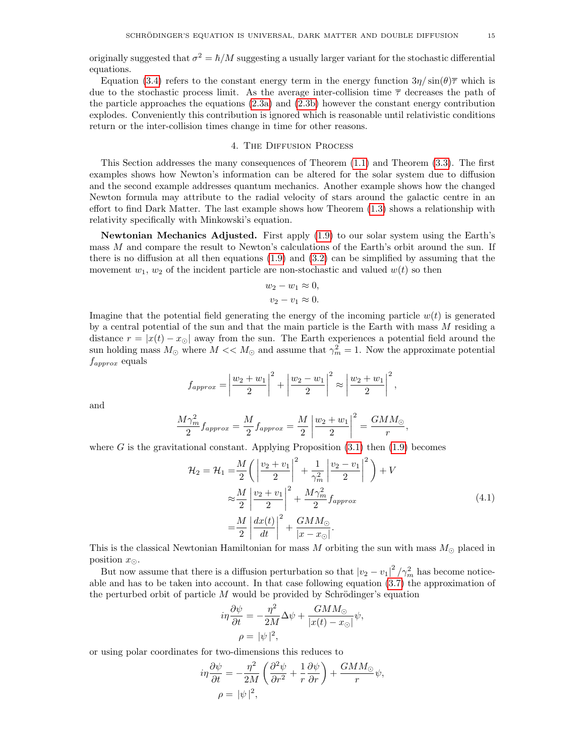originally suggested that $\sigma^2 = \hbar/M$ suggesting a usually larger variant for the stochastic differential equations.

Equation (3.4) refers to the constant energy term in the energy function $3\eta/\sin(\theta)\overline{\tau}$ which is due to the stochastic process limit. As the average inter-collision time $\overline{\tau}$ decreases the path of the particle approaches the equations (2.3a) and (2.3b) however the constant energy contribution explodes. Conveniently this contribution is ignored which is reasonable until relativistic conditions return or the inter-collision times change in time for other reasons.

## 4. The Diffusion Process

This Section addresses the many consequences of Theorem (1.1) and Theorem (3.3). The first examples shows how Newton's information can be altered for the solar system due to diffusion and the second example addresses quantum mechanics. Another example shows how the changed Newton formula may attribute to the radial velocity of stars around the galactic centre in an effort to find Dark Matter. The last example shows how Theorem (1.3) shows a relationship with relativity specifically with Minkowski's equation.

**Newtonian Mechanics Adjusted.** First apply (1.9) to our solar system using the Earth's mass $M$ and compare the result to Newton's calculations of the Earth's orbit around the sun. If there is no diffusion at all then equations (1.9) and (3.2) can be simplified by assuming that the movement $w_1$, $w_2$ of the incident particle are non-stochastic and valued $w(t)$ so then

$$
\begin{aligned}
w_2 - w_1 &\approx 0,\\
v_2 - v_1 &\approx 0.
\end{aligned}
$$

Imagine that the potential field generating the energy of the incoming particle $w(t)$ is generated by a central potential of the sun and that the main particle is the Earth with mass $M$ residing a distance $r = |x(t) - x_\odot|$ away from the sun. The Earth experiences a potential field around the sun holding mass $M_\odot$ where $M << M_\odot$ and assume that $\gamma_m^2 = 1$. Now the approximate potential $f_{approx}$ equals

$$
f_{approx} = \left|\frac{w_2 + w_1}{2}\right|^2 + \left|\frac{w_2 - w_1}{2}\right|^2 \approx \left|\frac{w_2 + w_1}{2}\right|^2,
$$

and

$$
\frac{M\gamma_m^2}{2} f_{approx} = \frac{M}{2} f_{approx} = \frac{M}{2}\left|\frac{w_2 + w_1}{2}\right|^2 = \frac{GMM_\odot}{r},
$$

where $G$ is the gravitational constant. Applying Proposition (3.1) then (1.9) becomes

$$
\begin{aligned}
\mathcal{H}_2 = \mathcal{H}_1 =& \frac{M}{2}\left(\left|\frac{v_2 + v_1}{2}\right|^2 + \frac{1}{\gamma_m^2}\left|\frac{v_2 - v_1}{2}\right|^2\right) + V\\
\approx& \frac{M}{2}\left|\frac{v_2 + v_1}{2}\right|^2 + \frac{M\gamma_m^2}{2} f_{approx}\\
=& \frac{M}{2}\left|\frac{dx(t)}{dt}\right|^2 + \frac{GMM_\odot}{|x - x_\odot|}.
\end{aligned}
\tag{4.1}
$$

This is the classical Newtonian Hamiltonian for mass $M$ orbiting the sun with mass $M_\odot$ placed in position $x_\odot$.

But now assume that there is a diffusion perturbation so that $|v_2 - v_1|^2/\gamma_m^2$ has become noticeable and has to be taken into account. In that case following equation (3.7) the approximation of the perturbed orbit of particle $M$ would be provided by Schrödinger's equation

$$
\begin{aligned}
i\eta\frac{\partial\psi}{\partial t} &= -\frac{\eta^2}{2M}\Delta\psi + \frac{GMM_\odot}{|x(t) - x_\odot|}\psi,\\
\rho &= |\psi|^2,
\end{aligned}
$$

or using polar coordinates for two-dimensions this reduces to

$$
\begin{aligned}
i\eta\frac{\partial\psi}{\partial t} &= -\frac{\eta^2}{2M}\left(\frac{\partial^2\psi}{\partial r^2} + \frac{1}{r}\frac{\partial\psi}{\partial r}\right) + \frac{GMM_\odot}{r}\psi,\\
\rho &= |\psi|^2,
\end{aligned}
$$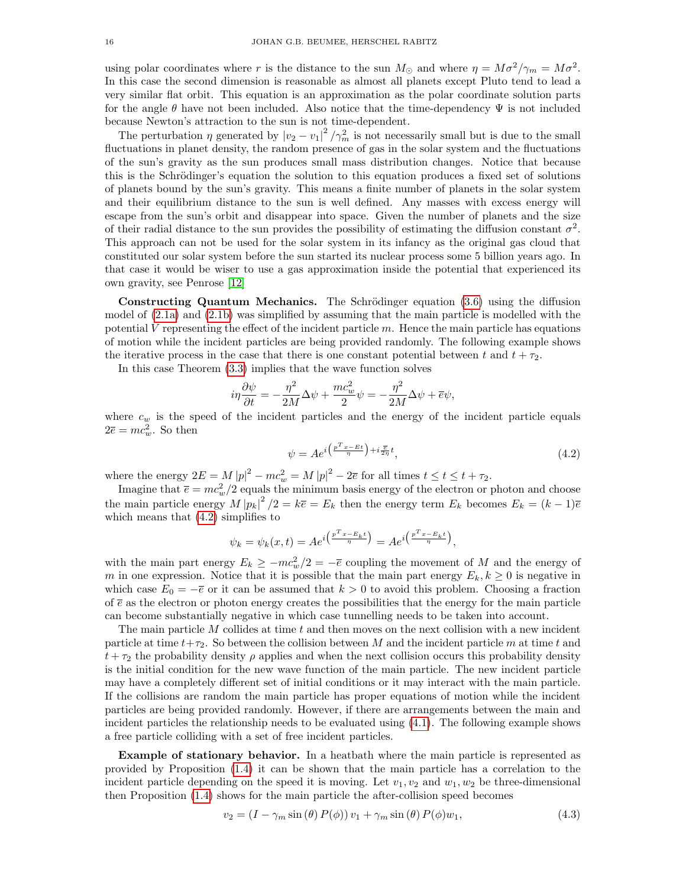using polar coordinates where $r$ is the distance to the sun $M_\odot$ and where $\eta = M\sigma^2/\gamma_m = M\sigma^2$. In this case the second dimension is reasonable as almost all planets except Pluto tend to lead a very similar flat orbit. This equation is an approximation as the polar coordinate solution parts for the angle $\theta$ have not been included. Also notice that the time-dependency $\Psi$ is not included because Newton's attraction to the sun is not time-dependent.

The perturbation $\eta$ generated by $|v_2 - v_1|^2/\gamma_m^2$ is not necessarily small but is due to the small fluctuations in planet density, the random presence of gas in the solar system and the fluctuations of the sun's gravity as the sun produces small mass distribution changes. Notice that because this is the Schrödinger's equation the solution to this equation produces a fixed set of solutions of planets bound by the sun's gravity. This means a finite number of planets in the solar system and their equilibrium distance to the sun is well defined. Any masses with excess energy will escape from the sun's orbit and disappear into space. Given the number of planets and the size of their radial distance to the sun provides the possibility of estimating the diffusion constant $\sigma^2$. This approach can not be used for the solar system in its infancy as the original gas cloud that constituted our solar system before the sun started its nuclear process some 5 billion years ago. In that case it would be wiser to use a gas approximation inside the potential that experienced its own gravity, see Penrose [12]

**Constructing Quantum Mechanics.** The Schrödinger equation (3.6) using the diffusion model of (2.1a) and (2.1b) was simplified by assuming that the main particle is modelled with the potential $V$ representing the effect of the incident particle $m$. Hence the main particle has equations of motion while the incident particles are being provided randomly. The following example shows the iterative process in the case that there is one constant potential between $t$ and $t + \tau_2$.

In this case Theorem (3.3) implies that the wave function solves

$$i\eta\frac{\partial\psi}{\partial t} = -\frac{\eta^2}{2M}\Delta\psi + \frac{mc_w^2}{2}\psi = -\frac{\eta^2}{2M}\Delta\psi + \overline{e}\psi,$$

where $c_w$ is the speed of the incident particles and the energy of the incident particle equals $2\overline{e} = mc_w^2$. So then

$$\psi = Ae^{i\left(\frac{p^T x - Et}{\eta}\right) + i\frac{\overline{e}}{2\eta}t}, \tag{4.2}$$

where the energy $2E = M|p|^2 - mc_w^2 = M|p|^2 - 2\overline{e}$ for all times $t \le t \le t + \tau_2$.

Imagine that $\overline{e} = mc_w^2/2$ equals the minimum basis energy of the electron or photon and choose the main particle energy $M|p_k|^2/2 = k\overline{e} = E_k$ then the energy term $E_k$ becomes $E_k = (k-1)\overline{e}$ which means that (4.2) simplifies to

$$\psi_k = \psi_k(x,t) = Ae^{i\left(\frac{p^T x - E_k t}{\eta}\right)} = Ae^{i\left(\frac{p^T x - E_k t}{\eta}\right)},$$

with the main part energy $E_k \ge -mc_w^2/2 = -\overline{e}$ coupling the movement of $M$ and the energy of $m$ in one expression. Notice that it is possible that the main part energy $E_k, k \ge 0$ is negative in which case $E_0 = -\overline{e}$ or it can be assumed that $k > 0$ to avoid this problem. Choosing a fraction of $\overline{e}$ as the electron or photon energy creates the possibilities that the energy for the main particle can become substantially negative in which case tunnelling needs to be taken into account.

The main particle $M$ collides at time $t$ and then moves on the next collision with a new incident particle at time $t+\tau_2$. So between the collision between $M$ and the incident particle $m$ at time $t$ and $t + \tau_2$ the probability density $\rho$ applies and when the next collision occurs this probability density is the initial condition for the new wave function of the main particle. The new incident particle may have a completely different set of initial conditions or it may interact with the main particle. If the collisions are random the main particle has proper equations of motion while the incident particles are being provided randomly. However, if there are arrangements between the main and incident particles the relationship needs to be evaluated using (4.1). The following example shows a free particle colliding with a set of free incident particles.

**Example of stationary behavior.** In a heatbath where the main particle is represented as provided by Proposition (1.4) it can be shown that the main particle has a correlation to the incident particle depending on the speed it is moving. Let $v_1, v_2$ and $w_1, w_2$ be three-dimensional then Proposition (1.4) shows for the main particle the after-collision speed becomes

$$v_2 = (I - \gamma_m \sin(\theta) P(\phi))\, v_1 + \gamma_m \sin(\theta) P(\phi) w_1, \tag{4.3}$$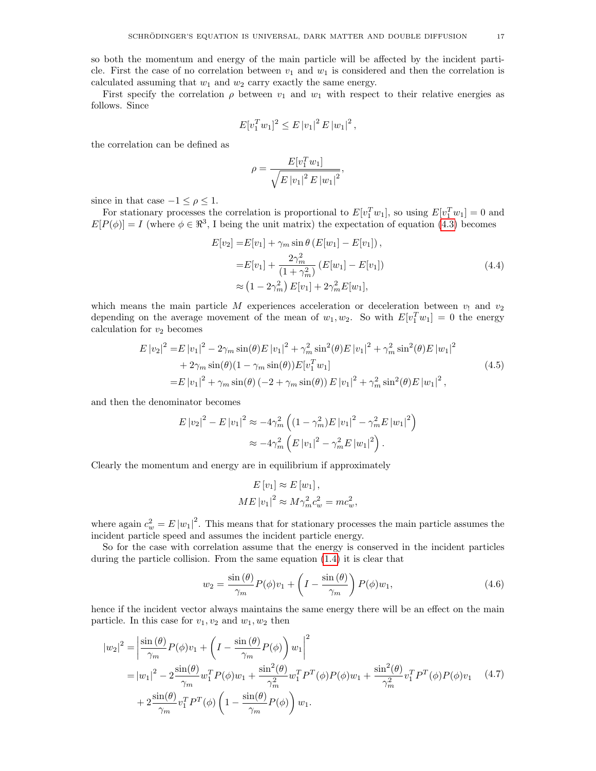so both the momentum and energy of the main particle will be affected by the incident particle. First the case of no correlation between $v_1$ and $w_1$ is considered and then the correlation is calculated assuming that $w_1$ and $w_2$ carry exactly the same energy.

First specify the correlation $\rho$ between $v_1$ and $w_1$ with respect to their relative energies as follows. Since

$$E[v_1^T w_1]^2 \leq E\left|v_1\right|^2 E\left|w_1\right|^2,$$

the correlation can be defined as

$$\rho = \frac{E[v_1^T w_1]}{\sqrt{E\left|v_1\right|^2 E\left|w_1\right|^2}},$$

since in that case $-1 \leq \rho \leq 1$.

For stationary processes the correlation is proportional to $E[v_1^T w_1]$, so using $E[v_1^T w_1] = 0$ and $E[P(\phi)] = I$ (where $\phi \in \Re^3$, I being the unit matrix) the expectation of equation (4.3) becomes

$$\begin{aligned}
E[v_2] =& E[v_1] + \gamma_m \sin\theta \left(E[w_1] - E[v_1]\right), \\
=& E[v_1] + \frac{2\gamma_m^2}{(1+\gamma_m^2)} \left(E[w_1] - E[v_1]\right) \\
\approx& \left(1 - 2\gamma_m^2\right) E[v_1] + 2\gamma_m^2 E[w_1],
\end{aligned} \tag{4.4}$$

which means the main particle $M$ experiences acceleration or deceleration between $v_!$ and $v_2$ depending on the average movement of the mean of $w_1, w_2$. So with $E[v_1^T w_1] = 0$ the energy calculation for $v_2$ becomes

$$\begin{aligned}
E\left|v_2\right|^2 =& E\left|v_1\right|^2 - 2\gamma_m \sin(\theta) E\left|v_1\right|^2 + \gamma_m^2 \sin^2(\theta) E\left|v_1\right|^2 + \gamma_m^2 \sin^2(\theta) E\left|w_1\right|^2 \\
&+ 2\gamma_m \sin(\theta)(1 - \gamma_m \sin(\theta)) E[v_1^T w_1] \\
=& E\left|v_1\right|^2 + \gamma_m \sin(\theta)\left(-2 + \gamma_m \sin(\theta)\right) E\left|v_1\right|^2 + \gamma_m^2 \sin^2(\theta) E\left|w_1\right|^2,
\end{aligned} \tag{4.5}$$

and then the denominator becomes

$$\begin{aligned}
E\left|v_2\right|^2 - E\left|v_1\right|^2 \approx& -4\gamma_m^2 \left((1-\gamma_m^2) E\left|v_1\right|^2 - \gamma_m^2 E\left|w_1\right|^2\right) \\
\approx& -4\gamma_m^2 \left(E\left|v_1\right|^2 - \gamma_m^2 E\left|w_1\right|^2\right).
\end{aligned}$$

Clearly the momentum and energy are in equilibrium if approximately

$$\begin{aligned}
E\left[v_1\right] &\approx E\left[w_1\right], \\
ME\left|v_1\right|^2 &\approx M\gamma_m^2 c_w^2 = mc_w^2,
\end{aligned}$$

where again $c_w^2 = E\left|w_1\right|^2$. This means that for stationary processes the main particle assumes the incident particle speed and assumes the incident particle energy.

So for the case with correlation assume that the energy is conserved in the incident particles during the particle collision. From the same equation (1.4) it is clear that

$$w_2 = \frac{\sin(\theta)}{\gamma_m} P(\phi) v_1 + \left(I - \frac{\sin(\theta)}{\gamma_m}\right) P(\phi) w_1, \tag{4.6}$$

hence if the incident vector always maintains the same energy there will be an effect on the main particle. In this case for $v_1, v_2$ and $w_1, w_2$ then

$$\begin{aligned}
\left|w_2\right|^2 =& \left|\frac{\sin(\theta)}{\gamma_m} P(\phi) v_1 + \left(I - \frac{\sin(\theta)}{\gamma_m} P(\phi)\right) w_1\right|^2 \\
=& \left|w_1\right|^2 - 2\frac{\sin(\theta)}{\gamma_m} w_1^T P(\phi) w_1 + \frac{\sin^2(\theta)}{\gamma_m^2} w_1^T P^T(\phi) P(\phi) w_1 + \frac{\sin^2(\theta)}{\gamma_m^2} v_1^T P^T(\phi) P(\phi) v_1 \\
&+ 2\frac{\sin(\theta)}{\gamma_m} v_1^T P^T(\phi) \left(1 - \frac{\sin(\theta)}{\gamma_m} P(\phi)\right) w_1.
\end{aligned} \tag{4.7}$$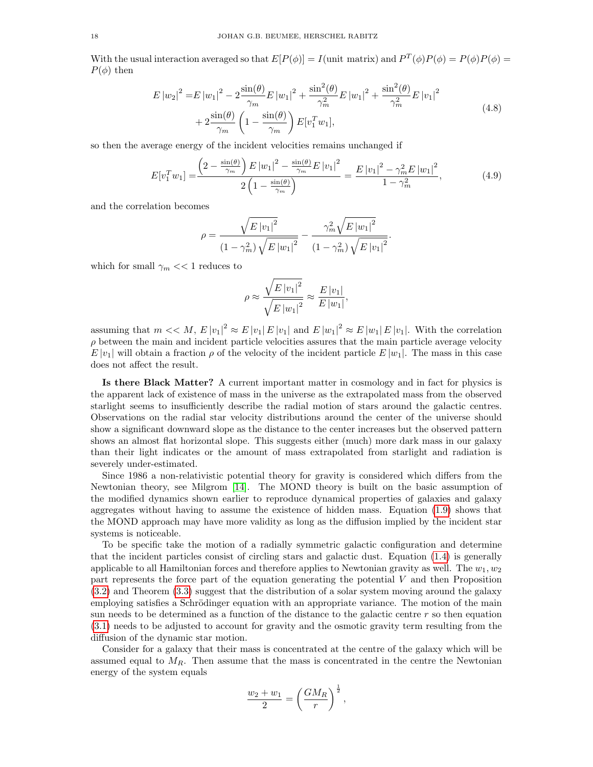With the usual interaction averaged so that $E[P(\phi)] = I(\text{unit matrix})$ and $P^T(\phi)P(\phi) = P(\phi)P(\phi) = P(\phi)$ then

$$
\begin{aligned}
E\left|w_2\right|^2 =& E\left|w_1\right|^2 - 2\frac{\sin(\theta)}{\gamma_m}E\left|w_1\right|^2 + \frac{\sin^2(\theta)}{\gamma_m^2}E\left|w_1\right|^2 + \frac{\sin^2(\theta)}{\gamma_m^2}E\left|v_1\right|^2 \\
&+ 2\frac{\sin(\theta)}{\gamma_m}\left(1 - \frac{\sin(\theta)}{\gamma_m}\right)E[v_1^T w_1],
\end{aligned}
\tag{4.8}
$$

so then the average energy of the incident velocities remains unchanged if

$$
E[v_1^T w_1] = \frac{\left(2 - \frac{\sin(\theta)}{\gamma_m}\right)E\left|w_1\right|^2 - \frac{\sin(\theta)}{\gamma_m}E\left|v_1\right|^2}{2\left(1 - \frac{\sin(\theta)}{\gamma_m}\right)} = \frac{E\left|v_1\right|^2 - \gamma_m^2 E\left|w_1\right|^2}{1 - \gamma_m^2},
\tag{4.9}
$$

and the correlation becomes

$$
\rho = \frac{\sqrt{E\left|v_1\right|^2}}{(1-\gamma_m^2)\sqrt{E\left|w_1\right|^2}} - \frac{\gamma_m^2\sqrt{E\left|w_1\right|^2}}{(1-\gamma_m^2)\sqrt{E\left|v_1\right|^2}}.
$$

which for small $\gamma_m << 1$ reduces to

$$
\rho \approx \frac{\sqrt{E\left|v_1\right|^2}}{\sqrt{E\left|w_1\right|^2}} \approx \frac{E\left|v_1\right|}{E\left|w_1\right|},
$$

assuming that $m << M$, $E\left|v_1\right|^2 \approx E\left|v_1\right|E\left|v_1\right|$ and $E\left|w_1\right|^2 \approx E\left|w_1\right|E\left|v_1\right|$. With the correlation $\rho$ between the main and incident particle velocities assures that the main particle average velocity $E\left|v_1\right|$ will obtain a fraction $\rho$ of the velocity of the incident particle $E\left|w_1\right|$. The mass in this case does not affect the result.

**Is there Black Matter?** A current important matter in cosmology and in fact for physics is the apparent lack of existence of mass in the universe as the extrapolated mass from the observed starlight seems to insufficiently describe the radial motion of stars around the galactic centres. Observations on the radial star velocity distributions around the center of the universe should show a significant downward slope as the distance to the center increases but the observed pattern shows an almost flat horizontal slope. This suggests either (much) more dark mass in our galaxy than their light indicates or the amount of mass extrapolated from starlight and radiation is severely under-estimated.

Since 1986 a non-relativistic potential theory for gravity is considered which differs from the Newtonian theory, see Milgrom [14]. The MOND theory is built on the basic assumption of the modified dynamics shown earlier to reproduce dynamical properties of galaxies and galaxy aggregates without having to assume the existence of hidden mass. Equation (1.9) shows that the MOND approach may have more validity as long as the diffusion implied by the incident star systems is noticeable.

To be specific take the motion of a radially symmetric galactic configuration and determine that the incident particles consist of circling stars and galactic dust. Equation (1.4) is generally applicable to all Hamiltonian forces and therefore applies to Newtonian gravity as well. The $w_1, w_2$ part represents the force part of the equation generating the potential $V$ and then Proposition (3.2) and Theorem (3.3) suggest that the distribution of a solar system moving around the galaxy employing satisfies a Schrödinger equation with an appropriate variance. The motion of the main sun needs to be determined as a function of the distance to the galactic centre $r$ so then equation (3.1) needs to be adjusted to account for gravity and the osmotic gravity term resulting from the diffusion of the dynamic star motion.

Consider for a galaxy that their mass is concentrated at the centre of the galaxy which will be assumed equal to $M_R$. Then assume that the mass is concentrated in the centre the Newtonian energy of the system equals

$$
\frac{w_2 + w_1}{2} = \left(\frac{GM_R}{r}\right)^{\frac{1}{2}},
$$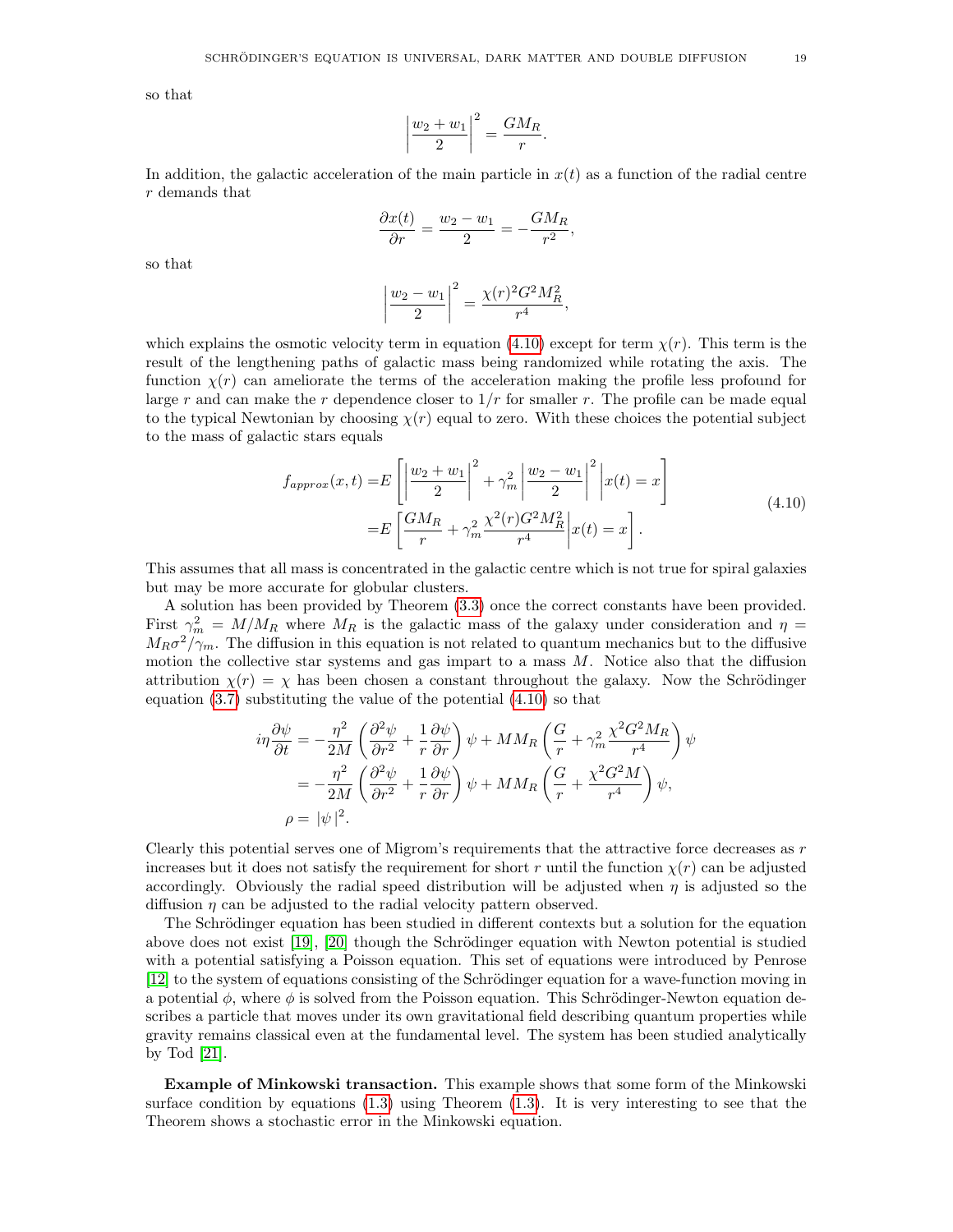so that

$$\left|\frac{w_2 + w_1}{2}\right|^2 = \frac{GM_R}{r}.$$

In addition, the galactic acceleration of the main particle in $x(t)$ as a function of the radial centre $r$ demands that

$$\frac{\partial x(t)}{\partial r} = \frac{w_2 - w_1}{2} = -\frac{GM_R}{r^2},$$

so that

$$\left|\frac{w_2 - w_1}{2}\right|^2 = \frac{\chi(r)^2 G^2 M_R^2}{r^4},$$

which explains the osmotic velocity term in equation (4.10) except for term $\chi(r)$. This term is the result of the lengthening paths of galactic mass being randomized while rotating the axis. The function $\chi(r)$ can ameliorate the terms of the acceleration making the profile less profound for large $r$ and can make the $r$ dependence closer to $1/r$ for smaller $r$. The profile can be made equal to the typical Newtonian by choosing $\chi(r)$ equal to zero. With these choices the potential subject to the mass of galactic stars equals

$$\begin{aligned} f_{approx}(x,t) =& E\left[\left|\frac{w_2 + w_1}{2}\right|^2 + \gamma_m^2 \left|\frac{w_2 - w_1}{2}\right|^2 \middle| x(t) = x\right] \\ =& E\left[\frac{GM_R}{r} + \gamma_m^2 \frac{\chi^2(r) G^2 M_R^2}{r^4} \middle| x(t) = x\right]. \end{aligned} \tag{4.10}$$

This assumes that all mass is concentrated in the galactic centre which is not true for spiral galaxies but may be more accurate for globular clusters.

A solution has been provided by Theorem (3.3) once the correct constants have been provided. First $\gamma_m^2 = M/M_R$ where $M_R$ is the galactic mass of the galaxy under consideration and $\eta = M_R \sigma^2/\gamma_m$. The diffusion in this equation is not related to quantum mechanics but to the diffusive motion the collective star systems and gas impart to a mass $M$. Notice also that the diffusion attribution $\chi(r) = \chi$ has been chosen a constant throughout the galaxy. Now the Schrödinger equation (3.7) substituting the value of the potential (4.10) so that

$$\begin{aligned} i\eta \frac{\partial \psi}{\partial t} &= -\frac{\eta^2}{2M}\left(\frac{\partial^2 \psi}{\partial r^2} + \frac{1}{r}\frac{\partial \psi}{\partial r}\right)\psi + MM_R\left(\frac{G}{r} + \gamma_m^2 \frac{\chi^2 G^2 M_R}{r^4}\right)\psi \\ &= -\frac{\eta^2}{2M}\left(\frac{\partial^2 \psi}{\partial r^2} + \frac{1}{r}\frac{\partial \psi}{\partial r}\right)\psi + MM_R\left(\frac{G}{r} + \frac{\chi^2 G^2 M}{r^4}\right)\psi, \\ \rho &= |\psi|^2. \end{aligned}$$

Clearly this potential serves one of Migrom's requirements that the attractive force decreases as $r$ increases but it does not satisfy the requirement for short $r$ until the function $\chi(r)$ can be adjusted accordingly. Obviously the radial speed distribution will be adjusted when $\eta$ is adjusted so the diffusion $\eta$ can be adjusted to the radial velocity pattern observed.

The Schrödinger equation has been studied in different contexts but a solution for the equation above does not exist [19], [20] though the Schrödinger equation with Newton potential is studied with a potential satisfying a Poisson equation. This set of equations were introduced by Penrose [12] to the system of equations consisting of the Schrödinger equation for a wave-function moving in a potential $\phi$, where $\phi$ is solved from the Poisson equation. This Schrödinger-Newton equation describes a particle that moves under its own gravitational field describing quantum properties while gravity remains classical even at the fundamental level. The system has been studied analytically by Tod [21].

**Example of Minkowski transaction.** This example shows that some form of the Minkowski surface condition by equations (1.3) using Theorem (1.3). It is very interesting to see that the Theorem shows a stochastic error in the Minkowski equation.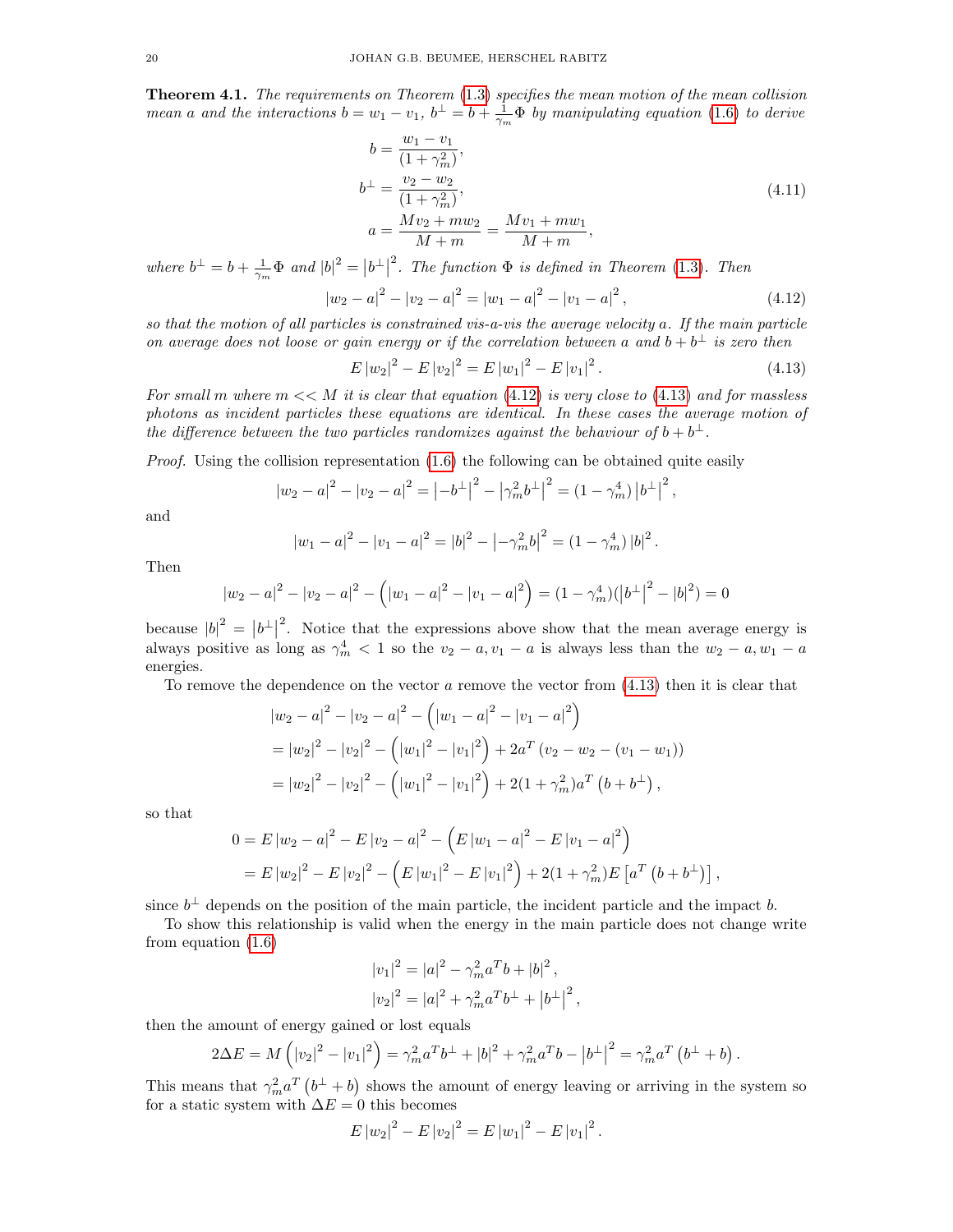**Theorem 4.1.** *The requirements on Theorem (1.3) specifies the mean motion of the mean collision mean $a$ and the interactions $b = w_1 - v_1$, $b^{\perp} = b + \frac{1}{\gamma_m}\Phi$ by manipulating equation (1.6) to derive*

$$
\begin{aligned}
b &= \frac{w_1 - v_1}{(1+\gamma_m^2)}, \\
b^{\perp} &= \frac{v_2 - w_2}{(1+\gamma_m^2)}, \\
a &= \frac{Mv_2 + mw_2}{M+m} = \frac{Mv_1 + mw_1}{M+m},
\end{aligned}
\tag{4.11}
$$

*where $b^{\perp} = b + \frac{1}{\gamma_m}\Phi$ and $|b|^2 = |b^{\perp}|^2$. The function $\Phi$ is defined in Theorem (1.3). Then*

$$
|w_2 - a|^2 - |v_2 - a|^2 = |w_1 - a|^2 - |v_1 - a|^2, \tag{4.12}
$$

*so that the motion of all particles is constrained vis-a-vis the average velocity $a$. If the main particle on average does not loose or gain energy or if the correlation between $a$ and $b + b^{\perp}$ is zero then*

$$
E|w_2|^2 - E|v_2|^2 = E|w_1|^2 - E|v_1|^2. \tag{4.13}
$$

*For small $m$ where $m << M$ it is clear that equation (4.12) is very close to (4.13) and for massless photons as incident particles these equations are identical. In these cases the average motion of the difference between the two particles randomizes against the behaviour of $b + b^{\perp}$.*

*Proof.* Using the collision representation (1.6) the following can be obtained quite easily

$$
|w_2 - a|^2 - |v_2 - a|^2 = \left|-b^{\perp}\right|^2 - \left|\gamma_m^2 b^{\perp}\right|^2 = (1 - \gamma_m^4)\left|b^{\perp}\right|^2,
$$

and

$$
|w_1 - a|^2 - |v_1 - a|^2 = |b|^2 - \left|-\gamma_m^2 b\right|^2 = (1-\gamma_m^4)|b|^2.
$$

Then

$$
|w_2 - a|^2 - |v_2 - a|^2 - \left(|w_1 - a|^2 - |v_1 - a|^2\right) = (1-\gamma_m^4)(\left|b^{\perp}\right|^2 - |b|^2) = 0
$$

because $|b|^2 = \left|b^{\perp}\right|^2$. Notice that the expressions above show that the mean average energy is always positive as long as $\gamma_m^4 < 1$ so the $v_2 - a, v_1 - a$ is always less than the $w_2 - a, w_1 - a$ energies.

To remove the dependence on the vector $a$ remove the vector from (4.13) then it is clear that

$$
\begin{aligned}
&|w_2 - a|^2 - |v_2 - a|^2 - \left(|w_1 - a|^2 - |v_1 - a|^2\right) \\
&= |w_2|^2 - |v_2|^2 - \left(|w_1|^2 - |v_1|^2\right) + 2a^T\left(v_2 - w_2 - (v_1 - w_1)\right) \\
&= |w_2|^2 - |v_2|^2 - \left(|w_1|^2 - |v_1|^2\right) + 2(1+\gamma_m^2)a^T\left(b + b^{\perp}\right),
\end{aligned}
$$

so that

$$
\begin{aligned}
0 &= E|w_2 - a|^2 - E|v_2 - a|^2 - \left(E|w_1 - a|^2 - E|v_1 - a|^2\right) \\
&= E|w_2|^2 - E|v_2|^2 - \left(E|w_1|^2 - E|v_1|^2\right) + 2(1+\gamma_m^2)E\left[a^T\left(b + b^{\perp}\right)\right],
\end{aligned}
$$

since $b^{\perp}$ depends on the position of the main particle, the incident particle and the impact $b$.

To show this relationship is valid when the energy in the main particle does not change write from equation (1.6)

$$
\begin{aligned}
|v_1|^2 &= |a|^2 - \gamma_m^2 a^T b + |b|^2, \\
|v_2|^2 &= |a|^2 + \gamma_m^2 a^T b^{\perp} + \left|b^{\perp}\right|^2,
\end{aligned}
$$

then the amount of energy gained or lost equals

$$
2\Delta E = M\left(|v_2|^2 - |v_1|^2\right) = \gamma_m^2 a^T b^{\perp} + |b|^2 + \gamma_m^2 a^T b - \left|b^{\perp}\right|^2 = \gamma_m^2 a^T\left(b^{\perp} + b\right).
$$

This means that $\gamma_m^2 a^T\left(b^{\perp} + b\right)$ shows the amount of energy leaving or arriving in the system so for a static system with $\Delta E = 0$ this becomes

$$
E|w_2|^2 - E|v_2|^2 = E|w_1|^2 - E|v_1|^2.
$$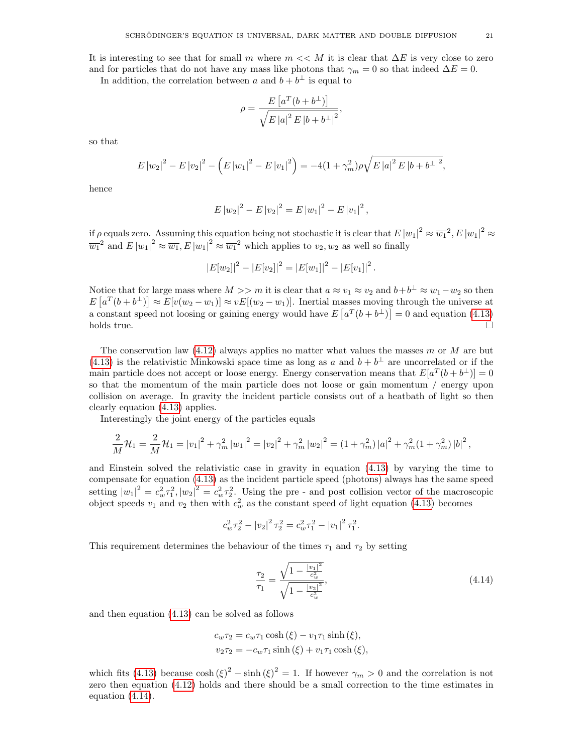It is interesting to see that for small $m$ where $m << M$ it is clear that $\Delta E$ is very close to zero and for particles that do not have any mass like photons that $\gamma_m = 0$ so that indeed $\Delta E = 0$.

In addition, the correlation between $a$ and $b + b^{\perp}$ is equal to

$$\rho = \frac{E\left[a^T(b + b^{\perp})\right]}{\sqrt{E\left|a\right|^2 E\left|b + b^{\perp}\right|^2}},$$

so that

$$E\left|w_2\right|^2 - E\left|v_2\right|^2 - \left(E\left|w_1\right|^2 - E\left|v_1\right|^2\right) = -4(1 + \gamma_m^2)\rho\sqrt{E\left|a\right|^2 E\left|b + b^{\perp}\right|^2},$$

hence

$$E\left|w_2\right|^2 - E\left|v_2\right|^2 = E\left|w_1\right|^2 - E\left|v_1\right|^2,$$

if $\rho$ equals zero. Assuming this equation being not stochastic it is clear that $E\left|w_1\right|^2 \approx \overline{w_1}^2, E\left|w_1\right|^2 \approx \overline{w_1}^2$ and $E\left|w_1\right|^2 \approx \overline{w_1}, E\left|w_1\right|^2 \approx \overline{w_1}^2$ which applies to $v_2, w_2$ as well so finally

$$\left|E[w_2]\right|^2 - \left|E[v_2]\right|^2 = \left|E[w_1]\right|^2 - \left|E[v_1]\right|^2.$$

Notice that for large mass where $M >> m$ it is clear that $a \approx v_1 \approx v_2$ and $b + b^{\perp} \approx w_1 - w_2$ so then $E\left[a^T(b + b^{\perp})\right] \approx E[v(w_2 - w_1)] \approx vE[(w_2 - w_1)]$. Inertial masses moving through the universe at a constant speed not loosing or gaining energy would have $E\left[a^T(b + b^{\perp})\right] = 0$ and equation (4.13) holds true. □

The conservation law (4.12) always applies no matter what values the masses $m$ or $M$ are but (4.13) is the relativistic Minkowski space time as long as $a$ and $b + b^{\perp}$ are uncorrelated or if the main particle does not accept or loose energy. Energy conservation means that $E[a^T(b + b^{\perp})] = 0$ so that the momentum of the main particle does not loose or gain momentum / energy upon collision on average. In gravity the incident particle consists out of a heatbath of light so then clearly equation (4.13) applies.

Interestingly the joint energy of the particles equals

$$\frac{2}{M}\mathcal{H}_1 = \frac{2}{M}\mathcal{H}_1 = \left|v_1\right|^2 + \gamma_m^2\left|w_1\right|^2 = \left|v_2\right|^2 + \gamma_m^2\left|w_2\right|^2 = (1 + \gamma_m^2)\left|a\right|^2 + \gamma_m^2(1 + \gamma_m^2)\left|b\right|^2,$$

and Einstein solved the relativistic case in gravity in equation (4.13) by varying the time to compensate for equation (4.13) as the incident particle speed (photons) always has the same speed setting $\left|w_1\right|^2 = c_w^2\tau_1^2, \left|w_2\right|^2 = c_w^2\tau_2^2$. Using the pre - and post collision vector of the macroscopic object speeds $v_1$ and $v_2$ then with $c_w^2$ as the constant speed of light equation (4.13) becomes

$$c_w^2\tau_2^2 - \left|v_2\right|^2\tau_2^2 = c_w^2\tau_1^2 - \left|v_1\right|^2\tau_1^2.$$

This requirement determines the behaviour of the times $\tau_1$ and $\tau_2$ by setting

$$\frac{\tau_2}{\tau_1} = \frac{\sqrt{1 - \frac{\left|v_1\right|^2}{c_w^2}}}{\sqrt{1 - \frac{\left|v_2\right|^2}{c_w^2}}}, \tag{4.14}$$

and then equation (4.13) can be solved as follows

$$c_w\tau_2 = c_w\tau_1\cosh(\xi) - v_1\tau_1\sinh(\xi),$$
$$v_2\tau_2 = -c_w\tau_1\sinh(\xi) + v_1\tau_1\cosh(\xi),$$

which fits (4.13) because $\cosh(\xi)^2 - \sinh(\xi)^2 = 1$. If however $\gamma_m > 0$ and the correlation is not zero then equation (4.12) holds and there should be a small correction to the time estimates in equation (4.14).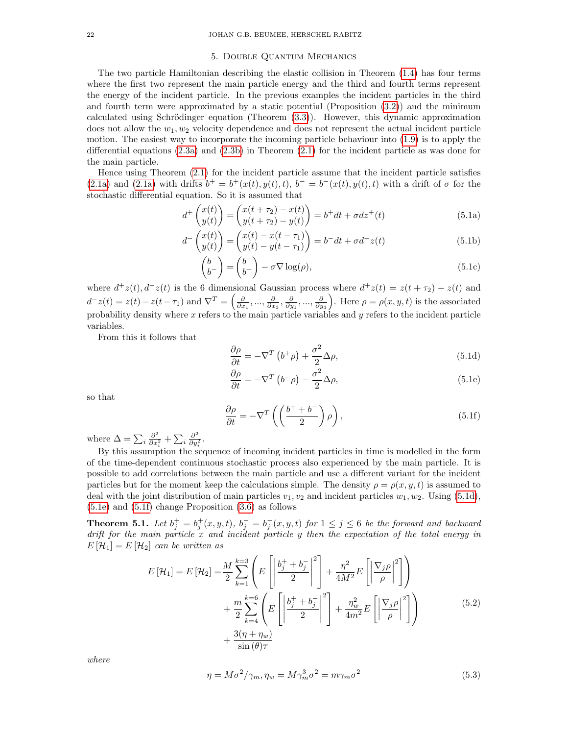## 5. Double Quantum Mechanics

The two particle Hamiltonian describing the elastic collision in Theorem (1.4) has four terms where the first two represent the main particle energy and the third and fourth terms represent the energy of the incident particle. In the previous examples the incident particles in the third and fourth term were approximated by a static potential (Proposition (3.2)) and the minimum calculated using Schrödinger equation (Theorem (3.3)). However, this dynamic approximation does not allow the $w_1, w_2$ velocity dependence and does not represent the actual incident particle motion. The easiest way to incorporate the incoming particle behaviour into (1.9) is to apply the differential equations (2.3a) and (2.3b) in Theorem (2.1) for the incident particle as was done for the main particle.

Hence using Theorem (2.1) for the incident particle assume that the incident particle satisfies (2.1a) and (2.1a) with drifts $b^+ = b^+(x(t), y(t), t)$, $b^- = b^-(x(t), y(t), t)$ with a drift of $\sigma$ for the stochastic differential equation. So it is assumed that

$$d^+ \begin{pmatrix} x(t) \\ y(t) \end{pmatrix} = \begin{pmatrix} x(t+\tau_2) - x(t) \\ y(t+\tau_2) - y(t) \end{pmatrix} = b^+ dt + \sigma dz^+(t) \tag{5.1a}$$

$$d^- \begin{pmatrix} x(t) \\ y(t) \end{pmatrix} = \begin{pmatrix} x(t) - x(t-\tau_1) \\ y(t) - y(t-\tau_1) \end{pmatrix} = b^- dt + \sigma d^- z(t) \tag{5.1b}$$

$$\begin{pmatrix} b^- \\ b^- \end{pmatrix} = \begin{pmatrix} b^+ \\ b^+ \end{pmatrix} - \sigma \nabla \log(\rho), \tag{5.1c}$$

where $d^+z(t), d^-z(t)$ is the 6 dimensional Gaussian process where $d^+z(t) = z(t+\tau_2) - z(t)$ and $d^-z(t) = z(t) - z(t-\tau_1)$ and $\nabla^T = \left( \frac{\partial}{\partial x_1}, ..., \frac{\partial}{\partial x_3}, \frac{\partial}{\partial y_1}, ..., \frac{\partial}{\partial y_3} \right)$. Here $\rho = \rho(x, y, t)$ is the associated probability density where $x$ refers to the main particle variables and $y$ refers to the incident particle variables.

From this it follows that

$$\frac{\partial \rho}{\partial t} = -\nabla^T \left( b^+ \rho \right) + \frac{\sigma^2}{2} \Delta \rho, \tag{5.1d}$$

$$\frac{\partial \rho}{\partial t} = -\nabla^T \left( b^- \rho \right) - \frac{\sigma^2}{2} \Delta \rho, \tag{5.1e}$$

so that

$$\frac{\partial \rho}{\partial t} = -\nabla^T \left( \left( \frac{b^+ + b^-}{2} \right) \rho \right), \tag{5.1f}$$

where $\Delta = \sum_i \frac{\partial^2}{\partial x_i^2} + \sum_i \frac{\partial^2}{\partial y_i^2}$.

By this assumption the sequence of incoming incident particles in time is modelled in the form of the time-dependent continuous stochastic process also experienced by the main particle. It is possible to add correlations between the main particle and use a different variant for the incident particles but for the moment keep the calculations simple. The density $\rho = \rho(x, y, t)$ is assumed to deal with the joint distribution of main particles $v_1, v_2$ and incident particles $w_1, w_2$. Using (5.1d), (5.1e) and (5.1f) change Proposition (3.6) as follows

**Theorem 5.1.** *Let $b_j^+ = b_j^+(x, y, t)$, $b_j^- = b_j^-(x, y, t)$ for $1 \le j \le 6$ be the forward and backward drift for the main particle $x$ and incident particle $y$ then the expectation of the total energy in $E[\mathcal{H}_1] = E[\mathcal{H}_2]$ can be written as*

$$\begin{aligned} E[\mathcal{H}_1] = E[\mathcal{H}_2] = & \frac{M}{2} \sum_{k=1}^{k=3} \left( E\left[ \left| \frac{b_j^+ + b_j^-}{2} \right|^2 \right] + \frac{\eta^2}{4M^2} E\left[ \left| \frac{\nabla_j \rho}{\rho} \right|^2 \right] \right) \\ & + \frac{m}{2} \sum_{k=4}^{k=6} \left( E\left[ \left| \frac{b_j^+ + b_j^-}{2} \right|^2 \right] + \frac{\eta_w^2}{4m^2} E\left[ \left| \frac{\nabla_j \rho}{\rho} \right|^2 \right] \right) \\ & + \frac{3(\eta + \eta_w)}{\sin(\theta) \overline{\tau}} \end{aligned} \tag{5.2}$$

*where*

$$\eta = M\sigma^2/\gamma_m, \eta_w = M\gamma_m^3 \sigma^2 = m\gamma_m \sigma^2 \tag{5.3}$$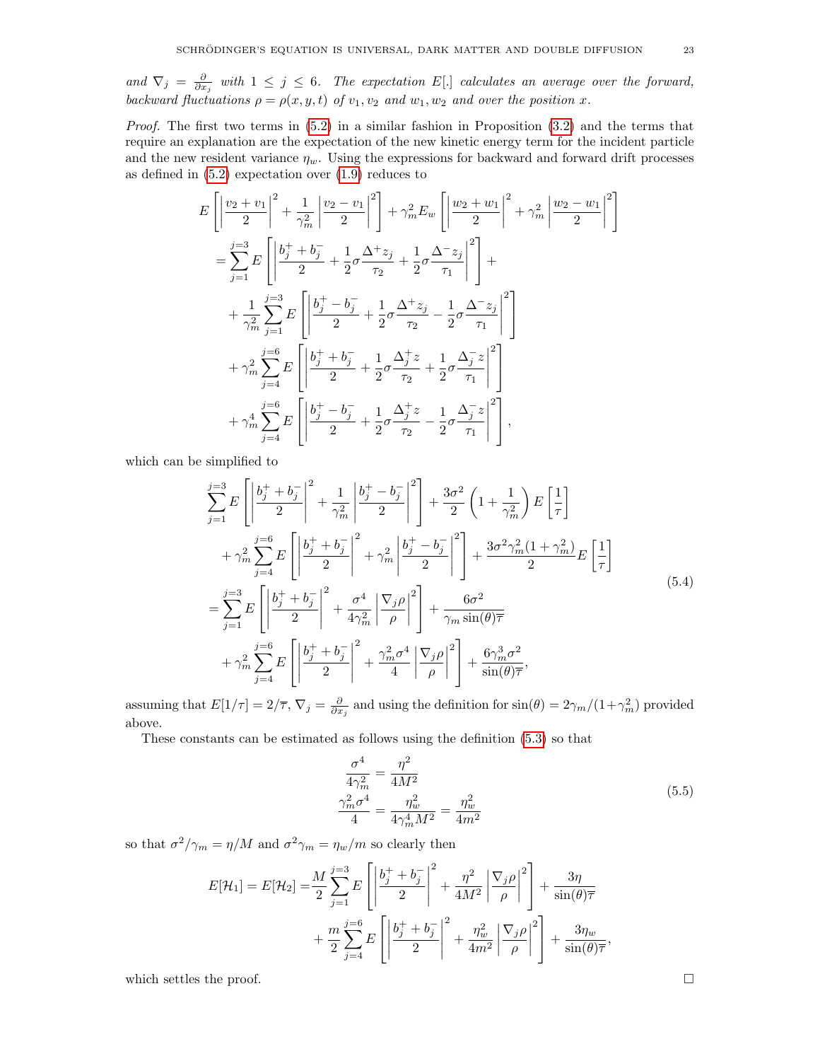*and* $\nabla_j = \frac{\partial}{\partial x_j}$ *with* $1 \leq j \leq 6$. *The expectation* $E[.]$ *calculates an average over the forward, backward fluctuations* $\rho = \rho(x, y, t)$ *of* $v_1, v_2$ *and* $w_1, w_2$ *and over the position* $x$.

*Proof.* The first two terms in (5.2) in a similar fashion in Proposition (3.2) and the terms that require an explanation are the expectation of the new kinetic energy term for the incident particle and the new resident variance $\eta_w$. Using the expressions for backward and forward drift processes as defined in (5.2) expectation over (1.9) reduces to

$$
\begin{aligned}
E&\left[\left|\frac{v_2+v_1}{2}\right|^2 + \frac{1}{\gamma_m^2}\left|\frac{v_2-v_1}{2}\right|^2\right] + \gamma_m^2 E_w\left[\left|\frac{w_2+w_1}{2}\right|^2 + \gamma_m^2\left|\frac{w_2-w_1}{2}\right|^2\right] \\
&= \sum_{j=1}^{j=3} E\left[\left|\frac{b_j^+ + b_j^-}{2} + \frac{1}{2}\sigma\frac{\Delta^+ z_j}{\tau_2} + \frac{1}{2}\sigma\frac{\Delta^- z_j}{\tau_1}\right|^2\right] + \\
&\quad + \frac{1}{\gamma_m^2}\sum_{j=1}^{j=3} E\left[\left|\frac{b_j^+ - b_j^-}{2} + \frac{1}{2}\sigma\frac{\Delta^+ z_j}{\tau_2} - \frac{1}{2}\sigma\frac{\Delta^- z_j}{\tau_1}\right|^2\right] \\
&\quad + \gamma_m^2\sum_{j=4}^{j=6} E\left[\left|\frac{b_j^+ + b_j^-}{2} + \frac{1}{2}\sigma\frac{\Delta_j^+ z}{\tau_2} + \frac{1}{2}\sigma\frac{\Delta_j^- z}{\tau_1}\right|^2\right] \\
&\quad + \gamma_m^4\sum_{j=4}^{j=6} E\left[\left|\frac{b_j^+ - b_j^-}{2} + \frac{1}{2}\sigma\frac{\Delta_j^+ z}{\tau_2} - \frac{1}{2}\sigma\frac{\Delta_j^- z}{\tau_1}\right|^2\right],
\end{aligned}
$$

which can be simplified to

$$
\begin{aligned}
&\sum_{j=1}^{j=3} E\left[\left|\frac{b_j^+ + b_j^-}{2}\right|^2 + \frac{1}{\gamma_m^2}\left|\frac{b_j^+ - b_j^-}{2}\right|^2\right] + \frac{3\sigma^2}{2}\left(1+\frac{1}{\gamma_m^2}\right)E\left[\frac{1}{\tau}\right] \\
&\quad + \gamma_m^2\sum_{j=4}^{j=6} E\left[\left|\frac{b_j^+ + b_j^-}{2}\right|^2 + \gamma_m^2\left|\frac{b_j^+ - b_j^-}{2}\right|^2\right] + \frac{3\sigma^2\gamma_m^2(1+\gamma_m^2)}{2}E\left[\frac{1}{\tau}\right] \\
&= \sum_{j=1}^{j=3} E\left[\left|\frac{b_j^+ + b_j^-}{2}\right|^2 + \frac{\sigma^4}{4\gamma_m^2}\left|\frac{\nabla_j\rho}{\rho}\right|^2\right] + \frac{6\sigma^2}{\gamma_m\sin(\theta)\overline{\tau}} \\
&\quad + \gamma_m^2\sum_{j=4}^{j=6} E\left[\left|\frac{b_j^+ + b_j^-}{2}\right|^2 + \frac{\gamma_m^2\sigma^4}{4}\left|\frac{\nabla_j\rho}{\rho}\right|^2\right] + \frac{6\gamma_m^3\sigma^2}{\sin(\theta)\overline{\tau}},
\end{aligned}
\tag{5.4}
$$

assuming that $E[1/\tau] = 2/\overline{\tau}$, $\nabla_j = \frac{\partial}{\partial x_j}$ and using the definition for $\sin(\theta) = 2\gamma_m/(1+\gamma_m^2)$ provided above.

These constants can be estimated as follows using the definition (5.3) so that

$$
\begin{aligned}
\frac{\sigma^4}{4\gamma_m^2} &= \frac{\eta^2}{4M^2} \\
\frac{\gamma_m^2\sigma^4}{4} &= \frac{\eta_w^2}{4\gamma_m^4 M^2} = \frac{\eta_w^2}{4m^2}
\end{aligned}
\tag{5.5}
$$

so that $\sigma^2/\gamma_m = \eta/M$ and $\sigma^2\gamma_m = \eta_w/m$ so clearly then

$$
\begin{aligned}
E[\mathcal{H}_1] = E[\mathcal{H}_2] =& \frac{M}{2}\sum_{j=1}^{j=3} E\left[\left|\frac{b_j^+ + b_j^-}{2}\right|^2 + \frac{\eta^2}{4M^2}\left|\frac{\nabla_j\rho}{\rho}\right|^2\right] + \frac{3\eta}{\sin(\theta)\overline{\tau}} \\
&+ \frac{m}{2}\sum_{j=4}^{j=6} E\left[\left|\frac{b_j^+ + b_j^-}{2}\right|^2 + \frac{\eta_w^2}{4m^2}\left|\frac{\nabla_j\rho}{\rho}\right|^2\right] + \frac{3\eta_w}{\sin(\theta)\overline{\tau}},
\end{aligned}
$$

which settles the proof. $\square$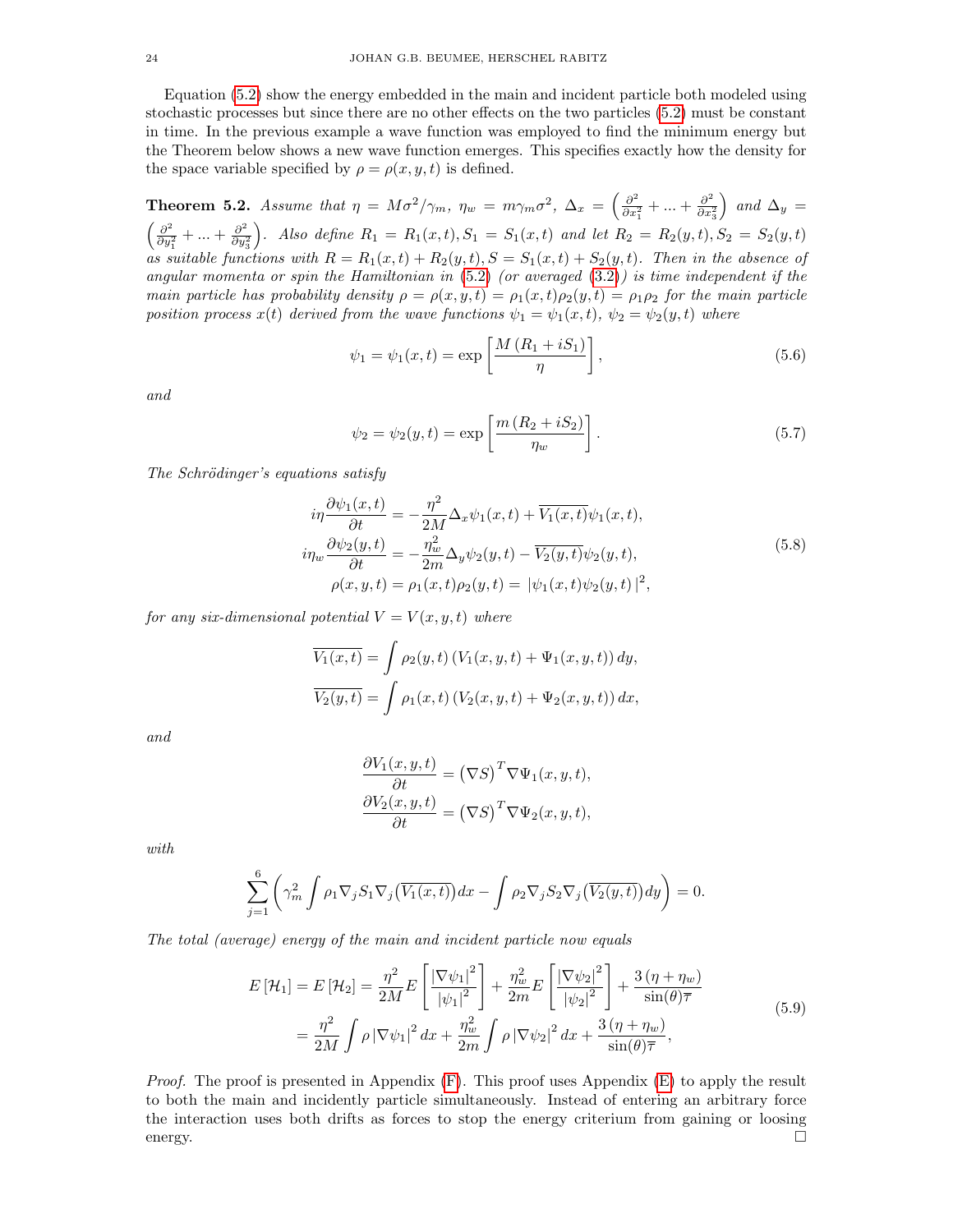Equation (5.2) show the energy embedded in the main and incident particle both modeled using stochastic processes but since there are no other effects on the two particles (5.2) must be constant in time. In the previous example a wave function was employed to find the minimum energy but the Theorem below shows a new wave function emerges. This specifies exactly how the density for the space variable specified by $\rho = \rho(x, y, t)$ is defined.

**Theorem 5.2.** *Assume that* $\eta = M\sigma^2/\gamma_m$*,* $\eta_w = m\gamma_m\sigma^2$*,* $\Delta_x = \left(\frac{\partial^2}{\partial x_1^2} + ... + \frac{\partial^2}{\partial x_3^2}\right)$ *and* $\Delta_y = \left(\frac{\partial^2}{\partial y_1^2} + ... + \frac{\partial^2}{\partial y_3^2}\right)$*. Also define* $R_1 = R_1(x,t), S_1 = S_1(x,t)$ *and let* $R_2 = R_2(y,t), S_2 = S_2(y,t)$ *as suitable functions with* $R = R_1(x,t) + R_2(y,t), S = S_1(x,t) + S_2(y,t)$*. Then in the absence of angular momenta or spin the Hamiltonian in (5.2) (or averaged (3.2)) is time independent if the main particle has probability density* $\rho = \rho(x,y,t) = \rho_1(x,t)\rho_2(y,t) = \rho_1\rho_2$ *for the main particle position process* $x(t)$ *derived from the wave functions* $\psi_1 = \psi_1(x,t)$*,* $\psi_2 = \psi_2(y,t)$ *where*

$$\psi_1 = \psi_1(x,t) = \exp\left[\frac{M\left(R_1 + iS_1\right)}{\eta}\right], \tag{5.6}$$

*and*

$$\psi_2 = \psi_2(y,t) = \exp\left[\frac{m\left(R_2 + iS_2\right)}{\eta_w}\right]. \tag{5.7}$$

*The Schrödinger's equations satisfy*

$$\begin{aligned}
i\eta\frac{\partial\psi_1(x,t)}{\partial t} &= -\frac{\eta^2}{2M}\Delta_x\psi_1(x,t) + \overline{V_1(x,t)}\psi_1(x,t),\\
i\eta_w\frac{\partial\psi_2(y,t)}{\partial t} &= -\frac{\eta_w^2}{2m}\Delta_y\psi_2(y,t) - \overline{V_2(y,t)}\psi_2(y,t),\\
\rho(x,y,t) &= \rho_1(x,t)\rho_2(y,t) = \left|\psi_1(x,t)\psi_2(y,t)\right|^2,
\end{aligned} \tag{5.8}$$

*for any six-dimensional potential* $V = V(x,y,t)$ *where*

$$\begin{aligned}
\overline{V_1(x,t)} &= \int \rho_2(y,t)\left(V_1(x,y,t) + \Psi_1(x,y,t)\right)dy,\\
\overline{V_2(y,t)} &= \int \rho_1(x,t)\left(V_2(x,y,t) + \Psi_2(x,y,t)\right)dx,
\end{aligned}$$

*and*

$$\begin{aligned}
\frac{\partial V_1(x,y,t)}{\partial t} &= \left(\nabla S\right)^T\nabla\Psi_1(x,y,t),\\
\frac{\partial V_2(x,y,t)}{\partial t} &= \left(\nabla S\right)^T\nabla\Psi_2(x,y,t),
\end{aligned}$$

*with*

$$\sum_{j=1}^{6}\left(\gamma_m^2\int\rho_1\nabla_j S_1\nabla_j\big(\overline{V_1(x,t)}\big)dx - \int\rho_2\nabla_j S_2\nabla_j\big(\overline{V_2(y,t)}\big)dy\right) = 0.$$

*The total (average) energy of the main and incident particle now equals*

$$\begin{aligned}
E\left[\mathcal{H}_1\right] = E\left[\mathcal{H}_2\right] &= \frac{\eta^2}{2M}E\left[\frac{\left|\nabla\psi_1\right|^2}{\left|\psi_1\right|^2}\right] + \frac{\eta_w^2}{2m}E\left[\frac{\left|\nabla\psi_2\right|^2}{\left|\psi_2\right|^2}\right] + \frac{3\left(\eta+\eta_w\right)}{\sin(\theta)\overline{\tau}}\\
&= \frac{\eta^2}{2M}\int\rho\left|\nabla\psi_1\right|^2dx + \frac{\eta_w^2}{2m}\int\rho\left|\nabla\psi_2\right|^2dx + \frac{3\left(\eta+\eta_w\right)}{\sin(\theta)\overline{\tau}},
\end{aligned} \tag{5.9}$$

*Proof.* The proof is presented in Appendix (F). This proof uses Appendix (E) to apply the result to both the main and incidently particle simultaneously. Instead of entering an arbitrary force the interaction uses both drifts as forces to stop the energy criterium from gaining or loosing energy. □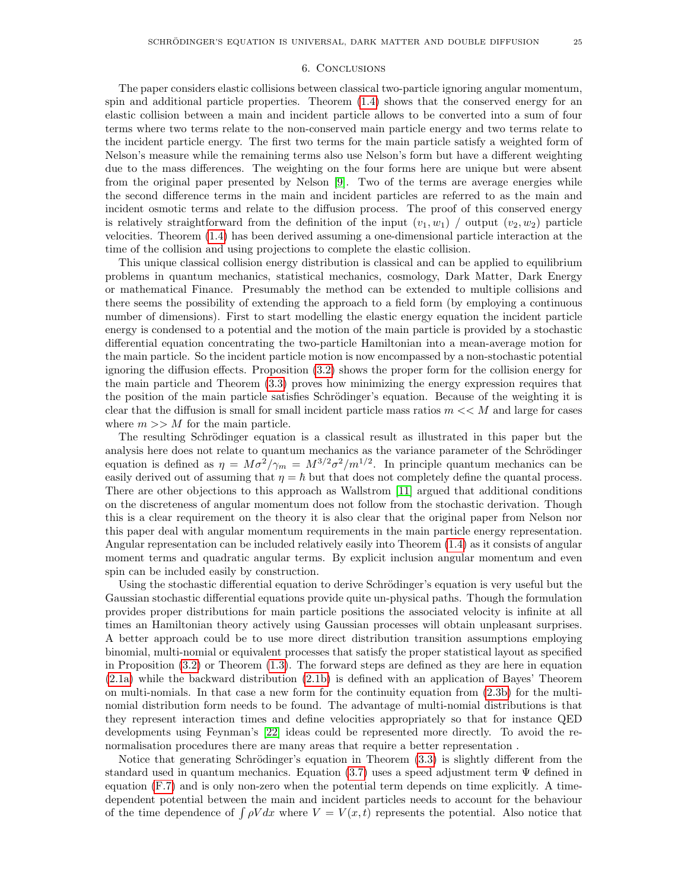## 6. Conclusions

The paper considers elastic collisions between classical two-particle ignoring angular momentum, spin and additional particle properties. Theorem (1.4) shows that the conserved energy for an elastic collision between a main and incident particle allows to be converted into a sum of four terms where two terms relate to the non-conserved main particle energy and two terms relate to the incident particle energy. The first two terms for the main particle satisfy a weighted form of Nelson's measure while the remaining terms also use Nelson's form but have a different weighting due to the mass differences. The weighting on the four forms here are unique but were absent from the original paper presented by Nelson [9]. Two of the terms are average energies while the second difference terms in the main and incident particles are referred to as the main and incident osmotic terms and relate to the diffusion process. The proof of this conserved energy is relatively straightforward from the definition of the input $(v_1, w_1)$ / output $(v_2, w_2)$ particle velocities. Theorem (1.4) has been derived assuming a one-dimensional particle interaction at the time of the collision and using projections to complete the elastic collision.

This unique classical collision energy distribution is classical and can be applied to equilibrium problems in quantum mechanics, statistical mechanics, cosmology, Dark Matter, Dark Energy or mathematical Finance. Presumably the method can be extended to multiple collisions and there seems the possibility of extending the approach to a field form (by employing a continuous number of dimensions). First to start modelling the elastic energy equation the incident particle energy is condensed to a potential and the motion of the main particle is provided by a stochastic differential equation concentrating the two-particle Hamiltonian into a mean-average motion for the main particle. So the incident particle motion is now encompassed by a non-stochastic potential ignoring the diffusion effects. Proposition (3.2) shows the proper form for the collision energy for the main particle and Theorem (3.3) proves how minimizing the energy expression requires that the position of the main particle satisfies Schrödinger's equation. Because of the weighting it is clear that the diffusion is small for small incident particle mass ratios $m << M$ and large for cases where $m >> M$ for the main particle.

The resulting Schrödinger equation is a classical result as illustrated in this paper but the analysis here does not relate to quantum mechanics as the variance parameter of the Schrödinger equation is defined as $\eta = M\sigma^2/\gamma_m = M^{3/2}\sigma^2/m^{1/2}$. In principle quantum mechanics can be easily derived out of assuming that $\eta = \hbar$ but that does not completely define the quantal process. There are other objections to this approach as Wallstrom [11] argued that additional conditions on the discreteness of angular momentum does not follow from the stochastic derivation. Though this is a clear requirement on the theory it is also clear that the original paper from Nelson nor this paper deal with angular momentum requirements in the main particle energy representation. Angular representation can be included relatively easily into Theorem (1.4) as it consists of angular moment terms and quadratic angular terms. By explicit inclusion angular momentum and even spin can be included easily by construction.

Using the stochastic differential equation to derive Schrödinger's equation is very useful but the Gaussian stochastic differential equations provide quite un-physical paths. Though the formulation provides proper distributions for main particle positions the associated velocity is infinite at all times an Hamiltonian theory actively using Gaussian processes will obtain unpleasant surprises. A better approach could be to use more direct distribution transition assumptions employing binomial, multi-nomial or equivalent processes that satisfy the proper statistical layout as specified in Proposition (3.2) or Theorem (1.3). The forward steps are defined as they are here in equation (2.1a) while the backward distribution (2.1b) is defined with an application of Bayes' Theorem on multi-nomials. In that case a new form for the continuity equation from (2.3b) for the multi-nomial distribution form needs to be found. The advantage of multi-nomial distributions is that they represent interaction times and define velocities appropriately so that for instance QED developments using Feynman's [22] ideas could be represented more directly. To avoid the re-normalisation procedures there are many areas that require a better representation .

Notice that generating Schrödinger's equation in Theorem (3.3) is slightly different from the standard used in quantum mechanics. Equation (3.7) uses a speed adjustment term $\Psi$ defined in equation (F.7) and is only non-zero when the potential term depends on time explicitly. A time-dependent potential between the main and incident particles needs to account for the behaviour of the time dependence of $\int \rho V dx$ where $V = V(x,t)$ represents the potential. Also notice that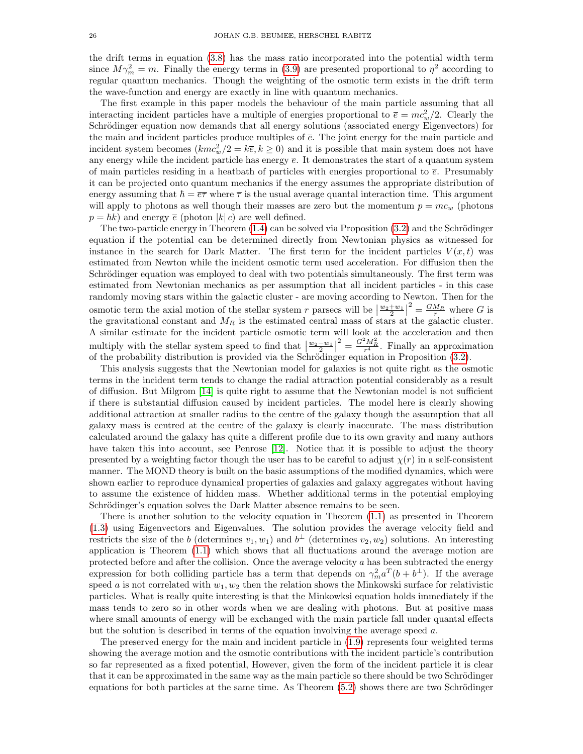the drift terms in equation (3.8) has the mass ratio incorporated into the potential width term since $M\gamma_m^2 = m$. Finally the energy terms in (3.9) are presented proportional to $\eta^2$ according to regular quantum mechanics. Though the weighting of the osmotic term exists in the drift term the wave-function and energy are exactly in line with quantum mechanics.

The first example in this paper models the behaviour of the main particle assuming that all interacting incident particles have a multiple of energies proportional to $\overline{e} = mc_w^2/2$. Clearly the Schrödinger equation now demands that all energy solutions (associated energy Eigenvectors) for the main and incident particles produce multiples of $\overline{e}$. The joint energy for the main particle and incident system becomes ($kmc_w^2/2 = k\overline{e}, k \geq 0$) and it is possible that main system does not have any energy while the incident particle has energy $\overline{e}$. It demonstrates the start of a quantum system of main particles residing in a heatbath of particles with energies proportional to $\overline{e}$. Presumably it can be projected onto quantum mechanics if the energy assumes the appropriate distribution of energy assuming that $\hbar = \overline{e}\overline{\tau}$ where $\overline{\tau}$ is the usual average quantal interaction time. This argument will apply to photons as well though their masses are zero but the momentum $p = mc_w$ (photons $p = \hbar k$) and energy $\overline{e}$ (photon $|k|\, c$) are well defined.

The two-particle energy in Theorem (1.4) can be solved via Proposition (3.2) and the Schrödinger equation if the potential can be determined directly from Newtonian physics as witnessed for instance in the search for Dark Matter. The first term for the incident particles $V(x,t)$ was estimated from Newton while the incident osmotic term used acceleration. For diffusion then the Schrödinger equation was employed to deal with two potentials simultaneously. The first term was estimated from Newtonian mechanics as per assumption that all incident particles - in this case randomly moving stars within the galactic cluster - are moving according to Newton. Then for the osmotic term the axial motion of the stellar system $r$ parsecs will be $\left|\frac{w_2+w_1}{2}\right|^2 = \frac{GM_R}{r}$ where $G$ is the gravitational constant and $M_R$ is the estimated central mass of stars at the galactic cluster. A similar estimate for the incident particle osmotic term will look at the acceleration and then multiply with the stellar system speed to find that $\left|\frac{w_2-w_1}{2}\right|^2 = \frac{G^2M_R^2}{r^4}$. Finally an approximation of the probability distribution is provided via the Schrödinger equation in Proposition (3.2).

This analysis suggests that the Newtonian model for galaxies is not quite right as the osmotic terms in the incident term tends to change the radial attraction potential considerably as a result of diffusion. But Milgrom [14] is quite right to assume that the Newtonian model is not sufficient if there is substantial diffusion caused by incident particles. The model here is clearly showing additional attraction at smaller radius to the centre of the galaxy though the assumption that all galaxy mass is centred at the centre of the galaxy is clearly inaccurate. The mass distribution calculated around the galaxy has quite a different profile due to its own gravity and many authors have taken this into account, see Penrose [12]. Notice that it is possible to adjust the theory presented by a weighting factor though the user has to be careful to adjust $\chi(r)$ in a self-consistent manner. The MOND theory is built on the basic assumptions of the modified dynamics, which were shown earlier to reproduce dynamical properties of galaxies and galaxy aggregates without having to assume the existence of hidden mass. Whether additional terms in the potential employing Schrödinger's equation solves the Dark Matter absence remains to be seen.

There is another solution to the velocity equation in Theorem (1.1) as presented in Theorem (1.3) using Eigenvectors and Eigenvalues. The solution provides the average velocity field and restricts the size of the $b$ (determines $v_1, w_1$) and $b^{\perp}$ (determines $v_2, w_2$) solutions. An interesting application is Theorem (1.1) which shows that all fluctuations around the average motion are protected before and after the collision. Once the average velocity $a$ has been subtracted the energy expression for both colliding particle has a term that depends on $\gamma_m^2 a^T(b + b^{\perp})$. If the average speed $a$ is not correlated with $w_1, w_2$ then the relation shows the Minkowski surface for relativistic particles. What is really quite interesting is that the Minkowksi equation holds immediately if the mass tends to zero so in other words when we are dealing with photons. But at positive mass where small amounts of energy will be exchanged with the main particle fall under quantal effects but the solution is described in terms of the equation involving the average speed $a$.

The preserved energy for the main and incident particle in (1.9) represents four weighted terms showing the average motion and the osmotic contributions with the incident particle's contribution so far represented as a fixed potential, However, given the form of the incident particle it is clear that it can be approximated in the same way as the main particle so there should be two Schrödinger equations for both particles at the same time. As Theorem (5.2) shows there are two Schrödinger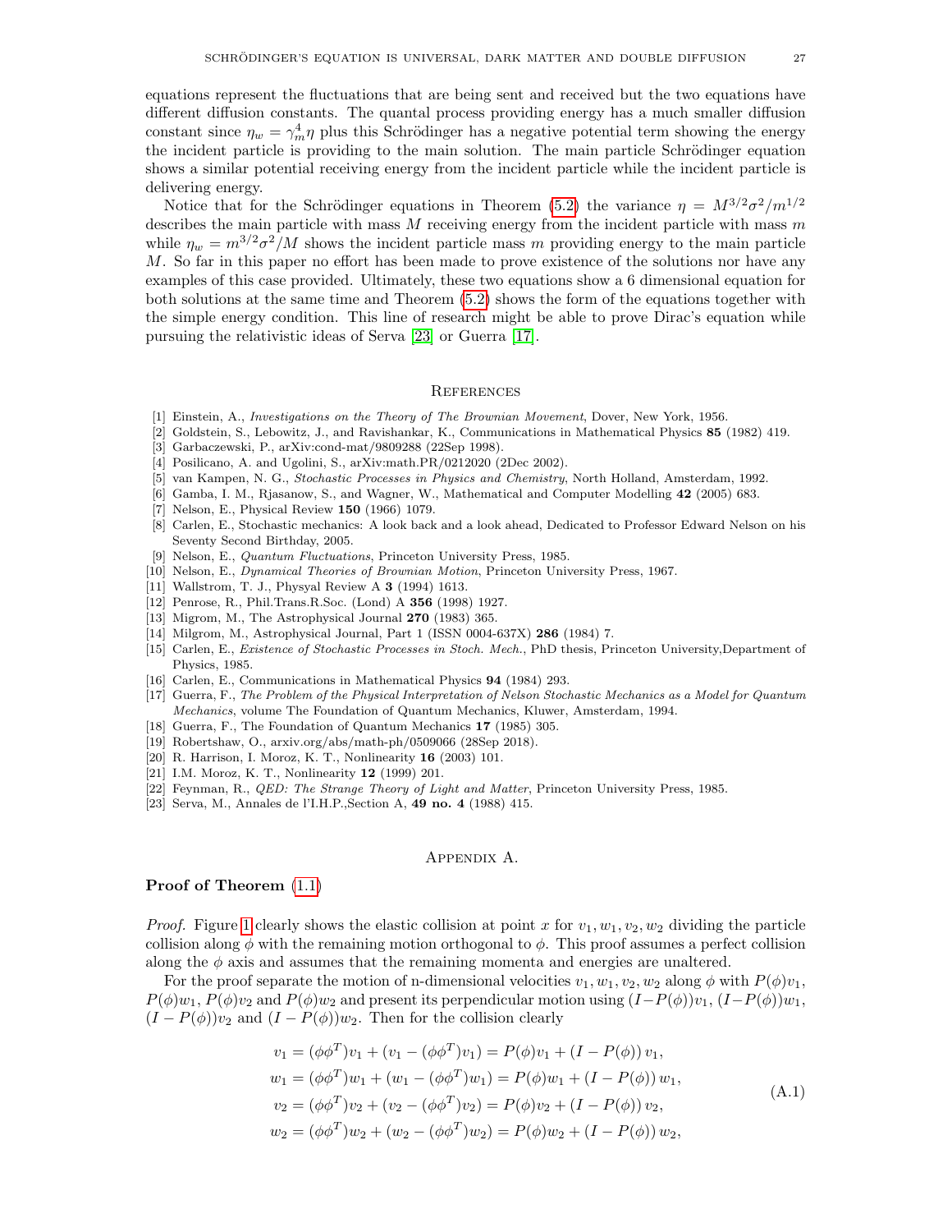equations represent the fluctuations that are being sent and received but the two equations have different diffusion constants. The quantal process providing energy has a much smaller diffusion constant since $\eta_w = \gamma_m^4 \eta$ plus this Schrödinger has a negative potential term showing the energy the incident particle is providing to the main solution. The main particle Schrödinger equation shows a similar potential receiving energy from the incident particle while the incident particle is delivering energy.

Notice that for the Schrödinger equations in Theorem (5.2) the variance $\eta = M^{3/2}\sigma^2/m^{1/2}$ describes the main particle with mass $M$ receiving energy from the incident particle with mass $m$ while $\eta_w = m^{3/2}\sigma^2/M$ shows the incident particle mass $m$ providing energy to the main particle $M$. So far in this paper no effort has been made to prove existence of the solutions nor have any examples of this case provided. Ultimately, these two equations show a 6 dimensional equation for both solutions at the same time and Theorem (5.2) shows the form of the equations together with the simple energy condition. This line of research might be able to prove Dirac's equation while pursuing the relativistic ideas of Serva [23] or Guerra [17].

## References

[1] Einstein, A., *Investigations on the Theory of The Brownian Movement*, Dover, New York, 1956.
[2] Goldstein, S., Lebowitz, J., and Ravishankar, K., Communications in Mathematical Physics **85** (1982) 419.
[3] Garbaczewski, P., arXiv:cond-mat/9809288 (22Sep 1998).
[4] Posilicano, A. and Ugolini, S., arXiv:math.PR/0212020 (2Dec 2002).
[5] van Kampen, N. G., *Stochastic Processes in Physics and Chemistry*, North Holland, Amsterdam, 1992.
[6] Gamba, I. M., Rjasanow, S., and Wagner, W., Mathematical and Computer Modelling **42** (2005) 683.
[7] Nelson, E., Physical Review **150** (1966) 1079.
[8] Carlen, E., Stochastic mechanics: A look back and a look ahead, Dedicated to Professor Edward Nelson on his Seventy Second Birthday, 2005.
[9] Nelson, E., *Quantum Fluctuations*, Princeton University Press, 1985.
[10] Nelson, E., *Dynamical Theories of Brownian Motion*, Princeton University Press, 1967.
[11] Wallstrom, T. J., Physyal Review A **3** (1994) 1613.
[12] Penrose, R., Phil.Trans.R.Soc. (Lond) A **356** (1998) 1927.
[13] Migrom, M., The Astrophysical Journal **270** (1983) 365.
[14] Milgrom, M., Astrophysical Journal, Part 1 (ISSN 0004-637X) **286** (1984) 7.
[15] Carlen, E., *Existence of Stochastic Processes in Stoch. Mech.*, PhD thesis, Princeton University,Department of Physics, 1985.
[16] Carlen, E., Communications in Mathematical Physics **94** (1984) 293.
[17] Guerra, F., *The Problem of the Physical Interpretation of Nelson Stochastic Mechanics as a Model for Quantum Mechanics*, volume The Foundation of Quantum Mechanics, Kluwer, Amsterdam, 1994.
[18] Guerra, F., The Foundation of Quantum Mechanics **17** (1985) 305.
[19] Robertshaw, O., arxiv.org/abs/math-ph/0509066 (28Sep 2018).
[20] R. Harrison, I. Moroz, K. T., Nonlinearity **16** (2003) 101.
[21] I.M. Moroz, K. T., Nonlinearity **12** (1999) 201.
[22] Feynman, R., *QED: The Strange Theory of Light and Matter*, Princeton University Press, 1985.
[23] Serva, M., Annales de l'I.H.P.,Section A, **49 no. 4** (1988) 415.

## Appendix A.

**Proof of Theorem (1.1)**

*Proof.* Figure 1 clearly shows the elastic collision at point $x$ for $v_1, w_1, v_2, w_2$ dividing the particle collision along $\phi$ with the remaining motion orthogonal to $\phi$. This proof assumes a perfect collision along the $\phi$ axis and assumes that the remaining momenta and energies are unaltered.

For the proof separate the motion of n-dimensional velocities $v_1, w_1, v_2, w_2$ along $\phi$ with $P(\phi)v_1$, $P(\phi)w_1$, $P(\phi)v_2$ and $P(\phi)w_2$ and present its perpendicular motion using $(I-P(\phi))v_1$, $(I-P(\phi))w_1$, $(I-P(\phi))v_2$ and $(I-P(\phi))w_2$. Then for the collision clearly

$$
\begin{aligned}
v_1 &= (\phi\phi^T)v_1 + (v_1 - (\phi\phi^T)v_1) = P(\phi)v_1 + (I - P(\phi))\, v_1,\\
w_1 &= (\phi\phi^T)w_1 + (w_1 - (\phi\phi^T)w_1) = P(\phi)w_1 + (I - P(\phi))\, w_1,\\
v_2 &= (\phi\phi^T)v_2 + (v_2 - (\phi\phi^T)v_2) = P(\phi)v_2 + (I - P(\phi))\, v_2,\\
w_2 &= (\phi\phi^T)w_2 + (w_2 - (\phi\phi^T)w_2) = P(\phi)w_2 + (I - P(\phi))\, w_2,
\end{aligned}
\tag{A.1}
$$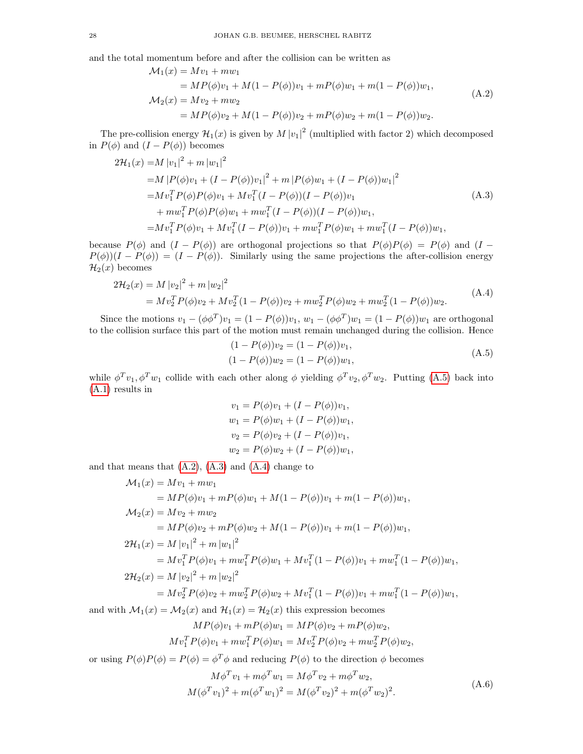and the total momentum before and after the collision can be written as

$$
\begin{aligned}
\mathcal{M}_1(x) &= Mv_1 + mw_1 \\
&= MP(\phi)v_1 + M(1-P(\phi))v_1 + mP(\phi)w_1 + m(1-P(\phi))w_1, \\
\mathcal{M}_2(x) &= Mv_2 + mw_2 \\
&= MP(\phi)v_2 + M(1-P(\phi))v_2 + mP(\phi)w_2 + m(1-P(\phi))w_2.
\end{aligned} \tag{A.2}
$$

The pre-collision energy $\mathcal{H}_1(x)$ is given by $M\,|v_1|^2$ (multiplied with factor 2) which decomposed in $P(\phi)$ and $(I-P(\phi))$ becomes

$$
\begin{aligned}
2\mathcal{H}_1(x) =& M\,|v_1|^2 + m\,|w_1|^2 \\
=& M\,|P(\phi)v_1 + (I-P(\phi))v_1|^2 + m\,|P(\phi)w_1 + (I-P(\phi))w_1|^2 \\
=& Mv_1^T P(\phi)P(\phi)v_1 + Mv_1^T(I-P(\phi))(I-P(\phi))v_1 \\
&+ mw_1^T P(\phi)P(\phi)w_1 + mw_1^T(I-P(\phi))(I-P(\phi))w_1, \\
=& Mv_1^T P(\phi)v_1 + Mv_1^T(I-P(\phi))v_1 + mw_1^T P(\phi)w_1 + mw_1^T(I-P(\phi))w_1,
\end{aligned} \tag{A.3}
$$

because $P(\phi)$ and $(I-P(\phi))$ are orthogonal projections so that $P(\phi)P(\phi) = P(\phi)$ and $(I-P(\phi))(I-P(\phi)) = (I-P(\phi))$. Similarly using the same projections the after-collision energy $\mathcal{H}_2(x)$ becomes

$$
\begin{aligned}
2\mathcal{H}_2(x) &= M\,|v_2|^2 + m\,|w_2|^2 \\
&= Mv_2^T P(\phi)v_2 + Mv_2^T(1-P(\phi))v_2 + mw_2^T P(\phi)w_2 + mw_2^T(1-P(\phi))w_2.
\end{aligned} \tag{A.4}
$$

Since the motions $v_1 - (\phi\phi^T)v_1 = (1-P(\phi))v_1$, $w_1 - (\phi\phi^T)w_1 = (1-P(\phi))w_1$ are orthogonal to the collision surface this part of the motion must remain unchanged during the collision. Hence

$$
\begin{aligned}
(1-P(\phi))v_2 &= (1-P(\phi))v_1, \\
(1-P(\phi))w_2 &= (1-P(\phi))w_1,
\end{aligned} \tag{A.5}
$$

while $\phi^T v_1, \phi^T w_1$ collide with each other along $\phi$ yielding $\phi^T v_2, \phi^T w_2$. Putting (A.5) back into (A.1) results in

$$
\begin{aligned}
v_1 &= P(\phi)v_1 + (I-P(\phi))v_1, \\
w_1 &= P(\phi)w_1 + (I-P(\phi))w_1, \\
v_2 &= P(\phi)v_2 + (I-P(\phi))v_1, \\
w_2 &= P(\phi)w_2 + (I-P(\phi))w_1,
\end{aligned}
$$

and that means that (A.2), (A.3) and (A.4) change to

$$
\begin{aligned}
\mathcal{M}_1(x) &= Mv_1 + mw_1 \\
&= MP(\phi)v_1 + mP(\phi)w_1 + M(1-P(\phi))v_1 + m(1-P(\phi))w_1, \\
\mathcal{M}_2(x) &= Mv_2 + mw_2 \\
&= MP(\phi)v_2 + mP(\phi)w_2 + M(1-P(\phi))v_1 + m(1-P(\phi))w_1, \\
2\mathcal{H}_1(x) &= M\,|v_1|^2 + m\,|w_1|^2 \\
&= Mv_1^T P(\phi)v_1 + mw_1^T P(\phi)w_1 + Mv_1^T(1-P(\phi))v_1 + mw_1^T(1-P(\phi))w_1, \\
2\mathcal{H}_2(x) &= M\,|v_2|^2 + m\,|w_2|^2 \\
&= Mv_2^T P(\phi)v_2 + mw_2^T P(\phi)w_2 + Mv_1^T(1-P(\phi))v_1 + mw_1^T(1-P(\phi))w_1,
\end{aligned}
$$

and with $\mathcal{M}_1(x) = \mathcal{M}_2(x)$ and $\mathcal{H}_1(x) = \mathcal{H}_2(x)$ this expression becomes

$$
\begin{aligned}
MP(\phi)v_1 + mP(\phi)w_1 &= MP(\phi)v_2 + mP(\phi)w_2, \\
Mv_1^T P(\phi)v_1 + mw_1^T P(\phi)w_1 &= Mv_2^T P(\phi)v_2 + mw_2^T P(\phi)w_2,
\end{aligned}
$$

or using $P(\phi)P(\phi) = P(\phi) = \phi^T\phi$ and reducing $P(\phi)$ to the direction $\phi$ becomes

$$
\begin{aligned}
M\phi^T v_1 + m\phi^T w_1 &= M\phi^T v_2 + m\phi^T w_2, \\
M(\phi^T v_1)^2 + m(\phi^T w_1)^2 &= M(\phi^T v_2)^2 + m(\phi^T w_2)^2.
\end{aligned} \tag{A.6}
$$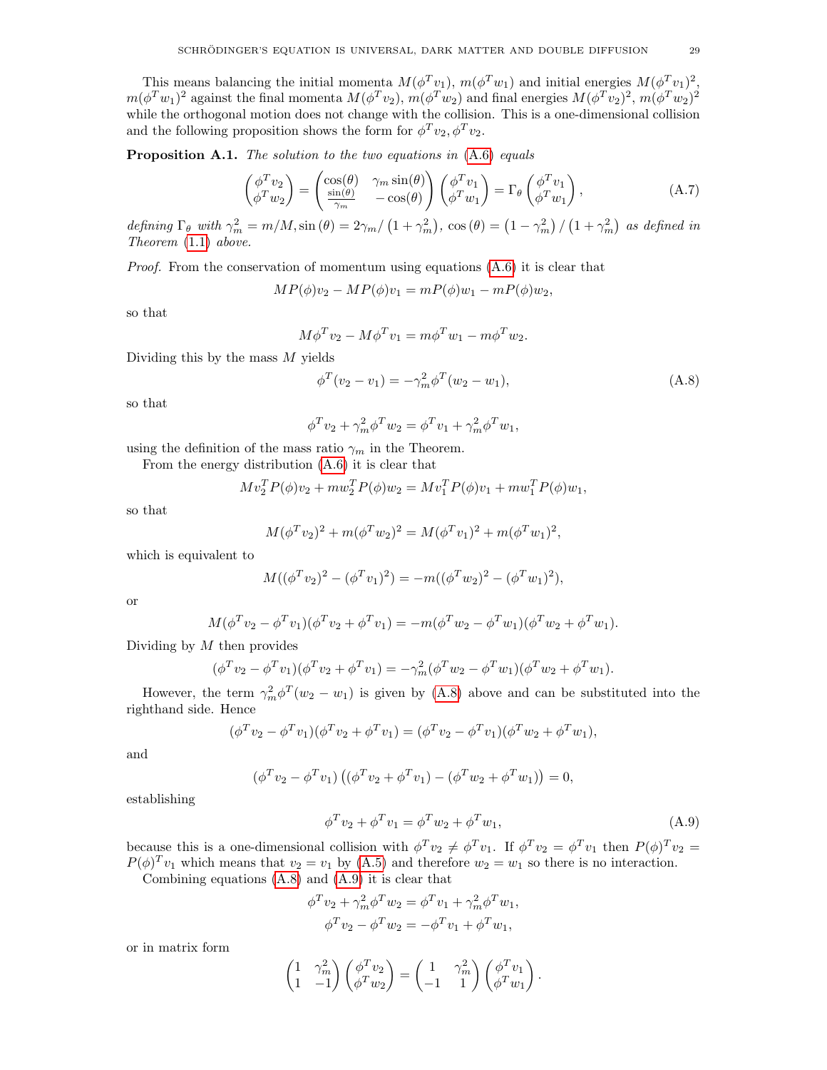This means balancing the initial momenta $M(\phi^T v_1)$, $m(\phi^T w_1)$ and initial energies $M(\phi^T v_1)^2$, $m(\phi^T w_1)^2$ against the final momenta $M(\phi^T v_2)$, $m(\phi^T w_2)$ and final energies $M(\phi^T v_2)^2$, $m(\phi^T w_2)^2$ while the orthogonal motion does not change with the collision. This is a one-dimensional collision and the following proposition shows the form for $\phi^T v_2, \phi^T v_2$.

**Proposition A.1.** *The solution to the two equations in (A.6) equals*

$$\begin{pmatrix} \phi^T v_2 \\ \phi^T w_2 \end{pmatrix} = \begin{pmatrix} \cos(\theta) & \gamma_m \sin(\theta) \\ \frac{\sin(\theta)}{\gamma_m} & -\cos(\theta) \end{pmatrix} \begin{pmatrix} \phi^T v_1 \\ \phi^T w_1 \end{pmatrix} = \Gamma_\theta \begin{pmatrix} \phi^T v_1 \\ \phi^T w_1 \end{pmatrix}, \tag{A.7}$$

*defining* $\Gamma_\theta$ *with* $\gamma_m^2 = m/M, \sin(\theta) = 2\gamma_m / \left(1 + \gamma_m^2\right)$, $\cos(\theta) = \left(1 - \gamma_m^2\right) / \left(1 + \gamma_m^2\right)$ *as defined in Theorem (1.1) above.*

*Proof.* From the conservation of momentum using equations (A.6) it is clear that

$$MP(\phi)v_2 - MP(\phi)v_1 = mP(\phi)w_1 - mP(\phi)w_2,$$

so that

$$M\phi^T v_2 - M\phi^T v_1 = m\phi^T w_1 - m\phi^T w_2.$$

Dividing this by the mass $M$ yields

$$\phi^T(v_2 - v_1) = -\gamma_m^2 \phi^T(w_2 - w_1), \tag{A.8}$$

so that

$$\phi^T v_2 + \gamma_m^2 \phi^T w_2 = \phi^T v_1 + \gamma_m^2 \phi^T w_1,$$

using the definition of the mass ratio $\gamma_m$ in the Theorem.

From the energy distribution (A.6) it is clear that

$$Mv_2^T P(\phi)v_2 + mw_2^T P(\phi)w_2 = Mv_1^T P(\phi)v_1 + mw_1^T P(\phi)w_1,$$

so that

$$M(\phi^T v_2)^2 + m(\phi^T w_2)^2 = M(\phi^T v_1)^2 + m(\phi^T w_1)^2,$$

which is equivalent to

$$M((\phi^T v_2)^2 - (\phi^T v_1)^2) = -m((\phi^T w_2)^2 - (\phi^T w_1)^2),$$

or

$$M(\phi^T v_2 - \phi^T v_1)(\phi^T v_2 + \phi^T v_1) = -m(\phi^T w_2 - \phi^T w_1)(\phi^T w_2 + \phi^T w_1).$$

Dividing by $M$ then provides

$$(\phi^T v_2 - \phi^T v_1)(\phi^T v_2 + \phi^T v_1) = -\gamma_m^2(\phi^T w_2 - \phi^T w_1)(\phi^T w_2 + \phi^T w_1).$$

However, the term $\gamma_m^2 \phi^T(w_2 - w_1)$ is given by (A.8) above and can be substituted into the righthand side. Hence

$$(\phi^T v_2 - \phi^T v_1)(\phi^T v_2 + \phi^T v_1) = (\phi^T v_2 - \phi^T v_1)(\phi^T w_2 + \phi^T w_1),$$

and

$$(\phi^T v_2 - \phi^T v_1)\left((\phi^T v_2 + \phi^T v_1) - (\phi^T w_2 + \phi^T w_1)\right) = 0,$$

establishing

$$\phi^T v_2 + \phi^T v_1 = \phi^T w_2 + \phi^T w_1, \tag{A.9}$$

because this is a one-dimensional collision with $\phi^T v_2 \neq \phi^T v_1$. If $\phi^T v_2 = \phi^T v_1$ then $P(\phi)^T v_2 = P(\phi)^T v_1$ which means that $v_2 = v_1$ by (A.5) and therefore $w_2 = w_1$ so there is no interaction.

Combining equations (A.8) and (A.9) it is clear that

$$\phi^T v_2 + \gamma_m^2 \phi^T w_2 = \phi^T v_1 + \gamma_m^2 \phi^T w_1,$$
$$\phi^T v_2 - \phi^T w_2 = -\phi^T v_1 + \phi^T w_1,$$

or in matrix form

$$\begin{pmatrix} 1 & \gamma_m^2 \\ 1 & -1 \end{pmatrix} \begin{pmatrix} \phi^T v_2 \\ \phi^T w_2 \end{pmatrix} = \begin{pmatrix} 1 & \gamma_m^2 \\ -1 & 1 \end{pmatrix} \begin{pmatrix} \phi^T v_1 \\ \phi^T w_1 \end{pmatrix}.$$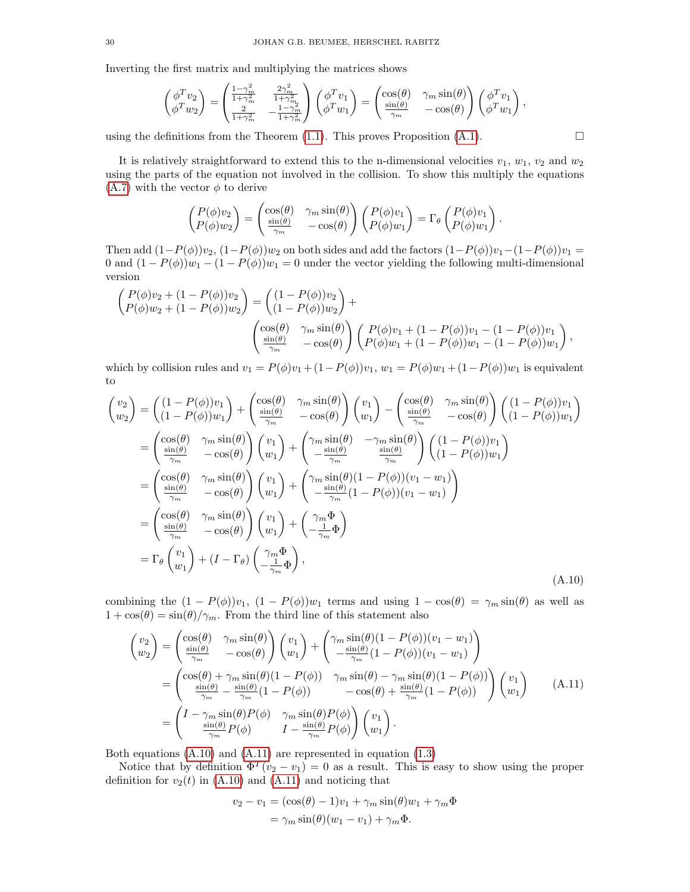Inverting the first matrix and multiplying the matrices shows

$$\begin{pmatrix} \phi^T v_2 \\ \phi^T w_2 \end{pmatrix} = \begin{pmatrix} \frac{1-\gamma_m^2}{1+\gamma_m^2} & \frac{2\gamma_m^2}{1+\gamma_m^2} \\ \frac{2}{1+\gamma_m^2} & -\frac{1-\gamma_m^2}{1+\gamma_m^2} \end{pmatrix} \begin{pmatrix} \phi^T v_1 \\ \phi^T w_1 \end{pmatrix} = \begin{pmatrix} \cos(\theta) & \gamma_m \sin(\theta) \\ \frac{\sin(\theta)}{\gamma_m} & -\cos(\theta) \end{pmatrix} \begin{pmatrix} \phi^T v_1 \\ \phi^T w_1 \end{pmatrix},$$

using the definitions from the Theorem (1.1). This proves Proposition (A.1). $\square$

It is relatively straightforward to extend this to the n-dimensional velocities $v_1$, $w_1$, $v_2$ and $w_2$ using the parts of the equation not involved in the collision. To show this multiply the equations (A.7) with the vector $\phi$ to derive

$$\begin{pmatrix} P(\phi)v_2 \\ P(\phi)w_2 \end{pmatrix} = \begin{pmatrix} \cos(\theta) & \gamma_m \sin(\theta) \\ \frac{\sin(\theta)}{\gamma_m} & -\cos(\theta) \end{pmatrix} \begin{pmatrix} P(\phi)v_1 \\ P(\phi)w_1 \end{pmatrix} = \Gamma_\theta \begin{pmatrix} P(\phi)v_1 \\ P(\phi)w_1 \end{pmatrix}.$$

Then add $(1-P(\phi))v_2$, $(1-P(\phi))w_2$ on both sides and add the factors $(1-P(\phi))v_1-(1-P(\phi))v_1 = 0$ and $(1-P(\phi))w_1-(1-P(\phi))w_1 = 0$ under the vector yielding the following multi-dimensional version

$$\begin{pmatrix} P(\phi)v_2 + (1-P(\phi))v_2 \\ P(\phi)w_2 + (1-P(\phi))w_2 \end{pmatrix} = \begin{pmatrix} (1-P(\phi))v_2 \\ (1-P(\phi))w_2 \end{pmatrix} + \begin{pmatrix} \cos(\theta) & \gamma_m \sin(\theta) \\ \frac{\sin(\theta)}{\gamma_m} & -\cos(\theta) \end{pmatrix} \begin{pmatrix} P(\phi)v_1 + (1-P(\phi))v_1 - (1-P(\phi))v_1 \\ P(\phi)w_1 + (1-P(\phi))w_1 - (1-P(\phi))w_1 \end{pmatrix},$$

which by collision rules and $v_1 = P(\phi)v_1 + (1-P(\phi))v_1$, $w_1 = P(\phi)w_1 + (1-P(\phi))w_1$ is equivalent to

$$\begin{aligned}
\begin{pmatrix} v_2 \\ w_2 \end{pmatrix} &= \begin{pmatrix} (1-P(\phi))v_1 \\ (1-P(\phi))w_1 \end{pmatrix} + \begin{pmatrix} \cos(\theta) & \gamma_m \sin(\theta) \\ \frac{\sin(\theta)}{\gamma_m} & -\cos(\theta) \end{pmatrix} \begin{pmatrix} v_1 \\ w_1 \end{pmatrix} - \begin{pmatrix} \cos(\theta) & \gamma_m \sin(\theta) \\ \frac{\sin(\theta)}{\gamma_m} & -\cos(\theta) \end{pmatrix} \begin{pmatrix} (1-P(\phi))v_1 \\ (1-P(\phi))w_1 \end{pmatrix} \\
&= \begin{pmatrix} \cos(\theta) & \gamma_m \sin(\theta) \\ \frac{\sin(\theta)}{\gamma_m} & -\cos(\theta) \end{pmatrix} \begin{pmatrix} v_1 \\ w_1 \end{pmatrix} + \begin{pmatrix} \gamma_m \sin(\theta) & -\gamma_m \sin(\theta) \\ -\frac{\sin(\theta)}{\gamma_m} & \frac{\sin(\theta)}{\gamma_m} \end{pmatrix} \begin{pmatrix} (1-P(\phi))v_1 \\ (1-P(\phi))w_1 \end{pmatrix} \\
&= \begin{pmatrix} \cos(\theta) & \gamma_m \sin(\theta) \\ \frac{\sin(\theta)}{\gamma_m} & -\cos(\theta) \end{pmatrix} \begin{pmatrix} v_1 \\ w_1 \end{pmatrix} + \begin{pmatrix} \gamma_m \sin(\theta)(1-P(\phi))(v_1-w_1) \\ -\frac{\sin(\theta)}{\gamma_m}(1-P(\phi))(v_1-w_1) \end{pmatrix} \\
&= \begin{pmatrix} \cos(\theta) & \gamma_m \sin(\theta) \\ \frac{\sin(\theta)}{\gamma_m} & -\cos(\theta) \end{pmatrix} \begin{pmatrix} v_1 \\ w_1 \end{pmatrix} + \begin{pmatrix} \gamma_m \Phi \\ -\frac{1}{\gamma_m}\Phi \end{pmatrix} \\
&= \Gamma_\theta \begin{pmatrix} v_1 \\ w_1 \end{pmatrix} + (I - \Gamma_\theta) \begin{pmatrix} \gamma_m \Phi \\ -\frac{1}{\gamma_m}\Phi \end{pmatrix},
\end{aligned} \tag{A.10}$$

combining the $(1-P(\phi))v_1$, $(1-P(\phi))w_1$ terms and using $1-\cos(\theta) = \gamma_m \sin(\theta)$ as well as $1+\cos(\theta) = \sin(\theta)/\gamma_m$. From the third line of this statement also

$$\begin{aligned}
\begin{pmatrix} v_2 \\ w_2 \end{pmatrix} &= \begin{pmatrix} \cos(\theta) & \gamma_m \sin(\theta) \\ \frac{\sin(\theta)}{\gamma_m} & -\cos(\theta) \end{pmatrix} \begin{pmatrix} v_1 \\ w_1 \end{pmatrix} + \begin{pmatrix} \gamma_m \sin(\theta)(1-P(\phi))(v_1-w_1) \\ -\frac{\sin(\theta)}{\gamma_m}(1-P(\phi))(v_1-w_1) \end{pmatrix} \\
&= \begin{pmatrix} \cos(\theta) + \gamma_m \sin(\theta)(1-P(\phi)) & \gamma_m \sin(\theta) - \gamma_m \sin(\theta)(1-P(\phi)) \\ \frac{\sin(\theta)}{\gamma_m} - \frac{\sin(\theta)}{\gamma_m}(1-P(\phi)) & -\cos(\theta) + \frac{\sin(\theta)}{\gamma_m}(1-P(\phi)) \end{pmatrix} \begin{pmatrix} v_1 \\ w_1 \end{pmatrix} \\
&= \begin{pmatrix} I - \gamma_m \sin(\theta)P(\phi) & \gamma_m \sin(\theta)P(\phi) \\ \frac{\sin(\theta)}{\gamma_m}P(\phi) & I - \frac{\sin(\theta)}{\gamma_m}P(\phi) \end{pmatrix} \begin{pmatrix} v_1 \\ w_1 \end{pmatrix}.
\end{aligned} \tag{A.11}$$

Both equations (A.10) and (A.11) are represented in equation (1.3)

Notice that by definition $\Phi^T(v_2 - v_1) = 0$ as a result. This is easy to show using the proper definition for $v_2(t)$ in (A.10) and (A.11) and noticing that

$$\begin{aligned}
v_2 - v_1 &= (\cos(\theta) - 1)v_1 + \gamma_m \sin(\theta) w_1 + \gamma_m \Phi \\
&= \gamma_m \sin(\theta)(w_1 - v_1) + \gamma_m \Phi.
\end{aligned}$$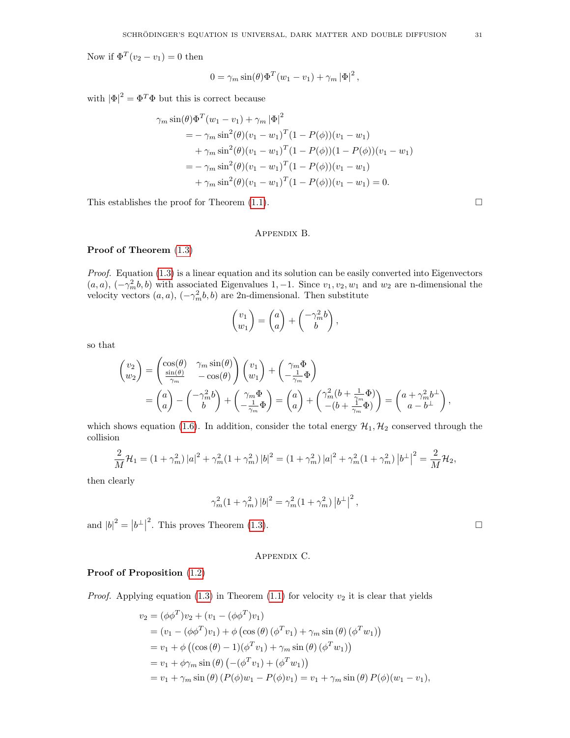Now if $\Phi^T(v_2 - v_1) = 0$ then

$$0 = \gamma_m \sin(\theta)\Phi^T(w_1 - v_1) + \gamma_m |\Phi|^2,$$

with $|\Phi|^2 = \Phi^T\Phi$ but this is correct because

$$\begin{aligned}
&\gamma_m \sin(\theta)\Phi^T(w_1 - v_1) + \gamma_m |\Phi|^2 \\
&\quad = -\gamma_m \sin^2(\theta)(v_1 - w_1)^T(1 - P(\phi))(v_1 - w_1) \\
&\qquad + \gamma_m \sin^2(\theta)(v_1 - w_1)^T(1 - P(\phi))(1 - P(\phi))(v_1 - w_1) \\
&\quad = -\gamma_m \sin^2(\theta)(v_1 - w_1)^T(1 - P(\phi))(v_1 - w_1) \\
&\qquad + \gamma_m \sin^2(\theta)(v_1 - w_1)^T(1 - P(\phi))(v_1 - w_1) = 0.
\end{aligned}$$

This establishes the proof for Theorem (1.1). □

## Appendix B.

**Proof of Theorem** (1.3)

*Proof.* Equation (1.3) is a linear equation and its solution can be easily converted into Eigenvectors $(a, a)$, $(-\gamma_m^2 b, b)$ with associated Eigenvalues $1, -1$. Since $v_1, v_2, w_1$ and $w_2$ are n-dimensional the velocity vectors $(a, a)$, $(-\gamma_m^2 b, b)$ are 2n-dimensional. Then substitute

$$\begin{pmatrix} v_1 \\ w_1 \end{pmatrix} = \begin{pmatrix} a \\ a \end{pmatrix} + \begin{pmatrix} -\gamma_m^2 b \\ b \end{pmatrix},$$

so that

$$\begin{aligned}
\begin{pmatrix} v_2 \\ w_2 \end{pmatrix} &= \begin{pmatrix} \cos(\theta) & \gamma_m \sin(\theta) \\ \frac{\sin(\theta)}{\gamma_m} & -\cos(\theta) \end{pmatrix} \begin{pmatrix} v_1 \\ w_1 \end{pmatrix} + \begin{pmatrix} \gamma_m \Phi \\ -\frac{1}{\gamma_m}\Phi \end{pmatrix} \\
&= \begin{pmatrix} a \\ a \end{pmatrix} - \begin{pmatrix} -\gamma_m^2 b \\ b \end{pmatrix} + \begin{pmatrix} \gamma_m \Phi \\ -\frac{1}{\gamma_m}\Phi \end{pmatrix} = \begin{pmatrix} a \\ a \end{pmatrix} + \begin{pmatrix} \gamma_m^2 (b + \frac{1}{\gamma_m}\Phi) \\ -(b + \frac{1}{\gamma_m}\Phi) \end{pmatrix} = \begin{pmatrix} a + \gamma_m^2 b^\perp \\ a - b^\perp \end{pmatrix},
\end{aligned}$$

which shows equation (1.6). In addition, consider the total energy $\mathcal{H}_1, \mathcal{H}_2$ conserved through the collision

$$\frac{2}{M}\mathcal{H}_1 = (1 + \gamma_m^2)|a|^2 + \gamma_m^2(1 + \gamma_m^2)|b|^2 = (1 + \gamma_m^2)|a|^2 + \gamma_m^2(1 + \gamma_m^2)\left|b^\perp\right|^2 = \frac{2}{M}\mathcal{H}_2,$$

then clearly

$$\gamma_m^2(1 + \gamma_m^2)|b|^2 = \gamma_m^2(1 + \gamma_m^2)\left|b^\perp\right|^2,$$

and $|b|^2 = \left|b^\perp\right|^2$. This proves Theorem (1.3). □

## Appendix C.

**Proof of Proposition** (1.2)

*Proof.* Applying equation (1.3) in Theorem (1.1) for velocity $v_2$ it is clear that yields

$$\begin{aligned}
v_2 &= (\phi\phi^T)v_2 + (v_1 - (\phi\phi^T)v_1) \\
&= (v_1 - (\phi\phi^T)v_1) + \phi\left(\cos(\theta)(\phi^T v_1) + \gamma_m \sin(\theta)(\phi^T w_1)\right) \\
&= v_1 + \phi\left((\cos(\theta) - 1)(\phi^T v_1) + \gamma_m \sin(\theta)(\phi^T w_1)\right) \\
&= v_1 + \phi\gamma_m \sin(\theta)\left(-(\phi^T v_1) + (\phi^T w_1)\right) \\
&= v_1 + \gamma_m \sin(\theta)(P(\phi)w_1 - P(\phi)v_1) = v_1 + \gamma_m \sin(\theta) P(\phi)(w_1 - v_1),
\end{aligned}$$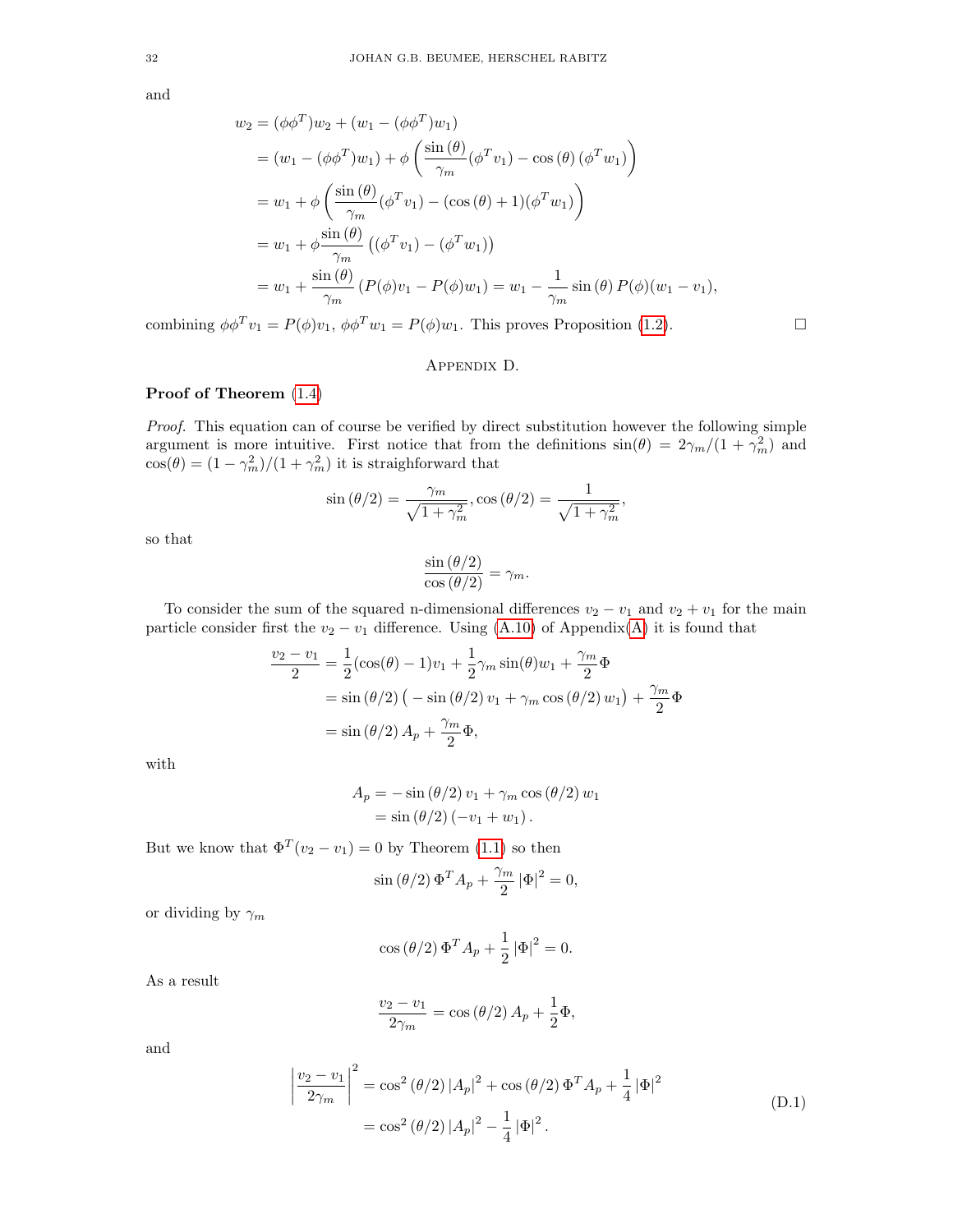and

$$
\begin{aligned}
w_2 &= (\phi\phi^T)w_2 + (w_1 - (\phi\phi^T)w_1) \\
&= (w_1 - (\phi\phi^T)w_1) + \phi\left(\frac{\sin(\theta)}{\gamma_m}(\phi^T v_1) - \cos(\theta)(\phi^T w_1)\right) \\
&= w_1 + \phi\left(\frac{\sin(\theta)}{\gamma_m}(\phi^T v_1) - (\cos(\theta)+1)(\phi^T w_1)\right) \\
&= w_1 + \phi\frac{\sin(\theta)}{\gamma_m}\left((\phi^T v_1) - (\phi^T w_1)\right) \\
&= w_1 + \frac{\sin(\theta)}{\gamma_m}\left(P(\phi)v_1 - P(\phi)w_1\right) = w_1 - \frac{1}{\gamma_m}\sin(\theta)\,P(\phi)(w_1 - v_1),
\end{aligned}
$$

combining $\phi\phi^T v_1 = P(\phi)v_1$, $\phi\phi^T w_1 = P(\phi)w_1$. This proves Proposition (1.2). □

## Appendix D.

**Proof of Theorem (1.4)**

*Proof.* This equation can of course be verified by direct substitution however the following simple argument is more intuitive. First notice that from the definitions $\sin(\theta) = 2\gamma_m/(1+\gamma_m^2)$ and $\cos(\theta) = (1-\gamma_m^2)/(1+\gamma_m^2)$ it is straighforward that

$$
\sin(\theta/2) = \frac{\gamma_m}{\sqrt{1+\gamma_m^2}}, \cos(\theta/2) = \frac{1}{\sqrt{1+\gamma_m^2}},
$$

so that

$$
\frac{\sin(\theta/2)}{\cos(\theta/2)} = \gamma_m.
$$

To consider the sum of the squared n-dimensional differences $v_2 - v_1$ and $v_2 + v_1$ for the main particle consider first the $v_2 - v_1$ difference. Using (A.10) of Appendix(A) it is found that

$$
\begin{aligned}
\frac{v_2 - v_1}{2} &= \frac{1}{2}(\cos(\theta)-1)v_1 + \frac{1}{2}\gamma_m\sin(\theta)w_1 + \frac{\gamma_m}{2}\Phi \\
&= \sin(\theta/2)\left(-\sin(\theta/2)\,v_1 + \gamma_m\cos(\theta/2)\,w_1\right) + \frac{\gamma_m}{2}\Phi \\
&= \sin(\theta/2)\,A_p + \frac{\gamma_m}{2}\Phi,
\end{aligned}
$$

with

$$
\begin{aligned}
A_p &= -\sin(\theta/2)\,v_1 + \gamma_m\cos(\theta/2)\,w_1 \\
&= \sin(\theta/2)\left(-v_1 + w_1\right).
\end{aligned}
$$

But we know that $\Phi^T(v_2 - v_1) = 0$ by Theorem (1.1) so then

$$
\sin(\theta/2)\,\Phi^T A_p + \frac{\gamma_m}{2}|\Phi|^2 = 0,
$$

or dividing by $\gamma_m$

$$
\cos(\theta/2)\,\Phi^T A_p + \frac{1}{2}|\Phi|^2 = 0.
$$

As a result

$$
\frac{v_2 - v_1}{2\gamma_m} = \cos(\theta/2)\,A_p + \frac{1}{2}\Phi,
$$

and

$$
\begin{aligned}
\left|\frac{v_2 - v_1}{2\gamma_m}\right|^2 &= \cos^2(\theta/2)\,|A_p|^2 + \cos(\theta/2)\,\Phi^T A_p + \frac{1}{4}|\Phi|^2 \\
&= \cos^2(\theta/2)\,|A_p|^2 - \frac{1}{4}|\Phi|^2.
\end{aligned}
\tag{D.1}
$$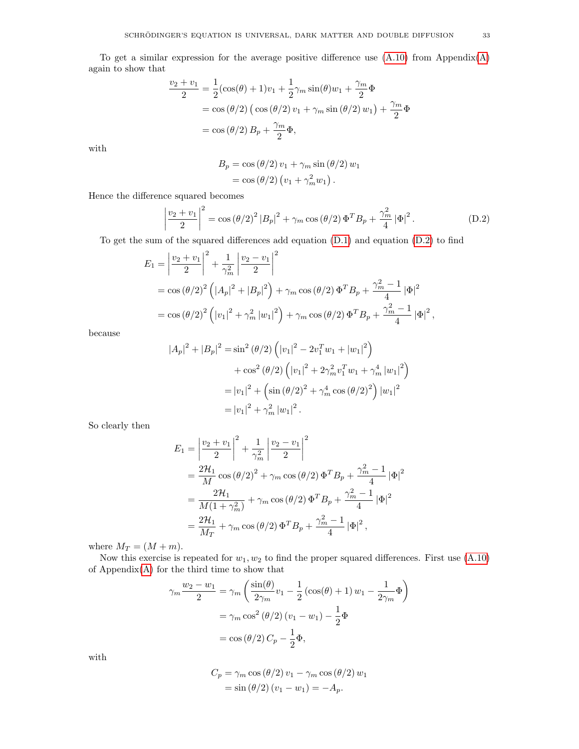To get a similar expression for the average positive difference use (A.10) from Appendix(A) again to show that

$$
\begin{aligned}
\frac{v_2+v_1}{2} &= \frac{1}{2}(\cos(\theta)+1)v_1 + \frac{1}{2}\gamma_m \sin(\theta) w_1 + \frac{\gamma_m}{2}\Phi \\
&= \cos(\theta/2)\big(\cos(\theta/2)\, v_1 + \gamma_m \sin(\theta/2)\, w_1\big) + \frac{\gamma_m}{2}\Phi \\
&= \cos(\theta/2)\, B_p + \frac{\gamma_m}{2}\Phi,
\end{aligned}
$$

with

$$
\begin{aligned}
B_p &= \cos(\theta/2)\, v_1 + \gamma_m \sin(\theta/2)\, w_1 \\
&= \cos(\theta/2)\left(v_1 + \gamma_m^2 w_1\right).
\end{aligned}
$$

Hence the difference squared becomes

$$
\left|\frac{v_2+v_1}{2}\right|^2 = \cos(\theta/2)^2 |B_p|^2 + \gamma_m \cos(\theta/2)\, \Phi^T B_p + \frac{\gamma_m^2}{4}|\Phi|^2. \tag{D.2}
$$

To get the sum of the squared differences add equation (D.1) and equation (D.2) to find

$$
\begin{aligned}
E_1 &= \left|\frac{v_2+v_1}{2}\right|^2 + \frac{1}{\gamma_m^2}\left|\frac{v_2-v_1}{2}\right|^2 \\
&= \cos(\theta/2)^2\left(|A_p|^2 + |B_p|^2\right) + \gamma_m \cos(\theta/2)\, \Phi^T B_p + \frac{\gamma_m^2-1}{4}|\Phi|^2 \\
&= \cos(\theta/2)^2\left(|v_1|^2 + \gamma_m^2 |w_1|^2\right) + \gamma_m \cos(\theta/2)\, \Phi^T B_p + \frac{\gamma_m^2-1}{4}|\Phi|^2,
\end{aligned}
$$

because

$$
\begin{aligned}
|A_p|^2 + |B_p|^2 &= \sin^2(\theta/2)\left(|v_1|^2 - 2v_1^T w_1 + |w_1|^2\right) \\
&\quad + \cos^2(\theta/2)\left(|v_1|^2 + 2\gamma_m^2 v_1^T w_1 + \gamma_m^4 |w_1|^2\right) \\
&= |v_1|^2 + \left(\sin(\theta/2)^2 + \gamma_m^4 \cos(\theta/2)^2\right)|w_1|^2 \\
&= |v_1|^2 + \gamma_m^2 |w_1|^2.
\end{aligned}
$$

So clearly then

$$
\begin{aligned}
E_1 &= \left|\frac{v_2+v_1}{2}\right|^2 + \frac{1}{\gamma_m^2}\left|\frac{v_2-v_1}{2}\right|^2 \\
&= \frac{2\mathcal{H}_1}{M}\cos(\theta/2)^2 + \gamma_m \cos(\theta/2)\, \Phi^T B_p + \frac{\gamma_m^2-1}{4}|\Phi|^2 \\
&= \frac{2\mathcal{H}_1}{M(1+\gamma_m^2)} + \gamma_m \cos(\theta/2)\, \Phi^T B_p + \frac{\gamma_m^2-1}{4}|\Phi|^2 \\
&= \frac{2\mathcal{H}_1}{M_T} + \gamma_m \cos(\theta/2)\, \Phi^T B_p + \frac{\gamma_m^2-1}{4}|\Phi|^2,
\end{aligned}
$$

where $M_T = (M+m)$.

Now this exercise is repeated for $w_1, w_2$ to find the proper squared differences. First use (A.10) of Appendix(A) for the third time to show that

$$
\begin{aligned}
\gamma_m \frac{w_2-w_1}{2} &= \gamma_m\left(\frac{\sin(\theta)}{2\gamma_m}v_1 - \frac{1}{2}(\cos(\theta)+1)\, w_1 - \frac{1}{2\gamma_m}\Phi\right) \\
&= \gamma_m \cos^2(\theta/2)\,(v_1 - w_1) - \frac{1}{2}\Phi \\
&= \cos(\theta/2)\, C_p - \frac{1}{2}\Phi,
\end{aligned}
$$

with

$$
\begin{aligned}
C_p &= \gamma_m \cos(\theta/2)\, v_1 - \gamma_m \cos(\theta/2)\, w_1 \\
&= \sin(\theta/2)\,(v_1 - w_1) = -A_p.
\end{aligned}
$$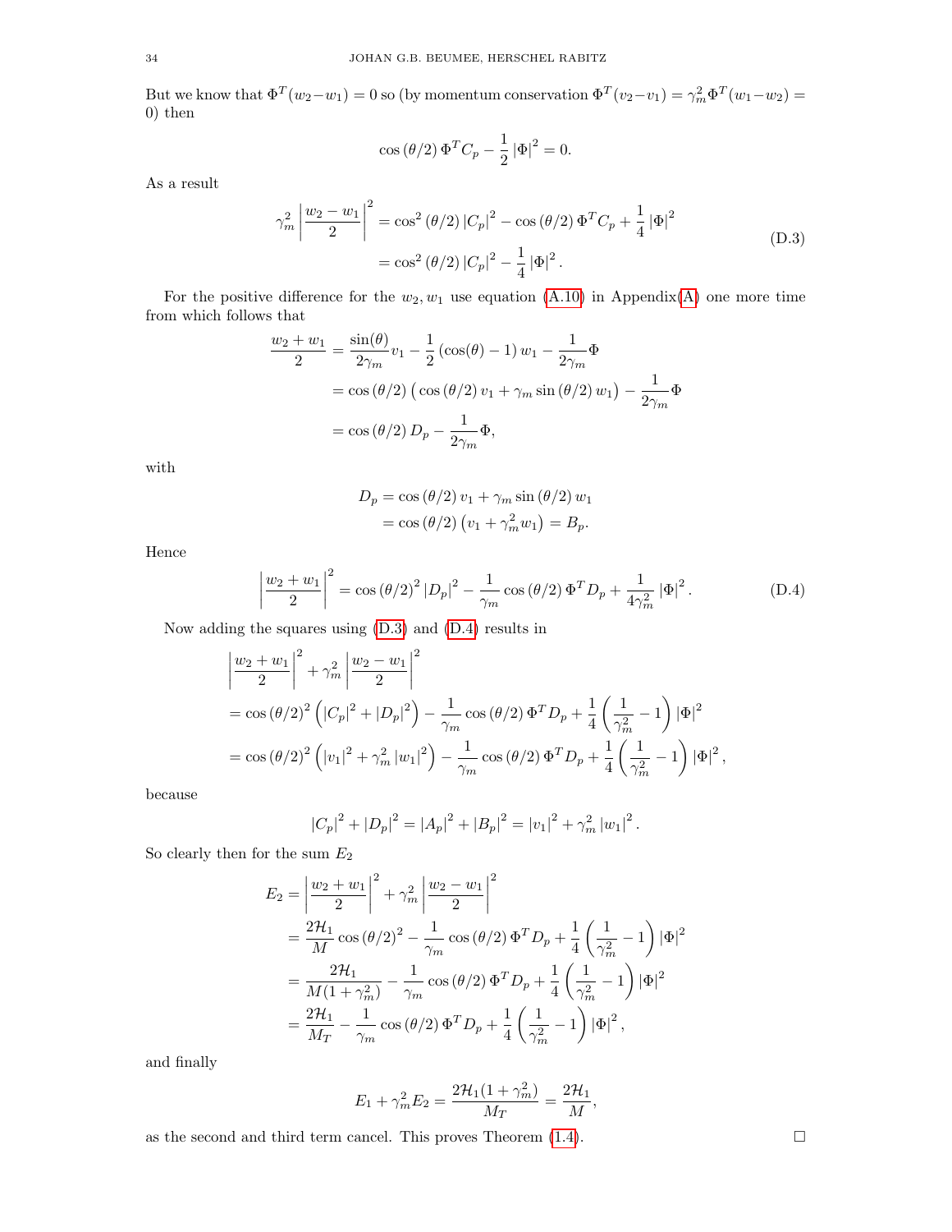But we know that $\Phi^T(w_2-w_1)=0$ so (by momentum conservation $\Phi^T(v_2-v_1)=\gamma_m^2\Phi^T(w_1-w_2)=0$) then

$$\cos(\theta/2)\,\Phi^T C_p - \frac{1}{2}|\Phi|^2 = 0.$$

As a result

$$\begin{aligned}
\gamma_m^2\left|\frac{w_2-w_1}{2}\right|^2 &= \cos^2(\theta/2)\,|C_p|^2 - \cos(\theta/2)\,\Phi^T C_p + \frac{1}{4}|\Phi|^2 \\
&= \cos^2(\theta/2)\,|C_p|^2 - \frac{1}{4}|\Phi|^2 .
\end{aligned} \tag{D.3}$$

For the positive difference for the $w_2, w_1$ use equation (A.10) in Appendix(A) one more time from which follows that

$$\begin{aligned}
\frac{w_2+w_1}{2} &= \frac{\sin(\theta)}{2\gamma_m}v_1 - \frac{1}{2}(\cos(\theta)-1)\,w_1 - \frac{1}{2\gamma_m}\Phi \\
&= \cos(\theta/2)\big(\cos(\theta/2)\,v_1 + \gamma_m\sin(\theta/2)\,w_1\big) - \frac{1}{2\gamma_m}\Phi \\
&= \cos(\theta/2)\,D_p - \frac{1}{2\gamma_m}\Phi,
\end{aligned}$$

with

$$\begin{aligned}
D_p &= \cos(\theta/2)\,v_1 + \gamma_m\sin(\theta/2)\,w_1 \\
&= \cos(\theta/2)\left(v_1+\gamma_m^2 w_1\right) = B_p.
\end{aligned}$$

Hence

$$\left|\frac{w_2+w_1}{2}\right|^2 = \cos(\theta/2)^2\,|D_p|^2 - \frac{1}{\gamma_m}\cos(\theta/2)\,\Phi^T D_p + \frac{1}{4\gamma_m^2}|\Phi|^2 . \tag{D.4}$$

Now adding the squares using (D.3) and (D.4) results in

$$\begin{aligned}
&\left|\frac{w_2+w_1}{2}\right|^2 + \gamma_m^2\left|\frac{w_2-w_1}{2}\right|^2 \\
&= \cos(\theta/2)^2\left(|C_p|^2+|D_p|^2\right) - \frac{1}{\gamma_m}\cos(\theta/2)\,\Phi^T D_p + \frac{1}{4}\left(\frac{1}{\gamma_m^2}-1\right)|\Phi|^2 \\
&= \cos(\theta/2)^2\left(|v_1|^2+\gamma_m^2|w_1|^2\right) - \frac{1}{\gamma_m}\cos(\theta/2)\,\Phi^T D_p + \frac{1}{4}\left(\frac{1}{\gamma_m^2}-1\right)|\Phi|^2 ,
\end{aligned}$$

because

$$|C_p|^2+|D_p|^2 = |A_p|^2+|B_p|^2 = |v_1|^2+\gamma_m^2|w_1|^2 .$$

So clearly then for the sum $E_2$

$$\begin{aligned}
E_2 &= \left|\frac{w_2+w_1}{2}\right|^2 + \gamma_m^2\left|\frac{w_2-w_1}{2}\right|^2 \\
&= \frac{2\mathcal{H}_1}{M}\cos(\theta/2)^2 - \frac{1}{\gamma_m}\cos(\theta/2)\,\Phi^T D_p + \frac{1}{4}\left(\frac{1}{\gamma_m^2}-1\right)|\Phi|^2 \\
&= \frac{2\mathcal{H}_1}{M(1+\gamma_m^2)} - \frac{1}{\gamma_m}\cos(\theta/2)\,\Phi^T D_p + \frac{1}{4}\left(\frac{1}{\gamma_m^2}-1\right)|\Phi|^2 \\
&= \frac{2\mathcal{H}_1}{M_T} - \frac{1}{\gamma_m}\cos(\theta/2)\,\Phi^T D_p + \frac{1}{4}\left(\frac{1}{\gamma_m^2}-1\right)|\Phi|^2 ,
\end{aligned}$$

and finally

$$E_1+\gamma_m^2E_2 = \frac{2\mathcal{H}_1(1+\gamma_m^2)}{M_T} = \frac{2\mathcal{H}_1}{M},$$

as the second and third term cancel. This proves Theorem (1.4). □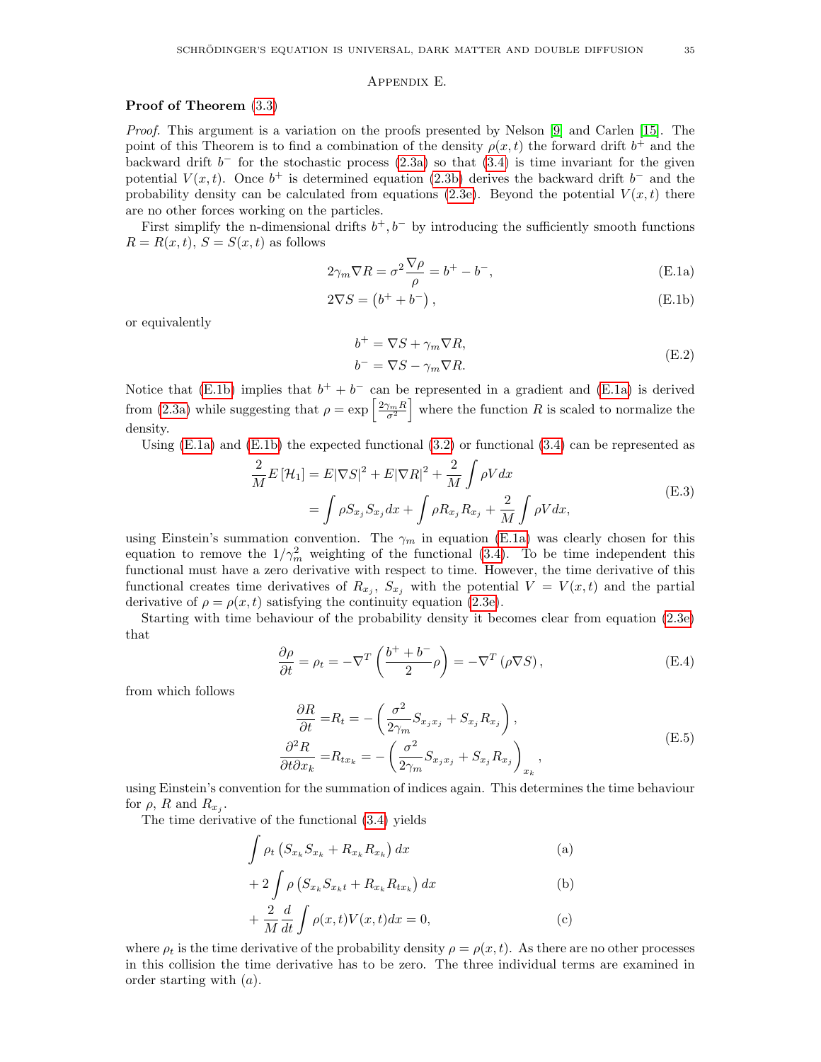## Appendix E.

**Proof of Theorem (3.3)**

*Proof.* This argument is a variation on the proofs presented by Nelson [9] and Carlen [15]. The point of this Theorem is to find a combination of the density $\rho(x,t)$ the forward drift $b^+$ and the backward drift $b^-$ for the stochastic process (2.3a) so that (3.4) is time invariant for the given potential $V(x,t)$. Once $b^+$ is determined equation (2.3b) derives the backward drift $b^-$ and the probability density can be calculated from equations (2.3e). Beyond the potential $V(x,t)$ there are no other forces working on the particles.

First simplify the n-dimensional drifts $b^+, b^-$ by introducing the sufficiently smooth functions $R = R(x,t)$, $S = S(x,t)$ as follows

$$2\gamma_m \nabla R = \sigma^2 \frac{\nabla \rho}{\rho} = b^+ - b^-, \tag{E.1a}$$

$$2\nabla S = \left(b^+ + b^-\right), \tag{E.1b}$$

or equivalently

$$\begin{aligned} b^+ &= \nabla S + \gamma_m \nabla R, \\ b^- &= \nabla S - \gamma_m \nabla R. \end{aligned} \tag{E.2}$$

Notice that (E.1b) implies that $b^+ + b^-$ can be represented in a gradient and (E.1a) is derived from (2.3a) while suggesting that $\rho = \exp\left[\frac{2\gamma_m R}{\sigma^2}\right]$ where the function $R$ is scaled to normalize the density.

Using (E.1a) and (E.1b) the expected functional (3.2) or functional (3.4) can be represented as

$$\begin{aligned} \frac{2}{M} E\left[\mathcal{H}_1\right] &= E|\nabla S|^2 + E|\nabla R|^2 + \frac{2}{M}\int \rho V dx \\ &= \int \rho S_{x_j} S_{x_j} dx + \int \rho R_{x_j} R_{x_j} + \frac{2}{M}\int \rho V dx, \end{aligned} \tag{E.3}$$

using Einstein's summation convention. The $\gamma_m$ in equation (E.1a) was clearly chosen for this equation to remove the $1/\gamma_m^2$ weighting of the functional (3.4). To be time independent this functional must have a zero derivative with respect to time. However, the time derivative of this functional creates time derivatives of $R_{x_j}$, $S_{x_j}$ with the potential $V = V(x,t)$ and the partial derivative of $\rho = \rho(x,t)$ satisfying the continuity equation (2.3e).

Starting with time behaviour of the probability density it becomes clear from equation (2.3e) that

$$\frac{\partial \rho}{\partial t} = \rho_t = -\nabla^T\left(\frac{b^+ + b^-}{2}\rho\right) = -\nabla^T\left(\rho \nabla S\right), \tag{E.4}$$

from which follows

$$\begin{aligned} \frac{\partial R}{\partial t} &= R_t = -\left(\frac{\sigma^2}{2\gamma_m} S_{x_j x_j} + S_{x_j} R_{x_j}\right), \\ \frac{\partial^2 R}{\partial t \partial x_k} &= R_{t x_k} = -\left(\frac{\sigma^2}{2\gamma_m} S_{x_j x_j} + S_{x_j} R_{x_j}\right)_{x_k}, \end{aligned} \tag{E.5}$$

using Einstein's convention for the summation of indices again. This determines the time behaviour for $\rho$, $R$ and $R_{x_j}$.

The time derivative of the functional (3.4) yields

$$\int \rho_t \left(S_{x_k} S_{x_k} + R_{x_k} R_{x_k}\right) dx \tag{a}$$

$$+\, 2\int \rho \left(S_{x_k} S_{x_k t} + R_{x_k} R_{t x_k}\right) dx \tag{b}$$

$$+\, \frac{2}{M}\frac{d}{dt}\int \rho(x,t) V(x,t) dx = 0, \tag{c}$$

where $\rho_t$ is the time derivative of the probability density $\rho = \rho(x,t)$. As there are no other processes in this collision the time derivative has to be zero. The three individual terms are examined in order starting with $(a)$.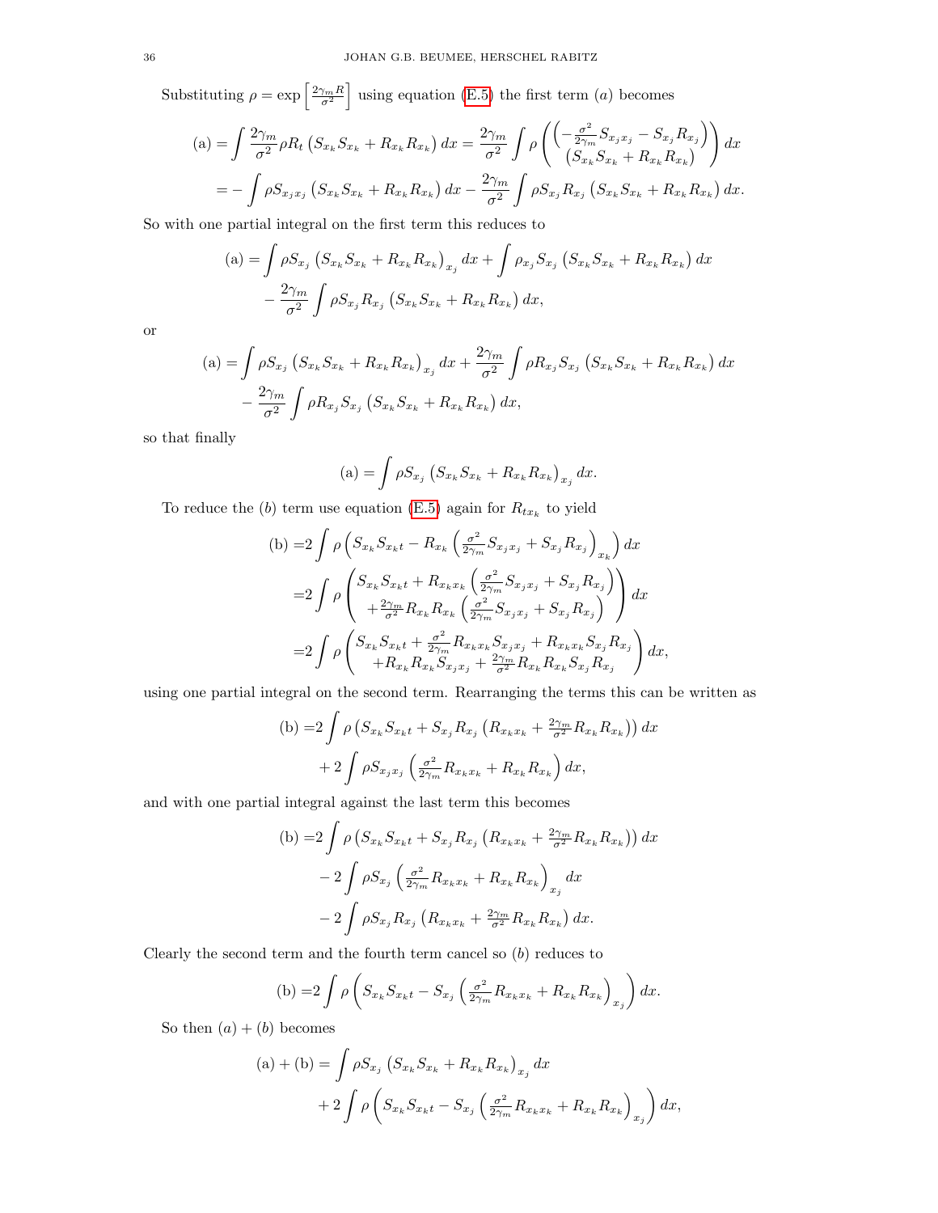Substituting $\rho = \exp\left[\frac{2\gamma_m R}{\sigma^2}\right]$ using equation (E.5) the first term $(a)$ becomes

$$
\begin{aligned}
\text{(a)} &= \int \frac{2\gamma_m}{\sigma^2} \rho R_t \left(S_{x_k} S_{x_k} + R_{x_k} R_{x_k}\right) dx = \frac{2\gamma_m}{\sigma^2} \int \rho \begin{pmatrix} \left(-\frac{\sigma^2}{2\gamma_m} S_{x_j x_j} - S_{x_j} R_{x_j}\right) \\ \left(S_{x_k} S_{x_k} + R_{x_k} R_{x_k}\right) \end{pmatrix} dx \\
&= -\int \rho S_{x_j x_j} \left(S_{x_k} S_{x_k} + R_{x_k} R_{x_k}\right) dx - \frac{2\gamma_m}{\sigma^2} \int \rho S_{x_j} R_{x_j} \left(S_{x_k} S_{x_k} + R_{x_k} R_{x_k}\right) dx.
\end{aligned}
$$

So with one partial integral on the first term this reduces to

$$
\begin{aligned}
\text{(a)} &= \int \rho S_{x_j} \left(S_{x_k} S_{x_k} + R_{x_k} R_{x_k}\right)_{x_j} dx + \int \rho_{x_j} S_{x_j} \left(S_{x_k} S_{x_k} + R_{x_k} R_{x_k}\right) dx \\
&\quad - \frac{2\gamma_m}{\sigma^2} \int \rho S_{x_j} R_{x_j} \left(S_{x_k} S_{x_k} + R_{x_k} R_{x_k}\right) dx,
\end{aligned}
$$

or

$$
\begin{aligned}
\text{(a)} &= \int \rho S_{x_j} \left(S_{x_k} S_{x_k} + R_{x_k} R_{x_k}\right)_{x_j} dx + \frac{2\gamma_m}{\sigma^2} \int \rho R_{x_j} S_{x_j} \left(S_{x_k} S_{x_k} + R_{x_k} R_{x_k}\right) dx \\
&\quad - \frac{2\gamma_m}{\sigma^2} \int \rho R_{x_j} S_{x_j} \left(S_{x_k} S_{x_k} + R_{x_k} R_{x_k}\right) dx,
\end{aligned}
$$

so that finally

$$
\text{(a)} = \int \rho S_{x_j} \left(S_{x_k} S_{x_k} + R_{x_k} R_{x_k}\right)_{x_j} dx.
$$

To reduce the $(b)$ term use equation (E.5) again for $R_{t x_k}$ to yield

$$
\begin{aligned}
\text{(b)} &= 2 \int \rho \left(S_{x_k} S_{x_k t} - R_{x_k} \left(\tfrac{\sigma^2}{2\gamma_m} S_{x_j x_j} + S_{x_j} R_{x_j}\right)_{x_k}\right) dx \\
&= 2 \int \rho \begin{pmatrix} S_{x_k} S_{x_k t} + R_{x_k x_k} \left(\frac{\sigma^2}{2\gamma_m} S_{x_j x_j} + S_{x_j} R_{x_j}\right) \\ + \frac{2\gamma_m}{\sigma^2} R_{x_k} R_{x_k} \left(\frac{\sigma^2}{2\gamma_m} S_{x_j x_j} + S_{x_j} R_{x_j}\right) \end{pmatrix} dx \\
&= 2 \int \rho \begin{pmatrix} S_{x_k} S_{x_k t} + \frac{\sigma^2}{2\gamma_m} R_{x_k x_k} S_{x_j x_j} + R_{x_k x_k} S_{x_j} R_{x_j} \\ + R_{x_k} R_{x_k} S_{x_j x_j} + \frac{2\gamma_m}{\sigma^2} R_{x_k} R_{x_k} S_{x_j} R_{x_j} \end{pmatrix} dx,
\end{aligned}
$$

using one partial integral on the second term. Rearranging the terms this can be written as

$$
\begin{aligned}
\text{(b)} &= 2 \int \rho \left(S_{x_k} S_{x_k t} + S_{x_j} R_{x_j} \left(R_{x_k x_k} + \tfrac{2\gamma_m}{\sigma^2} R_{x_k} R_{x_k}\right)\right) dx \\
&\quad + 2 \int \rho S_{x_j x_j} \left(\tfrac{\sigma^2}{2\gamma_m} R_{x_k x_k} + R_{x_k} R_{x_k}\right) dx,
\end{aligned}
$$

and with one partial integral against the last term this becomes

$$
\begin{aligned}
\text{(b)} &= 2 \int \rho \left(S_{x_k} S_{x_k t} + S_{x_j} R_{x_j} \left(R_{x_k x_k} + \tfrac{2\gamma_m}{\sigma^2} R_{x_k} R_{x_k}\right)\right) dx \\
&\quad - 2 \int \rho S_{x_j} \left(\tfrac{\sigma^2}{2\gamma_m} R_{x_k x_k} + R_{x_k} R_{x_k}\right)_{x_j} dx \\
&\quad - 2 \int \rho S_{x_j} R_{x_j} \left(R_{x_k x_k} + \tfrac{2\gamma_m}{\sigma^2} R_{x_k} R_{x_k}\right) dx.
\end{aligned}
$$

Clearly the second term and the fourth term cancel so $(b)$ reduces to

$$
\text{(b)} = 2 \int \rho \left(S_{x_k} S_{x_k t} - S_{x_j} \left(\tfrac{\sigma^2}{2\gamma_m} R_{x_k x_k} + R_{x_k} R_{x_k}\right)_{x_j}\right) dx.
$$

So then $(a) + (b)$ becomes

$$
\begin{aligned}
\text{(a)} + \text{(b)} &= \int \rho S_{x_j} \left(S_{x_k} S_{x_k} + R_{x_k} R_{x_k}\right)_{x_j} dx \\
&\quad + 2 \int \rho \left(S_{x_k} S_{x_k t} - S_{x_j} \left(\tfrac{\sigma^2}{2\gamma_m} R_{x_k x_k} + R_{x_k} R_{x_k}\right)_{x_j}\right) dx,
\end{aligned}
$$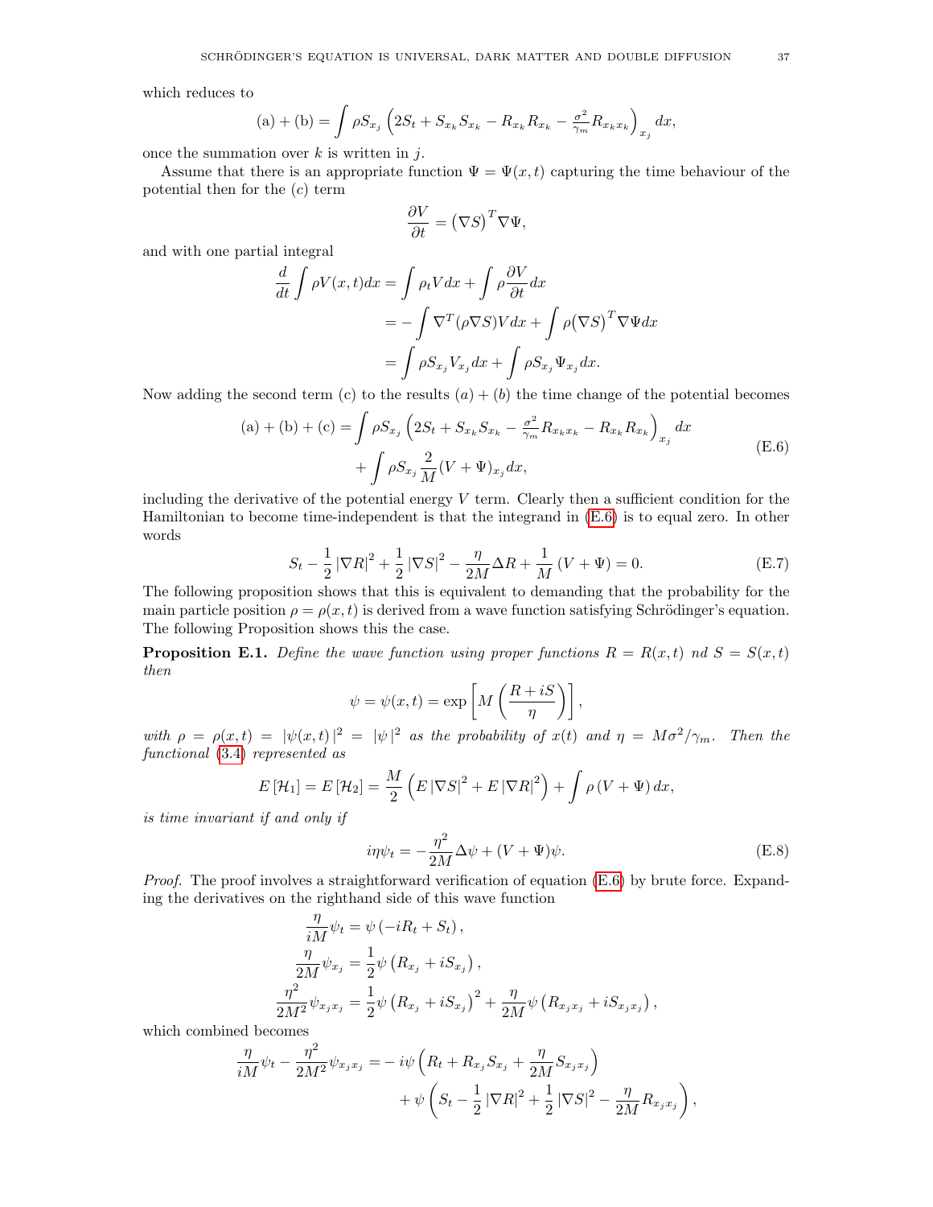which reduces to

$$
\text{(a)} + \text{(b)} = \int \rho S_{x_j} \left( 2S_t + S_{x_k} S_{x_k} - R_{x_k} R_{x_k} - \tfrac{\sigma^2}{\gamma_m} R_{x_k x_k} \right)_{x_j} dx,
$$

once the summation over $k$ is written in $j$.

Assume that there is an appropriate function $\Psi = \Psi(x,t)$ capturing the time behaviour of the potential then for the $(c)$ term

$$
\frac{\partial V}{\partial t} = \left(\nabla S\right)^T \nabla \Psi,
$$

and with one partial integral

$$
\begin{aligned}
\frac{d}{dt} \int \rho V(x,t) dx &= \int \rho_t V dx + \int \rho \frac{\partial V}{\partial t} dx \\
&= - \int \nabla^T (\rho \nabla S) V dx + \int \rho \left(\nabla S\right)^T \nabla \Psi dx \\
&= \int \rho S_{x_j} V_{x_j} dx + \int \rho S_{x_j} \Psi_{x_j} dx.
\end{aligned}
$$

Now adding the second term (c) to the results $(a) + (b)$ the time change of the potential becomes

$$
\begin{aligned}
\text{(a)} + \text{(b)} + \text{(c)} = &\int \rho S_{x_j} \left( 2S_t + S_{x_k} S_{x_k} - \tfrac{\sigma^2}{\gamma_m} R_{x_k x_k} - R_{x_k} R_{x_k} \right)_{x_j} dx \\
&+ \int \rho S_{x_j} \frac{2}{M} (V + \Psi)_{x_j} dx,
\end{aligned}
\tag{E.6}
$$

including the derivative of the potential energy $V$ term. Clearly then a sufficient condition for the Hamiltonian to become time-independent is that the integrand in (E.6) is to equal zero. In other words

$$
S_t - \frac{1}{2} \left|\nabla R\right|^2 + \frac{1}{2} \left|\nabla S\right|^2 - \frac{\eta}{2M} \Delta R + \frac{1}{M} \left(V + \Psi\right) = 0. \tag{E.7}
$$

The following proposition shows that this is equivalent to demanding that the probability for the main particle position $\rho = \rho(x,t)$ is derived from a wave function satisfying Schrödinger's equation. The following Proposition shows this the case.

**Proposition E.1.** *Define the wave function using proper functions $R = R(x,t)$ nd $S = S(x,t)$ then*

$$
\psi = \psi(x,t) = \exp\left[ M \left( \frac{R + iS}{\eta} \right) \right],
$$

*with $\rho = \rho(x,t) = |\psi(x,t)|^2 = |\psi|^2$ as the probability of $x(t)$ and $\eta = M\sigma^2/\gamma_m$. Then the functional (3.4) represented as*

$$
E\left[\mathcal{H}_1\right] = E\left[\mathcal{H}_2\right] = \frac{M}{2} \left( E \left|\nabla S\right|^2 + E \left|\nabla R\right|^2 \right) + \int \rho \left(V + \Psi\right) dx,
$$

*is time invariant if and only if*

$$
i\eta \psi_t = -\frac{\eta^2}{2M} \Delta \psi + (V + \Psi)\psi. \tag{E.8}
$$

*Proof.* The proof involves a straightforward verification of equation (E.6) by brute force. Expanding the derivatives on the righthand side of this wave function

$$
\begin{aligned}
\frac{\eta}{iM} \psi_t &= \psi \left( -iR_t + S_t \right), \\
\frac{\eta}{2M} \psi_{x_j} &= \frac{1}{2} \psi \left( R_{x_j} + iS_{x_j} \right), \\
\frac{\eta^2}{2M^2} \psi_{x_j x_j} &= \frac{1}{2} \psi \left( R_{x_j} + iS_{x_j} \right)^2 + \frac{\eta}{2M} \psi \left( R_{x_j x_j} + iS_{x_j x_j} \right),
\end{aligned}
$$

which combined becomes

$$
\begin{aligned}
\frac{\eta}{iM} \psi_t - \frac{\eta^2}{2M^2} \psi_{x_j x_j} = &- i\psi \left( R_t + R_{x_j} S_{x_j} + \frac{\eta}{2M} S_{x_j x_j} \right) \\
&+ \psi \left( S_t - \frac{1}{2} \left|\nabla R\right|^2 + \frac{1}{2} \left|\nabla S\right|^2 - \frac{\eta}{2M} R_{x_j x_j} \right),
\end{aligned}
$$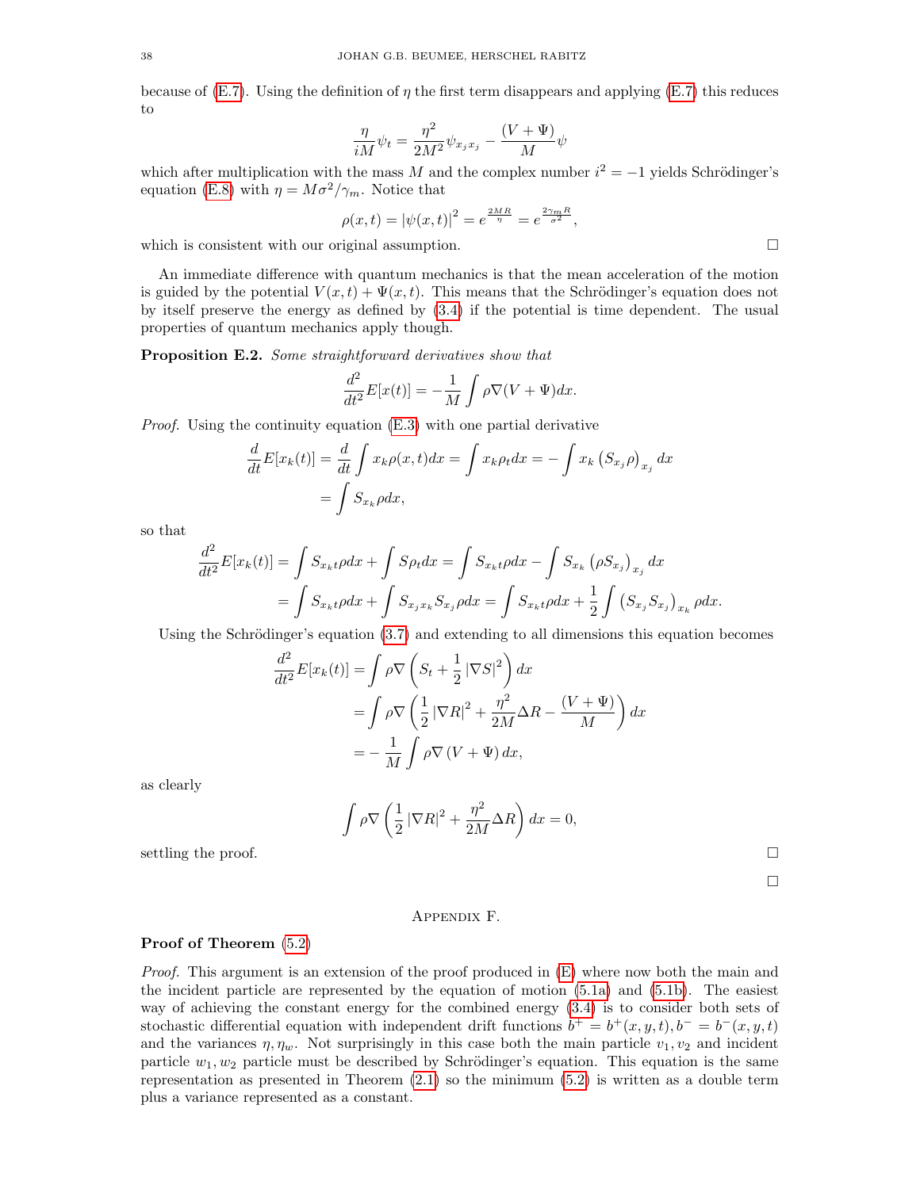because of (E.7). Using the definition of $\eta$ the first term disappears and applying (E.7) this reduces to

$$\frac{\eta}{iM}\psi_t = \frac{\eta^2}{2M^2}\psi_{x_j x_j} - \frac{(V+\Psi)}{M}\psi$$

which after multiplication with the mass $M$ and the complex number $i^2 = -1$ yields Schrödinger's equation (E.8) with $\eta = M\sigma^2/\gamma_m$. Notice that

$$\rho(x,t) = |\psi(x,t)|^2 = e^{\frac{2MR}{\eta}} = e^{\frac{2\gamma_m R}{\sigma^2}},$$

which is consistent with our original assumption. □

An immediate difference with quantum mechanics is that the mean acceleration of the motion is guided by the potential $V(x,t) + \Psi(x,t)$. This means that the Schrödinger's equation does not by itself preserve the energy as defined by (3.4) if the potential is time dependent. The usual properties of quantum mechanics apply though.

**Proposition E.2.** *Some straightforward derivatives show that*

$$\frac{d^2}{dt^2}E[x(t)] = -\frac{1}{M}\int \rho\nabla(V+\Psi)dx.$$

*Proof.* Using the continuity equation (E.3) with one partial derivative

$$\begin{aligned}
\frac{d}{dt}E[x_k(t)] &= \frac{d}{dt}\int x_k\rho(x,t)dx = \int x_k\rho_t dx = -\int x_k\left(S_{x_j}\rho\right)_{x_j}dx \\
&= \int S_{x_k}\rho dx,
\end{aligned}$$

so that

$$\begin{aligned}
\frac{d^2}{dt^2}E[x_k(t)] &= \int S_{x_k t}\rho dx + \int S\rho_t dx = \int S_{x_k t}\rho dx - \int S_{x_k}\left(\rho S_{x_j}\right)_{x_j}dx \\
&= \int S_{x_k t}\rho dx + \int S_{x_j x_k}S_{x_j}\rho dx = \int S_{x_k t}\rho dx + \frac{1}{2}\int \left(S_{x_j}S_{x_j}\right)_{x_k}\rho dx.
\end{aligned}$$

Using the Schrödinger's equation (3.7) and extending to all dimensions this equation becomes

$$\begin{aligned}
\frac{d^2}{dt^2}E[x_k(t)] &= \int \rho\nabla\left(S_t + \frac{1}{2}|\nabla S|^2\right)dx \\
&= \int \rho\nabla\left(\frac{1}{2}|\nabla R|^2 + \frac{\eta^2}{2M}\Delta R - \frac{(V+\Psi)}{M}\right)dx \\
&= -\frac{1}{M}\int \rho\nabla(V+\Psi)dx,
\end{aligned}$$

as clearly

$$\int \rho\nabla\left(\frac{1}{2}|\nabla R|^2 + \frac{\eta^2}{2M}\Delta R\right)dx = 0,$$

settling the proof. □

□

## Appendix F.

**Proof of Theorem (5.2)**

*Proof.* This argument is an extension of the proof produced in (E) where now both the main and the incident particle are represented by the equation of motion (5.1a) and (5.1b). The easiest way of achieving the constant energy for the combined energy (3.4) is to consider both sets of stochastic differential equation with independent drift functions $b^+ = b^+(x,y,t), b^- = b^-(x,y,t)$ and the variances $\eta, \eta_w$. Not surprisingly in this case both the main particle $v_1, v_2$ and incident particle $w_1, w_2$ particle must be described by Schrödinger's equation. This equation is the same representation as presented in Theorem (2.1) so the minimum (5.2) is written as a double term plus a variance represented as a constant.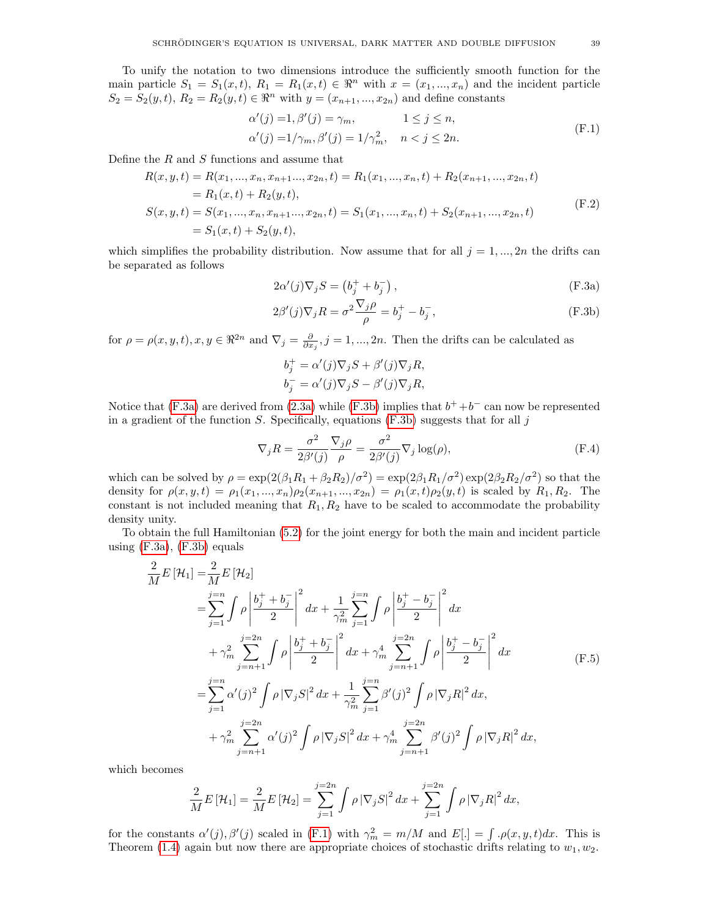To unify the notation to two dimensions introduce the sufficiently smooth function for the main particle $S_1 = S_1(x,t)$, $R_1 = R_1(x,t) \in \Re^n$ with $x = (x_1, ..., x_n)$ and the incident particle $S_2 = S_2(y,t)$, $R_2 = R_2(y,t) \in \Re^n$ with $y = (x_{n+1}, ..., x_{2n})$ and define constants

$$
\begin{aligned}
\alpha'(j) =& 1, \beta'(j) = \gamma_m, & 1 \leq j \leq n, \\
\alpha'(j) =& 1/\gamma_m, \beta'(j) = 1/\gamma_m^2, & n < j \leq 2n.
\end{aligned} \tag{F.1}
$$

Define the $R$ and $S$ functions and assume that

$$
\begin{aligned}
R(x,y,t) &= R(x_1, ..., x_n, x_{n+1} ..., x_{2n}, t) = R_1(x_1, ..., x_n, t) + R_2(x_{n+1}, ..., x_{2n}, t) \\
&= R_1(x,t) + R_2(y,t), \\
S(x,y,t) &= S(x_1, ..., x_n, x_{n+1} ..., x_{2n}, t) = S_1(x_1, ..., x_n, t) + S_2(x_{n+1}, ..., x_{2n}, t) \\
&= S_1(x,t) + S_2(y,t),
\end{aligned} \tag{F.2}
$$

which simplifies the probability distribution. Now assume that for all $j = 1, ..., 2n$ the drifts can be separated as follows

$$
2\alpha'(j)\nabla_j S = \left(b_j^+ + b_j^-\right), \tag{F.3a}
$$

$$
2\beta'(j)\nabla_j R = \sigma^2 \frac{\nabla_j \rho}{\rho} = b_j^+ - b_j^-, \tag{F.3b}
$$

for $\rho = \rho(x,y,t), x, y \in \Re^{2n}$ and $\nabla_j = \frac{\partial}{\partial x_j}, j = 1, ..., 2n$. Then the drifts can be calculated as

$$
\begin{aligned}
b_j^+ &= \alpha'(j)\nabla_j S + \beta'(j)\nabla_j R, \\
b_j^- &= \alpha'(j)\nabla_j S - \beta'(j)\nabla_j R,
\end{aligned}
$$

Notice that (F.3a) are derived from (2.3a) while (F.3b) implies that $b^+ + b^-$ can now be represented in a gradient of the function $S$. Specifically, equations (F.3b) suggests that for all $j$

$$
\nabla_j R = \frac{\sigma^2}{2\beta'(j)} \frac{\nabla_j \rho}{\rho} = \frac{\sigma^2}{2\beta'(j)} \nabla_j \log(\rho), \tag{F.4}
$$

which can be solved by $\rho = \exp(2(\beta_1 R_1 + \beta_2 R_2)/\sigma^2) = \exp(2\beta_1 R_1/\sigma^2)\exp(2\beta_2 R_2/\sigma^2)$ so that the density for $\rho(x,y,t) = \rho_1(x_1, ..., x_n)\rho_2(x_{n+1}, ..., x_{2n}) = \rho_1(x,t)\rho_2(y,t)$ is scaled by $R_1, R_2$. The constant is not included meaning that $R_1, R_2$ have to be scaled to accommodate the probability density unity.

To obtain the full Hamiltonian (5.2) for the joint energy for both the main and incident particle using (F.3a), (F.3b) equals

$$
\begin{aligned}
\frac{2}{M} E\left[\mathcal{H}_1\right] =& \frac{2}{M} E\left[\mathcal{H}_2\right] \\
=& \sum_{j=1}^{j=n} \int \rho \left|\frac{b_j^+ + b_j^-}{2}\right|^2 dx + \frac{1}{\gamma_m^2} \sum_{j=1}^{j=n} \int \rho \left|\frac{b_j^+ - b_j^-}{2}\right|^2 dx \\
&+ \gamma_m^2 \sum_{j=n+1}^{j=2n} \int \rho \left|\frac{b_j^+ + b_j^-}{2}\right|^2 dx + \gamma_m^4 \sum_{j=n+1}^{j=2n} \int \rho \left|\frac{b_j^+ - b_j^-}{2}\right|^2 dx \\
=& \sum_{j=1}^{j=n} \alpha'(j)^2 \int \rho \left|\nabla_j S\right|^2 dx + \frac{1}{\gamma_m^2} \sum_{j=1}^{j=n} \beta'(j)^2 \int \rho \left|\nabla_j R\right|^2 dx, \\
&+ \gamma_m^2 \sum_{j=n+1}^{j=2n} \alpha'(j)^2 \int \rho \left|\nabla_j S\right|^2 dx + \gamma_m^4 \sum_{j=n+1}^{j=2n} \beta'(j)^2 \int \rho \left|\nabla_j R\right|^2 dx,
\end{aligned} \tag{F.5}
$$

which becomes

$$
\frac{2}{M} E\left[\mathcal{H}_1\right] = \frac{2}{M} E\left[\mathcal{H}_2\right] = \sum_{j=1}^{j=2n} \int \rho \left|\nabla_j S\right|^2 dx + \sum_{j=1}^{j=2n} \int \rho \left|\nabla_j R\right|^2 dx,
$$

for the constants $\alpha'(j), \beta'(j)$ scaled in (F.1) with $\gamma_m^2 = m/M$ and $E[.] = \int .\rho(x,y,t)dx$. This is Theorem (1.4) again but now there are appropriate choices of stochastic drifts relating to $w_1, w_2$.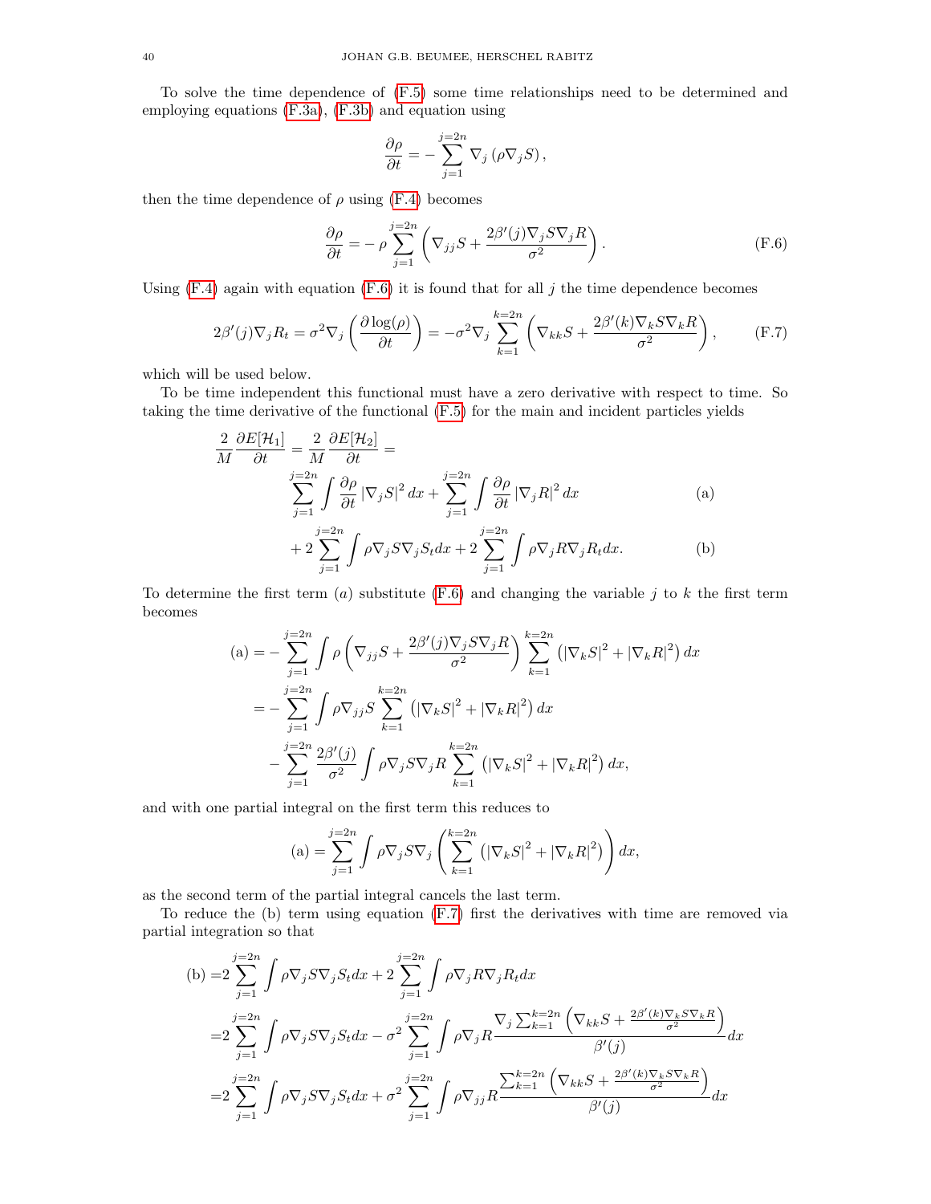To solve the time dependence of (F.5) some time relationships need to be determined and employing equations (F.3a), (F.3b) and equation using

$$\frac{\partial \rho}{\partial t} = -\sum_{j=1}^{j=2n} \nabla_j \left( \rho \nabla_j S \right),$$

then the time dependence of $\rho$ using (F.4) becomes

$$\frac{\partial \rho}{\partial t} = -\rho \sum_{j=1}^{j=2n} \left( \nabla_{jj} S + \frac{2\beta'(j) \nabla_j S \nabla_j R}{\sigma^2} \right). \tag{F.6}$$

Using (F.4) again with equation (F.6) it is found that for all $j$ the time dependence becomes

$$2\beta'(j) \nabla_j R_t = \sigma^2 \nabla_j \left( \frac{\partial \log(\rho)}{\partial t} \right) = -\sigma^2 \nabla_j \sum_{k=1}^{k=2n} \left( \nabla_{kk} S + \frac{2\beta'(k) \nabla_k S \nabla_k R}{\sigma^2} \right), \tag{F.7}$$

which will be used below.

To be time independent this functional must have a zero derivative with respect to time. So taking the time derivative of the functional (F.5) for the main and incident particles yields

$$\begin{aligned}
\frac{2}{M} \frac{\partial E[\mathcal{H}_1]}{\partial t} = \frac{2}{M} \frac{\partial E[\mathcal{H}_2]}{\partial t} = &\\
\sum_{j=1}^{j=2n} \int \frac{\partial \rho}{\partial t} \left| \nabla_j S \right|^2 dx + \sum_{j=1}^{j=2n} \int \frac{\partial \rho}{\partial t} \left| \nabla_j R \right|^2 dx & \qquad \text{(a)} \\
+ 2 \sum_{j=1}^{j=2n} \int \rho \nabla_j S \nabla_j S_t dx + 2 \sum_{j=1}^{j=2n} \int \rho \nabla_j R \nabla_j R_t dx. & \qquad \text{(b)}
\end{aligned}$$

To determine the first term $(a)$ substitute (F.6) and changing the variable $j$ to $k$ the first term becomes

$$\begin{aligned}
\text{(a)} = &- \sum_{j=1}^{j=2n} \int \rho \left( \nabla_{jj} S + \frac{2\beta'(j) \nabla_j S \nabla_j R}{\sigma^2} \right) \sum_{k=1}^{k=2n} \left( \left| \nabla_k S \right|^2 + \left| \nabla_k R \right|^2 \right) dx \\
= &- \sum_{j=1}^{j=2n} \int \rho \nabla_{jj} S \sum_{k=1}^{k=2n} \left( \left| \nabla_k S \right|^2 + \left| \nabla_k R \right|^2 \right) dx \\
&- \sum_{j=1}^{j=2n} \frac{2\beta'(j)}{\sigma^2} \int \rho \nabla_j S \nabla_j R \sum_{k=1}^{k=2n} \left( \left| \nabla_k S \right|^2 + \left| \nabla_k R \right|^2 \right) dx,
\end{aligned}$$

and with one partial integral on the first term this reduces to

$$\text{(a)} = \sum_{j=1}^{j=2n} \int \rho \nabla_j S \nabla_j \left( \sum_{k=1}^{k=2n} \left( \left| \nabla_k S \right|^2 + \left| \nabla_k R \right|^2 \right) \right) dx,$$

as the second term of the partial integral cancels the last term.

To reduce the (b) term using equation (F.7) first the derivatives with time are removed via partial integration so that

$$\begin{aligned}
\text{(b)} = &2 \sum_{j=1}^{j=2n} \int \rho \nabla_j S \nabla_j S_t dx + 2 \sum_{j=1}^{j=2n} \int \rho \nabla_j R \nabla_j R_t dx \\
= &2 \sum_{j=1}^{j=2n} \int \rho \nabla_j S \nabla_j S_t dx - \sigma^2 \sum_{j=1}^{j=2n} \int \rho \nabla_j R \frac{\nabla_j \sum_{k=1}^{k=2n} \left( \nabla_{kk} S + \frac{2\beta'(k) \nabla_k S \nabla_k R}{\sigma^2} \right)}{\beta'(j)} dx \\
= &2 \sum_{j=1}^{j=2n} \int \rho \nabla_j S \nabla_j S_t dx + \sigma^2 \sum_{j=1}^{j=2n} \int \rho \nabla_{jj} R \frac{\sum_{k=1}^{k=2n} \left( \nabla_{kk} S + \frac{2\beta'(k) \nabla_k S \nabla_k R}{\sigma^2} \right)}{\beta'(j)} dx
\end{aligned}$$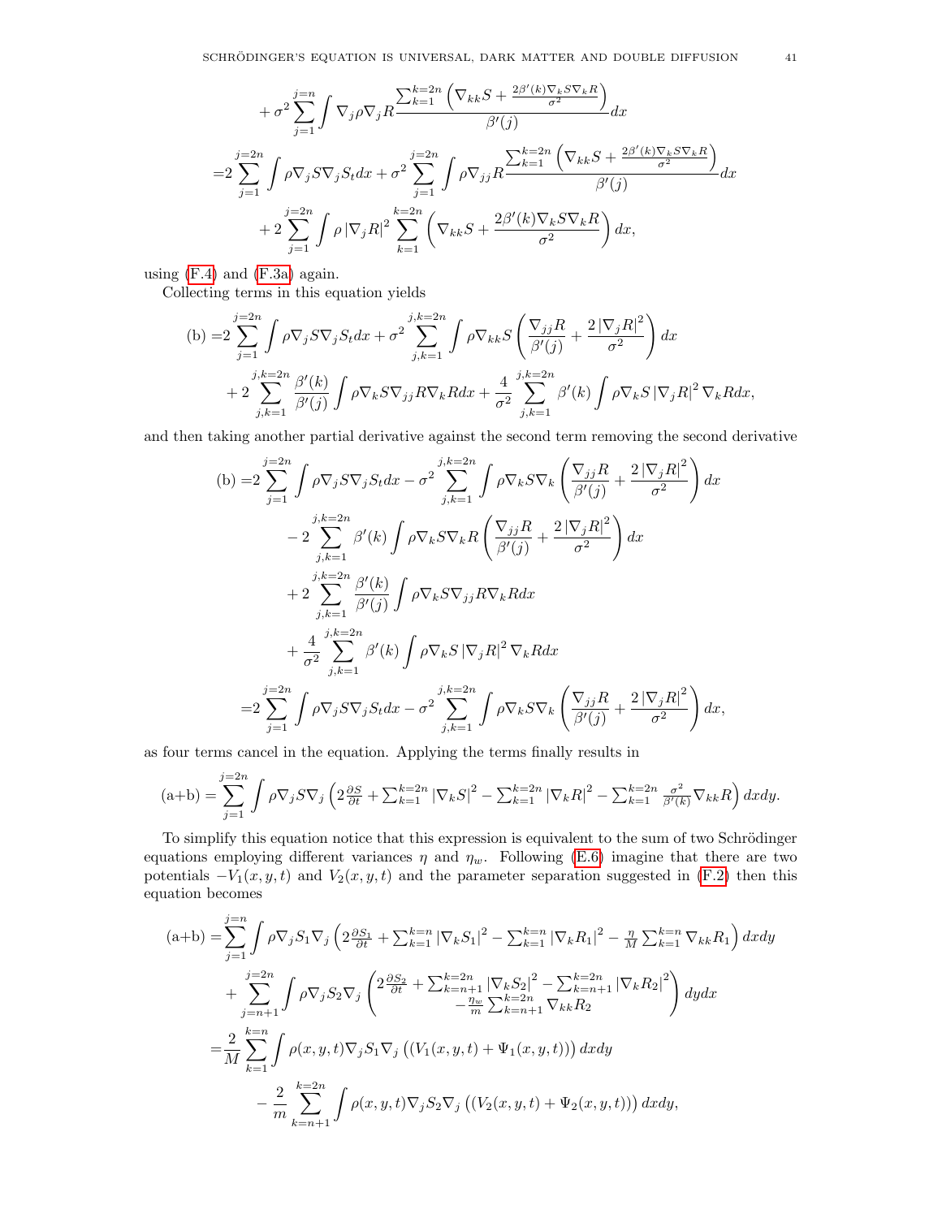$$
+\sigma^2\sum_{j=1}^{j=n}\int\nabla_j\rho\nabla_j R\frac{\sum_{k=1}^{k=2n}\left(\nabla_{kk}S+\frac{2\beta'(k)\nabla_k S\nabla_k R}{\sigma^2}\right)}{\beta'(j)}dx
$$

$$
\begin{aligned}
=&2\sum_{j=1}^{j=2n}\int\rho\nabla_j S\nabla_j S_t dx+\sigma^2\sum_{j=1}^{j=2n}\int\rho\nabla_{jj}R\frac{\sum_{k=1}^{k=2n}\left(\nabla_{kk}S+\frac{2\beta'(k)\nabla_k S\nabla_k R}{\sigma^2}\right)}{\beta'(j)}dx\\
&+2\sum_{j=1}^{j=2n}\int\rho\left|\nabla_j R\right|^2\sum_{k=1}^{k=2n}\left(\nabla_{kk}S+\frac{2\beta'(k)\nabla_k S\nabla_k R}{\sigma^2}\right)dx,
\end{aligned}
$$

using (F.4) and (F.3a) again.

Collecting terms in this equation yields

$$
\begin{aligned}
\text{(b)}=&2\sum_{j=1}^{j=2n}\int\rho\nabla_j S\nabla_j S_t dx+\sigma^2\sum_{j,k=1}^{j,k=2n}\int\rho\nabla_{kk}S\left(\frac{\nabla_{jj}R}{\beta'(j)}+\frac{2\left|\nabla_j R\right|^2}{\sigma^2}\right)dx\\
&+2\sum_{j,k=1}^{j,k=2n}\frac{\beta'(k)}{\beta'(j)}\int\rho\nabla_k S\nabla_{jj}R\nabla_k R dx+\frac{4}{\sigma^2}\sum_{j,k=1}^{j,k=2n}\beta'(k)\int\rho\nabla_k S\left|\nabla_j R\right|^2\nabla_k R dx,
\end{aligned}
$$

and then taking another partial derivative against the second term removing the second derivative

$$
\begin{aligned}
\text{(b)}=&2\sum_{j=1}^{j=2n}\int\rho\nabla_j S\nabla_j S_t dx-\sigma^2\sum_{j,k=1}^{j,k=2n}\int\rho\nabla_k S\nabla_k\left(\frac{\nabla_{jj}R}{\beta'(j)}+\frac{2\left|\nabla_j R\right|^2}{\sigma^2}\right)dx\\
&-2\sum_{j,k=1}^{j,k=2n}\beta'(k)\int\rho\nabla_k S\nabla_k R\left(\frac{\nabla_{jj}R}{\beta'(j)}+\frac{2\left|\nabla_j R\right|^2}{\sigma^2}\right)dx\\
&+2\sum_{j,k=1}^{j,k=2n}\frac{\beta'(k)}{\beta'(j)}\int\rho\nabla_k S\nabla_{jj}R\nabla_k R dx\\
&+\frac{4}{\sigma^2}\sum_{j,k=1}^{j,k=2n}\beta'(k)\int\rho\nabla_k S\left|\nabla_j R\right|^2\nabla_k R dx\\
=&2\sum_{j=1}^{j=2n}\int\rho\nabla_j S\nabla_j S_t dx-\sigma^2\sum_{j,k=1}^{j,k=2n}\int\rho\nabla_k S\nabla_k\left(\frac{\nabla_{jj}R}{\beta'(j)}+\frac{2\left|\nabla_j R\right|^2}{\sigma^2}\right)dx,
\end{aligned}
$$

as four terms cancel in the equation. Applying the terms finally results in

$$
\text{(a+b)}=\sum_{j=1}^{j=2n}\int\rho\nabla_j S\nabla_j\left(2\tfrac{\partial S}{\partial t}+\textstyle\sum_{k=1}^{k=2n}\left|\nabla_k S\right|^2-\sum_{k=1}^{k=2n}\left|\nabla_k R\right|^2-\sum_{k=1}^{k=2n}\tfrac{\sigma^2}{\beta'(k)}\nabla_{kk}R\right)dxdy.
$$

To simplify this equation notice that this expression is equivalent to the sum of two Schrödinger equations employing different variances $\eta$ and $\eta_w$. Following (E.6) imagine that there are two potentials $-V_1(x,y,t)$ and $V_2(x,y,t)$ and the parameter separation suggested in (F.2) then this equation becomes

$$
\begin{aligned}
\text{(a+b)}=&\sum_{j=1}^{j=n}\int\rho\nabla_j S_1\nabla_j\left(2\tfrac{\partial S_1}{\partial t}+\textstyle\sum_{k=1}^{k=n}\left|\nabla_k S_1\right|^2-\sum_{k=1}^{k=n}\left|\nabla_k R_1\right|^2-\tfrac{\eta}{M}\sum_{k=1}^{k=n}\nabla_{kk}R_1\right)dxdy\\
&+\sum_{j=n+1}^{j=2n}\int\rho\nabla_j S_2\nabla_j\begin{pmatrix}2\frac{\partial S_2}{\partial t}+\sum_{k=n+1}^{k=2n}\left|\nabla_k S_2\right|^2-\sum_{k=n+1}^{k=2n}\left|\nabla_k R_2\right|^2\\-\frac{\eta_w}{m}\sum_{k=n+1}^{k=2n}\nabla_{kk}R_2\end{pmatrix}dydx\\
=&\frac{2}{M}\sum_{k=1}^{k=n}\int\rho(x,y,t)\nabla_j S_1\nabla_j\left(\left(V_1(x,y,t)+\Psi_1(x,y,t)\right)\right)dxdy\\
&-\frac{2}{m}\sum_{k=n+1}^{k=2n}\int\rho(x,y,t)\nabla_j S_2\nabla_j\left(\left(V_2(x,y,t)+\Psi_2(x,y,t)\right)\right)dxdy,
\end{aligned}
$$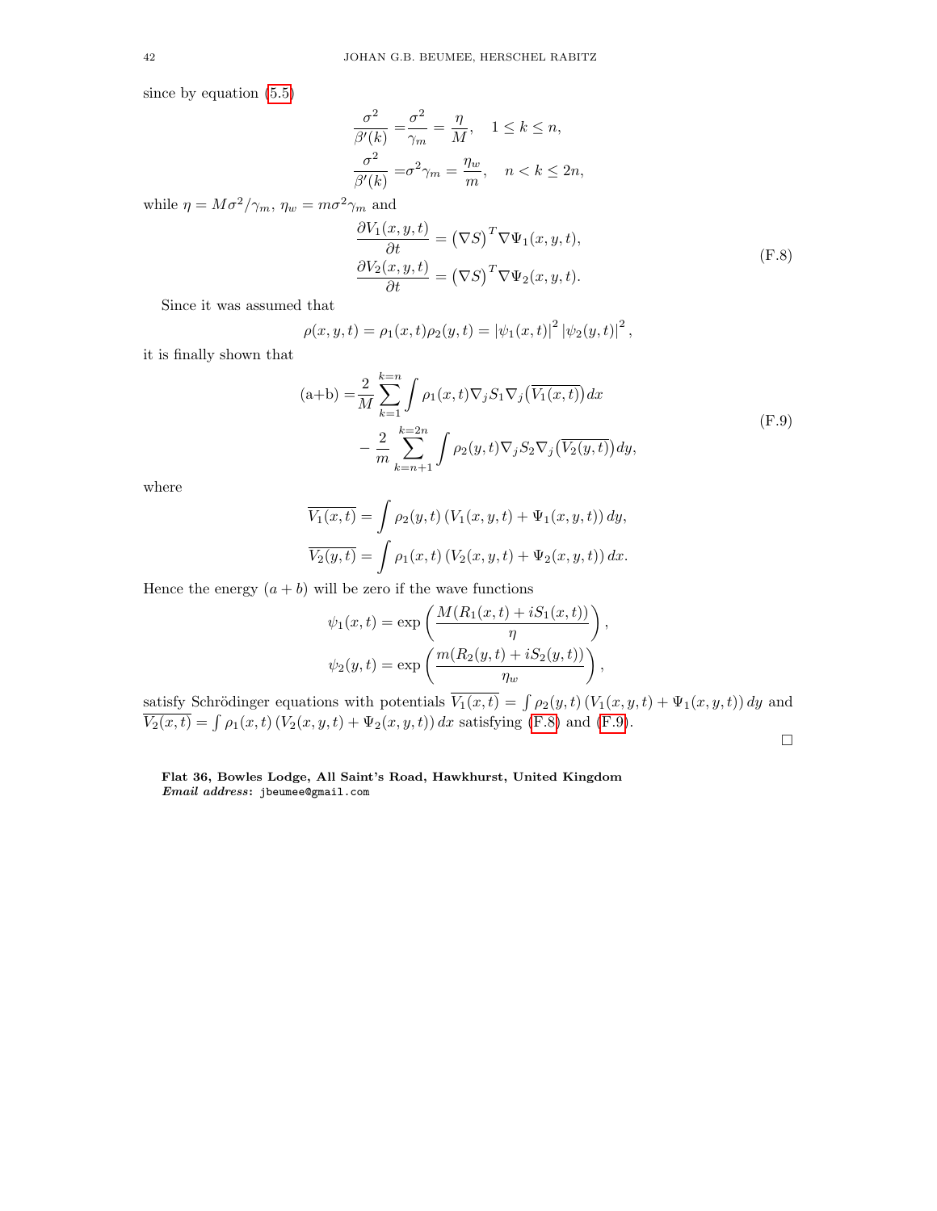since by equation (5.5)

$$
\begin{aligned}
\frac{\sigma^2}{\beta'(k)} &= \frac{\sigma^2}{\gamma_m} = \frac{\eta}{M}, \quad 1 \le k \le n, \\
\frac{\sigma^2}{\beta'(k)} &= \sigma^2 \gamma_m = \frac{\eta_w}{m}, \quad n < k \le 2n,
\end{aligned}
$$

while $\eta = M\sigma^2/\gamma_m$, $\eta_w = m\sigma^2\gamma_m$ and

$$
\begin{aligned}
\frac{\partial V_1(x,y,t)}{\partial t} &= \left(\nabla S\right)^T \nabla \Psi_1(x,y,t), \\
\frac{\partial V_2(x,y,t)}{\partial t} &= \left(\nabla S\right)^T \nabla \Psi_2(x,y,t).
\end{aligned}
\tag{F.8}
$$

Since it was assumed that

$$
\rho(x,y,t) = \rho_1(x,t)\rho_2(y,t) = \left|\psi_1(x,t)\right|^2 \left|\psi_2(y,t)\right|^2,
$$

it is finally shown that

$$
\begin{aligned}
\text{(a+b)} =& \frac{2}{M} \sum_{k=1}^{k=n} \int \rho_1(x,t) \nabla_j S_1 \nabla_j \left(\overline{V_1(x,t)}\right) dx \\
& - \frac{2}{m} \sum_{k=n+1}^{k=2n} \int \rho_2(y,t) \nabla_j S_2 \nabla_j \left(\overline{V_2(y,t)}\right) dy,
\end{aligned}
\tag{F.9}
$$

where

$$
\begin{aligned}
\overline{V_1(x,t)} &= \int \rho_2(y,t) \left(V_1(x,y,t) + \Psi_1(x,y,t)\right) dy, \\
\overline{V_2(y,t)} &= \int \rho_1(x,t) \left(V_2(x,y,t) + \Psi_2(x,y,t)\right) dx.
\end{aligned}
$$

Hence the energy $(a+b)$ will be zero if the wave functions

$$
\begin{aligned}
\psi_1(x,t) &= \exp\left(\frac{M(R_1(x,t) + iS_1(x,t))}{\eta}\right), \\
\psi_2(y,t) &= \exp\left(\frac{m(R_2(y,t) + iS_2(y,t))}{\eta_w}\right),
\end{aligned}
$$

satisfy Schrödinger equations with potentials $\overline{V_1(x,t)} = \int \rho_2(y,t) \left(V_1(x,y,t) + \Psi_1(x,y,t)\right) dy$ and $\overline{V_2(x,t)} = \int \rho_1(x,t) \left(V_2(x,y,t) + \Psi_2(x,y,t)\right) dx$ satisfying (F.8) and (F.9). □

**Flat 36, Bowles Lodge, All Saint's Road, Hawkhurst, United Kingdom**
***Email address:*** jbeumee@gmail.com